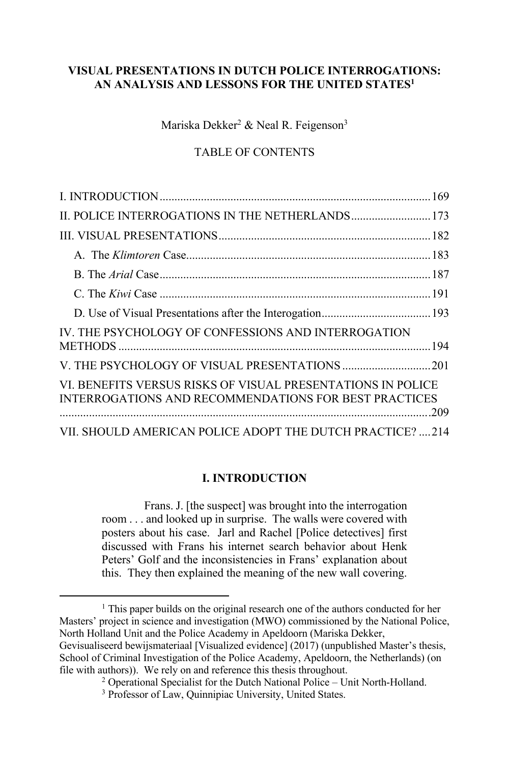# VISUAL PRESENTATIONS IN DUTCH POLICE INTERROGATIONS: AN ANALYSIS AND LESSONS FOR THE UNITED STATES[1]

Mariska Dekker[2] & Neal R. Feigenson[3]

TABLE OF CONTENTS

I. INTRODUCTION ........................................................................................ 169
II. POLICE INTERROGATIONS IN THE NETHERLANDS ........................... 173
III. VISUAL PRESENTATIONS ....................................................................... 182
 A. The *Klimtoren* Case .................................................................................. 183
 B. The *Arial* Case ........................................................................................... 187
 C. The *Kiwi* Case ........................................................................................... 191
 D. Use of Visual Presentations after the Interogation ..................................... 193
IV. THE PSYCHOLOGY OF CONFESSIONS AND INTERROGATION METHODS ........................................................................................................ 194
V. THE PSYCHOLOGY OF VISUAL PRESENTATIONS .............................. 201
VI. BENEFITS VERSUS RISKS OF VISUAL PRESENTATIONS IN POLICE INTERROGATIONS AND RECOMMENDATIONS FOR BEST PRACTICES ............................................................................................................................ 209
VII. SHOULD AMERICAN POLICE ADOPT THE DUTCH PRACTICE? .... 214

## I. INTRODUCTION

> Frans. J. [the suspect] was brought into the interrogation room . . . and looked up in surprise. The walls were covered with posters about his case. Jarl and Rachel [Police detectives] first discussed with Frans his internet search behavior about Henk Peters' Golf and the inconsistencies in Frans' explanation about this. They then explained the meaning of the new wall covering.

---

[1] This paper builds on the original research one of the authors conducted for her Masters' project in science and investigation (MWO) commissioned by the National Police, North Holland Unit and the Police Academy in Apeldoorn (Mariska Dekker, Gevisualiseerd bewijsmateriaal [Visualized evidence] (2017) (unpublished Master's thesis, School of Criminal Investigation of the Police Academy, Apeldoorn, the Netherlands) (on file with authors)). We rely on and reference this thesis throughout.

[2] Operational Specialist for the Dutch National Police – Unit North-Holland.

[3] Professor of Law, Quinnipiac University, United States.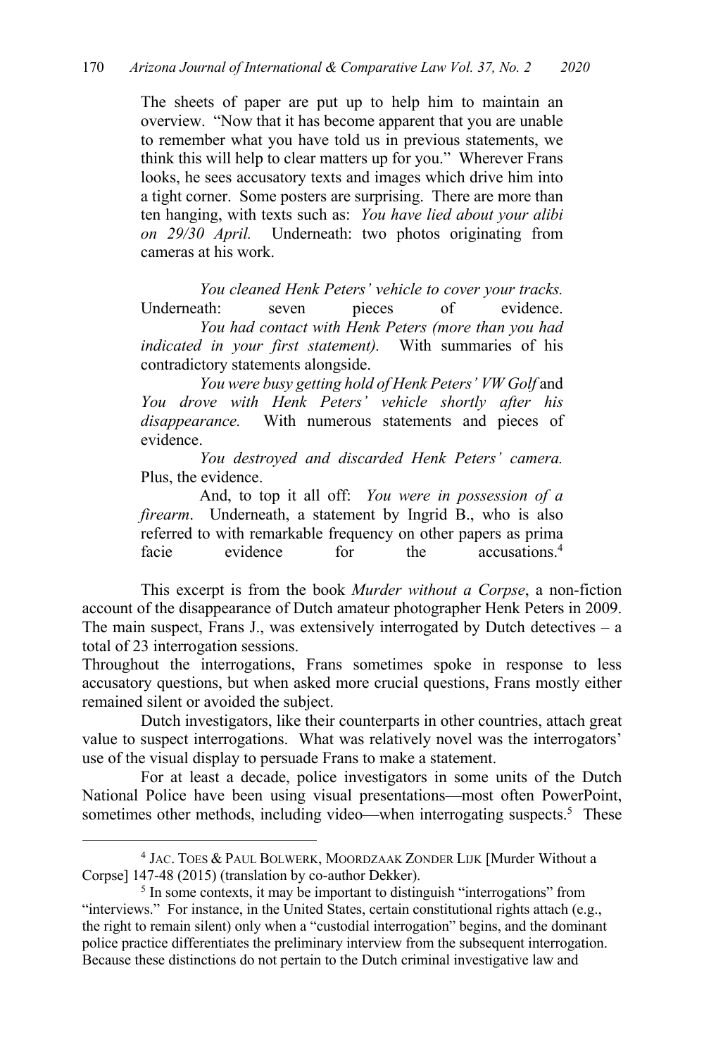> The sheets of paper are put up to help him to maintain an overview. "Now that it has become apparent that you are unable to remember what you have told us in previous statements, we think this will help to clear matters up for you." Wherever Frans looks, he sees accusatory texts and images which drive him into a tight corner. Some posters are surprising. There are more than ten hanging, with texts such as: *You have lied about your alibi on 29/30 April.* Underneath: two photos originating from cameras at his work.
>
> *You cleaned Henk Peters' vehicle to cover your tracks.* Underneath: seven pieces of evidence.
>
> *You had contact with Henk Peters (more than you had indicated in your first statement).* With summaries of his contradictory statements alongside.
>
> *You were busy getting hold of Henk Peters' VW Golf* and *You drove with Henk Peters' vehicle shortly after his disappearance.* With numerous statements and pieces of evidence.
>
> *You destroyed and discarded Henk Peters' camera.* Plus, the evidence.
>
> And, to top it all off: *You were in possession of a firearm*. Underneath, a statement by Ingrid B., who is also referred to with remarkable frequency on other papers as prima facie evidence for the accusations.[4]

This excerpt is from the book *Murder without a Corpse*, a non-fiction account of the disappearance of Dutch amateur photographer Henk Peters in 2009. The main suspect, Frans J., was extensively interrogated by Dutch detectives – a total of 23 interrogation sessions.

Throughout the interrogations, Frans sometimes spoke in response to less accusatory questions, but when asked more crucial questions, Frans mostly either remained silent or avoided the subject.

Dutch investigators, like their counterparts in other countries, attach great value to suspect interrogations. What was relatively novel was the interrogators' use of the visual display to persuade Frans to make a statement.

For at least a decade, police investigators in some units of the Dutch National Police have been using visual presentations—most often PowerPoint, sometimes other methods, including video—when interrogating suspects.[5] These

---

[4] JAC. TOES & PAUL BOLWERK, MOORDZAAK ZONDER LIJK [Murder Without a Corpse] 147-48 (2015) (translation by co-author Dekker).

[5] In some contexts, it may be important to distinguish "interrogations" from "interviews." For instance, in the United States, certain constitutional rights attach (e.g., the right to remain silent) only when a "custodial interrogation" begins, and the dominant police practice differentiates the preliminary interview from the subsequent interrogation. Because these distinctions do not pertain to the Dutch criminal investigative law and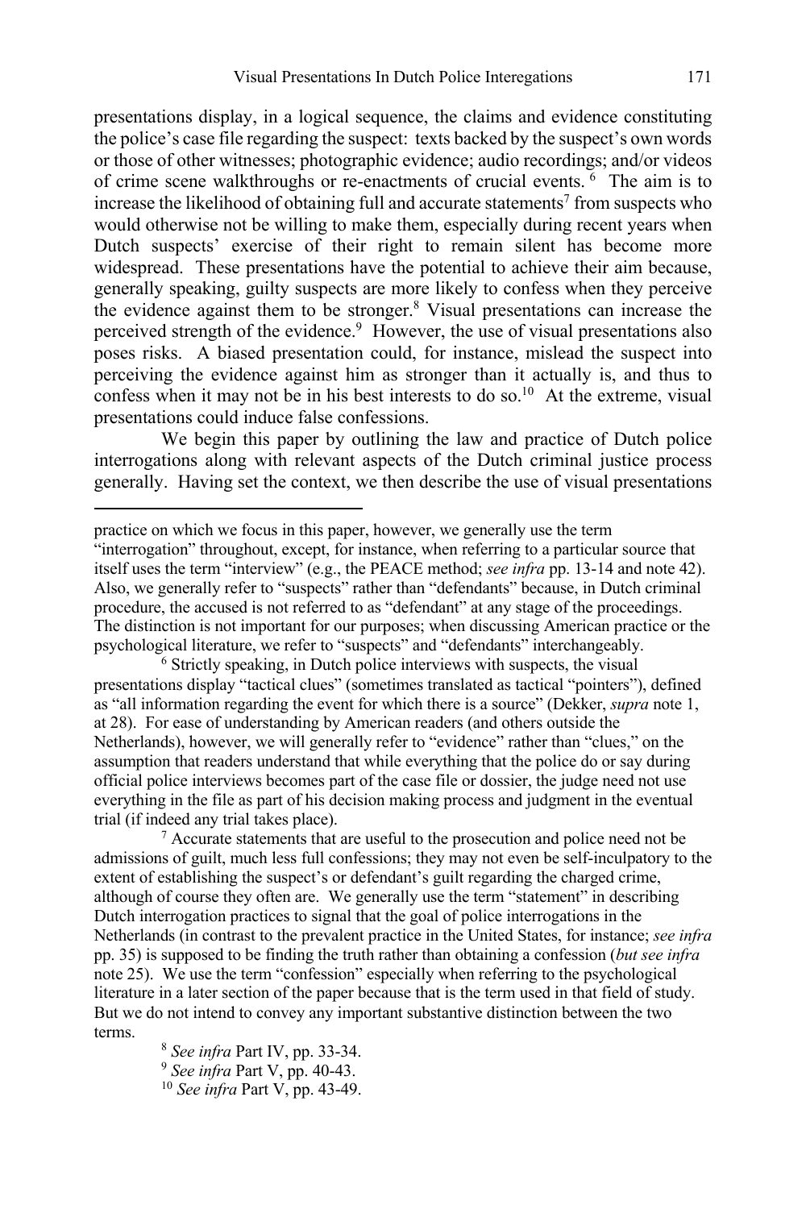presentations display, in a logical sequence, the claims and evidence constituting the police's case file regarding the suspect: texts backed by the suspect's own words or those of other witnesses; photographic evidence; audio recordings; and/or videos of crime scene walkthroughs or re-enactments of crucial events.[6] The aim is to increase the likelihood of obtaining full and accurate statements[7] from suspects who would otherwise not be willing to make them, especially during recent years when Dutch suspects' exercise of their right to remain silent has become more widespread. These presentations have the potential to achieve their aim because, generally speaking, guilty suspects are more likely to confess when they perceive the evidence against them to be stronger.[8] Visual presentations can increase the perceived strength of the evidence.[9] However, the use of visual presentations also poses risks. A biased presentation could, for instance, mislead the suspect into perceiving the evidence against him as stronger than it actually is, and thus to confess when it may not be in his best interests to do so.[10] At the extreme, visual presentations could induce false confessions.

We begin this paper by outlining the law and practice of Dutch police interrogations along with relevant aspects of the Dutch criminal justice process generally. Having set the context, we then describe the use of visual presentations

---

practice on which we focus in this paper, however, we generally use the term "interrogation" throughout, except, for instance, when referring to a particular source that itself uses the term "interview" (e.g., the PEACE method; *see infra* pp. 13-14 and note 42). Also, we generally refer to "suspects" rather than "defendants" because, in Dutch criminal procedure, the accused is not referred to as "defendant" at any stage of the proceedings. The distinction is not important for our purposes; when discussing American practice or the psychological literature, we refer to "suspects" and "defendants" interchangeably.

[6] Strictly speaking, in Dutch police interviews with suspects, the visual presentations display "tactical clues" (sometimes translated as tactical "pointers"), defined as "all information regarding the event for which there is a source" (Dekker, *supra* note 1, at 28). For ease of understanding by American readers (and others outside the Netherlands), however, we will generally refer to "evidence" rather than "clues," on the assumption that readers understand that while everything that the police do or say during official police interviews becomes part of the case file or dossier, the judge need not use everything in the file as part of his decision making process and judgment in the eventual trial (if indeed any trial takes place).

[7] Accurate statements that are useful to the prosecution and police need not be admissions of guilt, much less full confessions; they may not even be self-inculpatory to the extent of establishing the suspect's or defendant's guilt regarding the charged crime, although of course they often are. We generally use the term "statement" in describing Dutch interrogation practices to signal that the goal of police interrogations in the Netherlands (in contrast to the prevalent practice in the United States, for instance; *see infra* pp. 35) is supposed to be finding the truth rather than obtaining a confession (*but see infra* note 25). We use the term "confession" especially when referring to the psychological literature in a later section of the paper because that is the term used in that field of study. But we do not intend to convey any important substantive distinction between the two terms.

[8] *See infra* Part IV, pp. 33-34.

[9] *See infra* Part V, pp. 40-43.

[10] *See infra* Part V, pp. 43-49.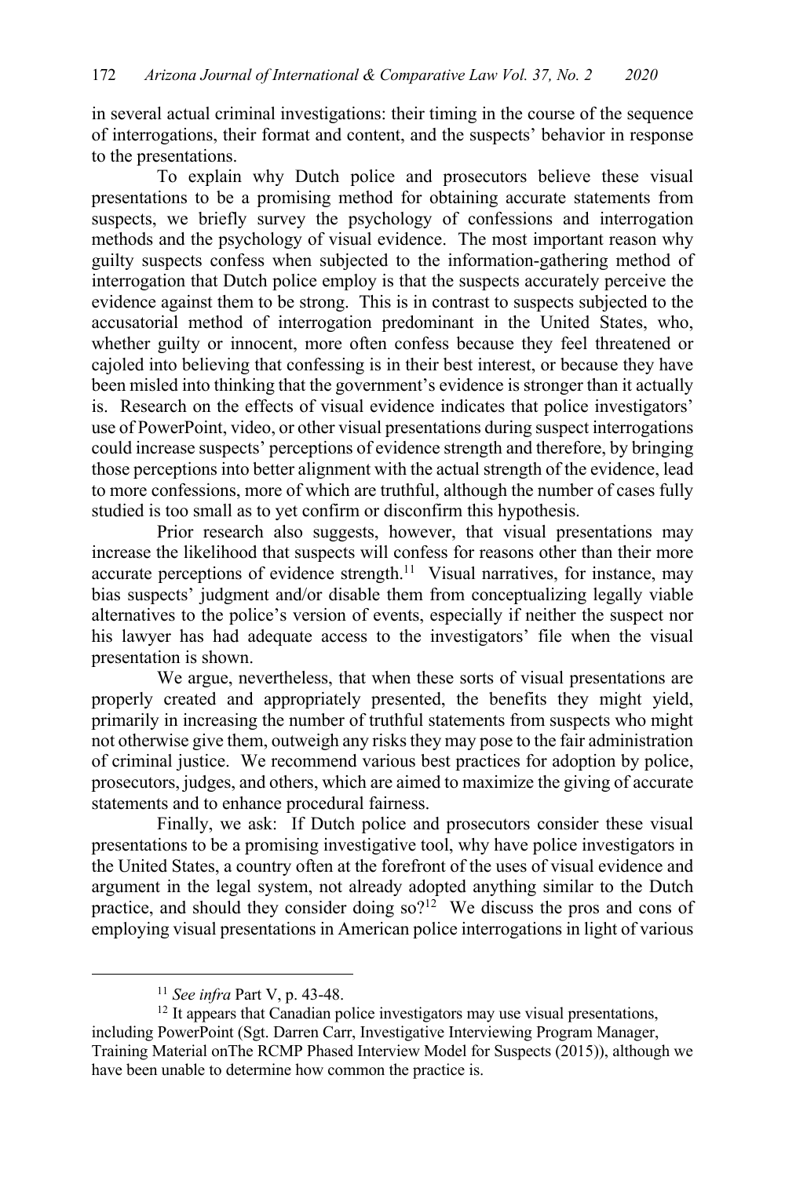in several actual criminal investigations: their timing in the course of the sequence of interrogations, their format and content, and the suspects' behavior in response to the presentations.

To explain why Dutch police and prosecutors believe these visual presentations to be a promising method for obtaining accurate statements from suspects, we briefly survey the psychology of confessions and interrogation methods and the psychology of visual evidence. The most important reason why guilty suspects confess when subjected to the information-gathering method of interrogation that Dutch police employ is that the suspects accurately perceive the evidence against them to be strong. This is in contrast to suspects subjected to the accusatorial method of interrogation predominant in the United States, who, whether guilty or innocent, more often confess because they feel threatened or cajoled into believing that confessing is in their best interest, or because they have been misled into thinking that the government's evidence is stronger than it actually is. Research on the effects of visual evidence indicates that police investigators' use of PowerPoint, video, or other visual presentations during suspect interrogations could increase suspects' perceptions of evidence strength and therefore, by bringing those perceptions into better alignment with the actual strength of the evidence, lead to more confessions, more of which are truthful, although the number of cases fully studied is too small as to yet confirm or disconfirm this hypothesis.

Prior research also suggests, however, that visual presentations may increase the likelihood that suspects will confess for reasons other than their more accurate perceptions of evidence strength.[11] Visual narratives, for instance, may bias suspects' judgment and/or disable them from conceptualizing legally viable alternatives to the police's version of events, especially if neither the suspect nor his lawyer has had adequate access to the investigators' file when the visual presentation is shown.

We argue, nevertheless, that when these sorts of visual presentations are properly created and appropriately presented, the benefits they might yield, primarily in increasing the number of truthful statements from suspects who might not otherwise give them, outweigh any risks they may pose to the fair administration of criminal justice. We recommend various best practices for adoption by police, prosecutors, judges, and others, which are aimed to maximize the giving of accurate statements and to enhance procedural fairness.

Finally, we ask: If Dutch police and prosecutors consider these visual presentations to be a promising investigative tool, why have police investigators in the United States, a country often at the forefront of the uses of visual evidence and argument in the legal system, not already adopted anything similar to the Dutch practice, and should they consider doing so?[12] We discuss the pros and cons of employing visual presentations in American police interrogations in light of various

---

[11] *See infra* Part V, p. 43-48.

[12] It appears that Canadian police investigators may use visual presentations, including PowerPoint (Sgt. Darren Carr, Investigative Interviewing Program Manager, Training Material onThe RCMP Phased Interview Model for Suspects (2015)), although we have been unable to determine how common the practice is.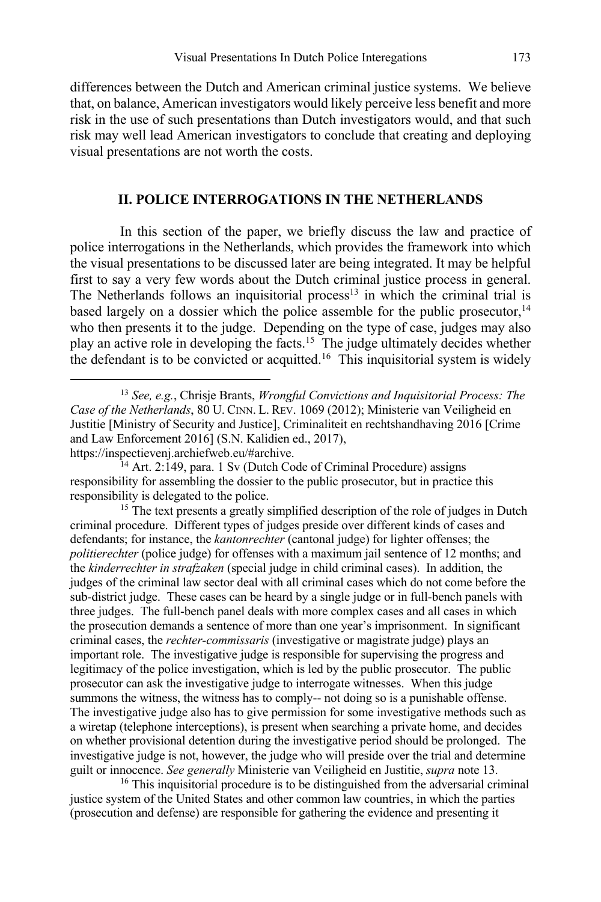differences between the Dutch and American criminal justice systems. We believe that, on balance, American investigators would likely perceive less benefit and more risk in the use of such presentations than Dutch investigators would, and that such risk may well lead American investigators to conclude that creating and deploying visual presentations are not worth the costs.

## II. POLICE INTERROGATIONS IN THE NETHERLANDS

In this section of the paper, we briefly discuss the law and practice of police interrogations in the Netherlands, which provides the framework into which the visual presentations to be discussed later are being integrated. It may be helpful first to say a very few words about the Dutch criminal justice process in general. The Netherlands follows an inquisitorial process[13] in which the criminal trial is based largely on a dossier which the police assemble for the public prosecutor,[14] who then presents it to the judge. Depending on the type of case, judges may also play an active role in developing the facts.[15] The judge ultimately decides whether the defendant is to be convicted or acquitted.[16] This inquisitorial system is widely

---

[13] *See, e.g.*, Chrisje Brants, *Wrongful Convictions and Inquisitorial Process: The Case of the Netherlands*, 80 U. CINN. L. REV. 1069 (2012); Ministerie van Veiligheid en Justitie [Ministry of Security and Justice], Criminaliteit en rechtshandhaving 2016 [Crime and Law Enforcement 2016] (S.N. Kalidien ed., 2017), https://inspectievenj.archiefweb.eu/#archive.

[14] Art. 2:149, para. 1 Sv (Dutch Code of Criminal Procedure) assigns responsibility for assembling the dossier to the public prosecutor, but in practice this responsibility is delegated to the police.

[15] The text presents a greatly simplified description of the role of judges in Dutch criminal procedure. Different types of judges preside over different kinds of cases and defendants; for instance, the *kantonrechter* (cantonal judge) for lighter offenses; the *politierechter* (police judge) for offenses with a maximum jail sentence of 12 months; and the *kinderrechter in strafzaken* (special judge in child criminal cases). In addition, the judges of the criminal law sector deal with all criminal cases which do not come before the sub-district judge. These cases can be heard by a single judge or in full-bench panels with three judges. The full-bench panel deals with more complex cases and all cases in which the prosecution demands a sentence of more than one year's imprisonment. In significant criminal cases, the *rechter-commissaris* (investigative or magistrate judge) plays an important role. The investigative judge is responsible for supervising the progress and legitimacy of the police investigation, which is led by the public prosecutor. The public prosecutor can ask the investigative judge to interrogate witnesses. When this judge summons the witness, the witness has to comply-- not doing so is a punishable offense. The investigative judge also has to give permission for some investigative methods such as a wiretap (telephone interceptions), is present when searching a private home, and decides on whether provisional detention during the investigative period should be prolonged. The investigative judge is not, however, the judge who will preside over the trial and determine guilt or innocence. *See generally* Ministerie van Veiligheid en Justitie, *supra* note 13.

[16] This inquisitorial procedure is to be distinguished from the adversarial criminal justice system of the United States and other common law countries, in which the parties (prosecution and defense) are responsible for gathering the evidence and presenting it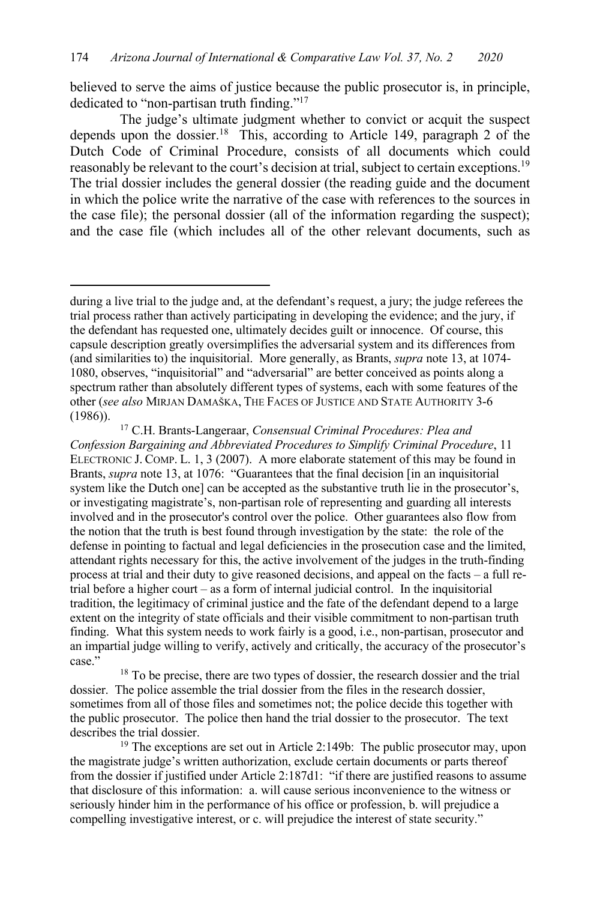believed to serve the aims of justice because the public prosecutor is, in principle, dedicated to "non-partisan truth finding."[17]

The judge's ultimate judgment whether to convict or acquit the suspect depends upon the dossier.[18] This, according to Article 149, paragraph 2 of the Dutch Code of Criminal Procedure, consists of all documents which could reasonably be relevant to the court's decision at trial, subject to certain exceptions.[19] The trial dossier includes the general dossier (the reading guide and the document in which the police write the narrative of the case with references to the sources in the case file); the personal dossier (all of the information regarding the suspect); and the case file (which includes all of the other relevant documents, such as

---

during a live trial to the judge and, at the defendant's request, a jury; the judge referees the trial process rather than actively participating in developing the evidence; and the jury, if the defendant has requested one, ultimately decides guilt or innocence. Of course, this capsule description greatly oversimplifies the adversarial system and its differences from (and similarities to) the inquisitorial. More generally, as Brants, *supra* note 13, at 1074-1080, observes, "inquisitorial" and "adversarial" are better conceived as points along a spectrum rather than absolutely different types of systems, each with some features of the other (*see also* MIRJAN DAMAŠKA, THE FACES OF JUSTICE AND STATE AUTHORITY 3-6 (1986)).

[17] C.H. Brants-Langeraar, *Consensual Criminal Procedures: Plea and Confession Bargaining and Abbreviated Procedures to Simplify Criminal Procedure*, 11 ELECTRONIC J. COMP. L. 1, 3 (2007). A more elaborate statement of this may be found in Brants, *supra* note 13, at 1076: "Guarantees that the final decision [in an inquisitorial system like the Dutch one] can be accepted as the substantive truth lie in the prosecutor's, or investigating magistrate's, non-partisan role of representing and guarding all interests involved and in the prosecutor's control over the police. Other guarantees also flow from the notion that the truth is best found through investigation by the state: the role of the defense in pointing to factual and legal deficiencies in the prosecution case and the limited, attendant rights necessary for this, the active involvement of the judges in the truth-finding process at trial and their duty to give reasoned decisions, and appeal on the facts – a full re-trial before a higher court – as a form of internal judicial control. In the inquisitorial tradition, the legitimacy of criminal justice and the fate of the defendant depend to a large extent on the integrity of state officials and their visible commitment to non-partisan truth finding. What this system needs to work fairly is a good, i.e., non-partisan, prosecutor and an impartial judge willing to verify, actively and critically, the accuracy of the prosecutor's case."

[18] To be precise, there are two types of dossier, the research dossier and the trial dossier. The police assemble the trial dossier from the files in the research dossier, sometimes from all of those files and sometimes not; the police decide this together with the public prosecutor. The police then hand the trial dossier to the prosecutor. The text describes the trial dossier.

[19] The exceptions are set out in Article 2:149b: The public prosecutor may, upon the magistrate judge's written authorization, exclude certain documents or parts thereof from the dossier if justified under Article 2:187d1: "if there are justified reasons to assume that disclosure of this information: a. will cause serious inconvenience to the witness or seriously hinder him in the performance of his office or profession, b. will prejudice a compelling investigative interest, or c. will prejudice the interest of state security."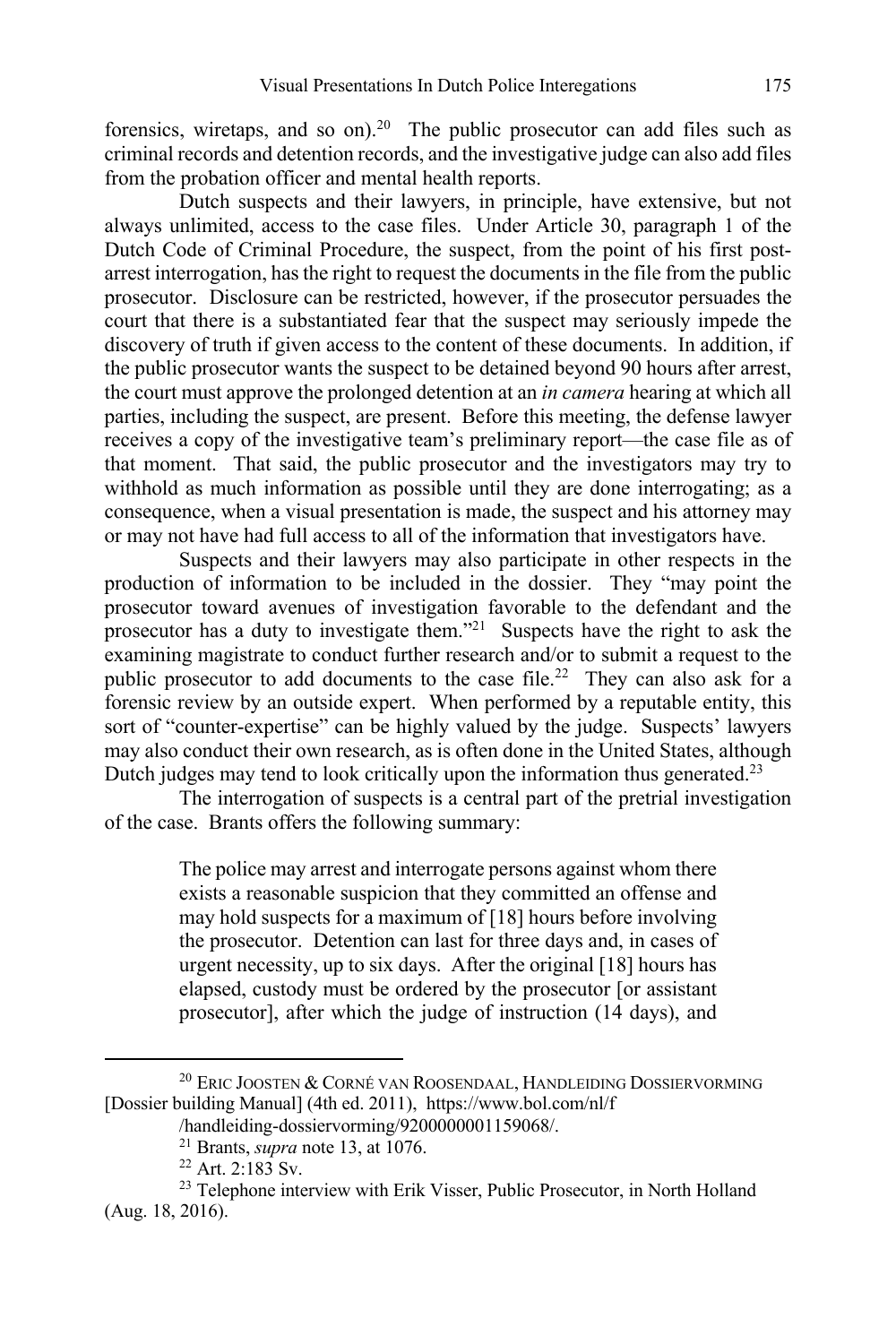forensics, wiretaps, and so on).[20] The public prosecutor can add files such as criminal records and detention records, and the investigative judge can also add files from the probation officer and mental health reports.

Dutch suspects and their lawyers, in principle, have extensive, but not always unlimited, access to the case files. Under Article 30, paragraph 1 of the Dutch Code of Criminal Procedure, the suspect, from the point of his first post-arrest interrogation, has the right to request the documents in the file from the public prosecutor. Disclosure can be restricted, however, if the prosecutor persuades the court that there is a substantiated fear that the suspect may seriously impede the discovery of truth if given access to the content of these documents. In addition, if the public prosecutor wants the suspect to be detained beyond 90 hours after arrest, the court must approve the prolonged detention at an *in camera* hearing at which all parties, including the suspect, are present. Before this meeting, the defense lawyer receives a copy of the investigative team's preliminary report—the case file as of that moment. That said, the public prosecutor and the investigators may try to withhold as much information as possible until they are done interrogating; as a consequence, when a visual presentation is made, the suspect and his attorney may or may not have had full access to all of the information that investigators have.

Suspects and their lawyers may also participate in other respects in the production of information to be included in the dossier. They "may point the prosecutor toward avenues of investigation favorable to the defendant and the prosecutor has a duty to investigate them."[21] Suspects have the right to ask the examining magistrate to conduct further research and/or to submit a request to the public prosecutor to add documents to the case file.[22] They can also ask for a forensic review by an outside expert. When performed by a reputable entity, this sort of "counter-expertise" can be highly valued by the judge. Suspects' lawyers may also conduct their own research, as is often done in the United States, although Dutch judges may tend to look critically upon the information thus generated.[23]

The interrogation of suspects is a central part of the pretrial investigation of the case. Brants offers the following summary:

> The police may arrest and interrogate persons against whom there exists a reasonable suspicion that they committed an offense and may hold suspects for a maximum of [18] hours before involving the prosecutor. Detention can last for three days and, in cases of urgent necessity, up to six days. After the original [18] hours has elapsed, custody must be ordered by the prosecutor [or assistant prosecutor], after which the judge of instruction (14 days), and

---

[20] Eric Joosten & Corné van Roosendaal, Handleiding Dossiervorming [Dossier building Manual] (4th ed. 2011), https://www.bol.com/nl/f/handleiding-dossiervorming/9200000001159068/.

[21] Brants, *supra* note 13, at 1076.

[22] Art. 2:183 Sv.

[23] Telephone interview with Erik Visser, Public Prosecutor, in North Holland (Aug. 18, 2016).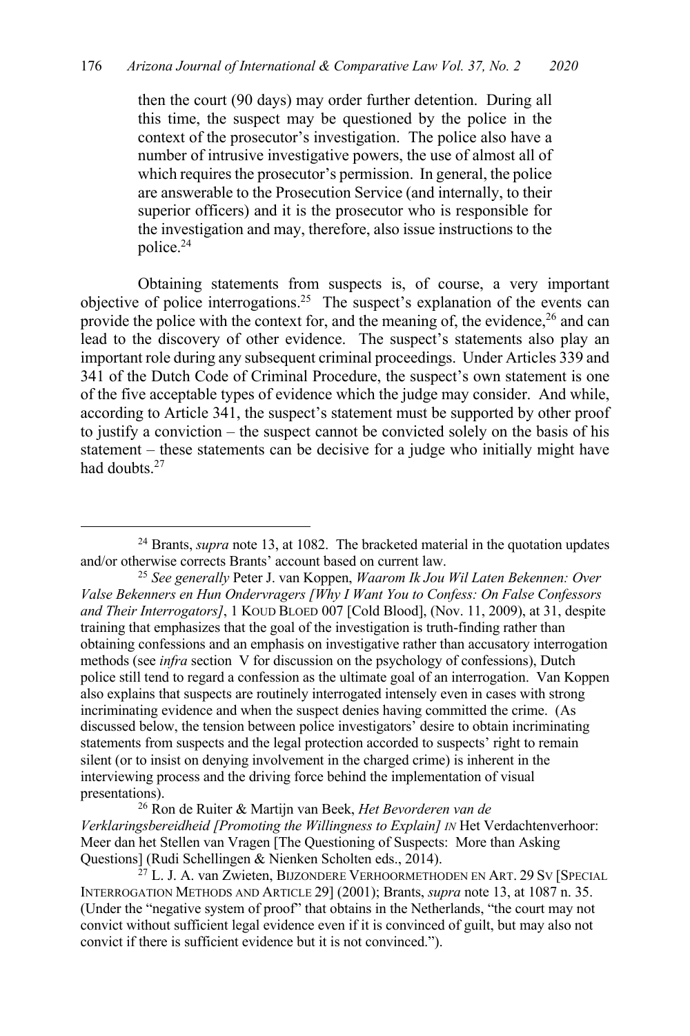then the court (90 days) may order further detention. During all this time, the suspect may be questioned by the police in the context of the prosecutor's investigation. The police also have a number of intrusive investigative powers, the use of almost all of which requires the prosecutor's permission. In general, the police are answerable to the Prosecution Service (and internally, to their superior officers) and it is the prosecutor who is responsible for the investigation and may, therefore, also issue instructions to the police.[24]

Obtaining statements from suspects is, of course, a very important objective of police interrogations.[25] The suspect's explanation of the events can provide the police with the context for, and the meaning of, the evidence,[26] and can lead to the discovery of other evidence. The suspect's statements also play an important role during any subsequent criminal proceedings. Under Articles 339 and 341 of the Dutch Code of Criminal Procedure, the suspect's own statement is one of the five acceptable types of evidence which the judge may consider. And while, according to Article 341, the suspect's statement must be supported by other proof to justify a conviction – the suspect cannot be convicted solely on the basis of his statement – these statements can be decisive for a judge who initially might have had doubts.[27]

---

[24] Brants, *supra* note 13, at 1082. The bracketed material in the quotation updates and/or otherwise corrects Brants' account based on current law.

[25] *See generally* Peter J. van Koppen, *Waarom Ik Jou Wil Laten Bekennen: Over Valse Bekenners en Hun Ondervragers [Why I Want You to Confess: On False Confessors and Their Interrogators]*, 1 KOUD BLOED 007 [Cold Blood], (Nov. 11, 2009), at 31, despite training that emphasizes that the goal of the investigation is truth-finding rather than obtaining confessions and an emphasis on investigative rather than accusatory interrogation methods (see *infra* section V for discussion on the psychology of confessions), Dutch police still tend to regard a confession as the ultimate goal of an interrogation. Van Koppen also explains that suspects are routinely interrogated intensely even in cases with strong incriminating evidence and when the suspect denies having committed the crime. (As discussed below, the tension between police investigators' desire to obtain incriminating statements from suspects and the legal protection accorded to suspects' right to remain silent (or to insist on denying involvement in the charged crime) is inherent in the interviewing process and the driving force behind the implementation of visual presentations).

[26] Ron de Ruiter & Martijn van Beek, *Het Bevorderen van de Verklaringsbereidheid [Promoting the Willingness to Explain] IN* Het Verdachtenverhoor: Meer dan het Stellen van Vragen [The Questioning of Suspects: More than Asking Questions] (Rudi Schellingen & Nienken Scholten eds., 2014).

[27] L. J. A. van Zwieten, BIJZONDERE VERHOORMETHODEN EN ART. 29 SV [SPECIAL INTERROGATION METHODS AND ARTICLE 29] (2001); Brants, *supra* note 13, at 1087 n. 35. (Under the "negative system of proof" that obtains in the Netherlands, "the court may not convict without sufficient legal evidence even if it is convinced of guilt, but may also not convict if there is sufficient evidence but it is not convinced.").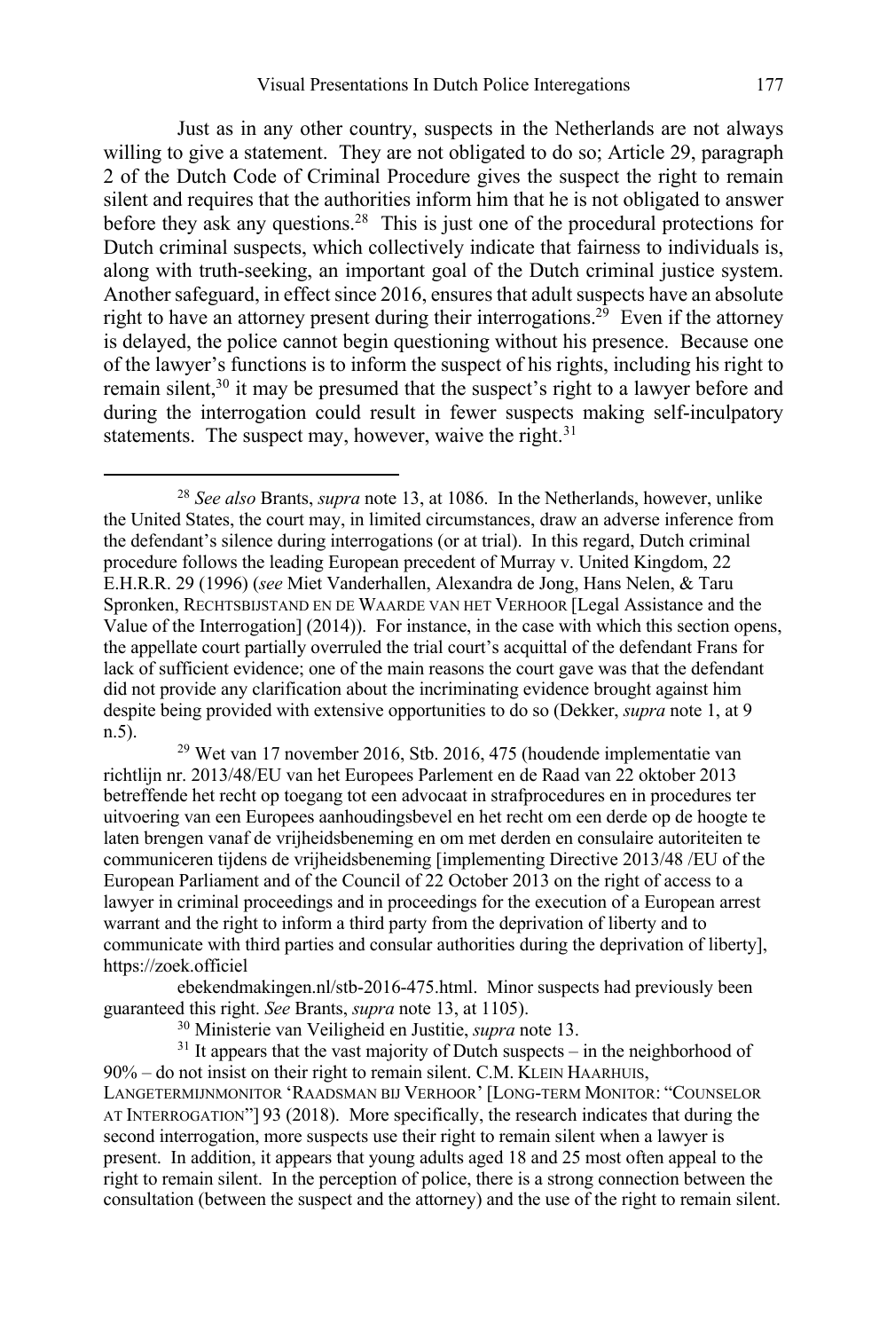Just as in any other country, suspects in the Netherlands are not always willing to give a statement. They are not obligated to do so; Article 29, paragraph 2 of the Dutch Code of Criminal Procedure gives the suspect the right to remain silent and requires that the authorities inform him that he is not obligated to answer before they ask any questions.[28] This is just one of the procedural protections for Dutch criminal suspects, which collectively indicate that fairness to individuals is, along with truth-seeking, an important goal of the Dutch criminal justice system. Another safeguard, in effect since 2016, ensures that adult suspects have an absolute right to have an attorney present during their interrogations.[29] Even if the attorney is delayed, the police cannot begin questioning without his presence. Because one of the lawyer's functions is to inform the suspect of his rights, including his right to remain silent,[30] it may be presumed that the suspect's right to a lawyer before and during the interrogation could result in fewer suspects making self-inculpatory statements. The suspect may, however, waive the right.[31]

---

[28] *See also* Brants, *supra* note 13, at 1086. In the Netherlands, however, unlike the United States, the court may, in limited circumstances, draw an adverse inference from the defendant's silence during interrogations (or at trial). In this regard, Dutch criminal procedure follows the leading European precedent of Murray v. United Kingdom, 22 E.H.R.R. 29 (1996) (*see* Miet Vanderhallen, Alexandra de Jong, Hans Nelen, & Taru Spronken, RECHTSBIJSTAND EN DE WAARDE VAN HET VERHOOR [Legal Assistance and the Value of the Interrogation] (2014)). For instance, in the case with which this section opens, the appellate court partially overruled the trial court's acquittal of the defendant Frans for lack of sufficient evidence; one of the main reasons the court gave was that the defendant did not provide any clarification about the incriminating evidence brought against him despite being provided with extensive opportunities to do so (Dekker, *supra* note 1, at 9 n.5).

[29] Wet van 17 november 2016, Stb. 2016, 475 (houdende implementatie van richtlijn nr. 2013/48/EU van het Europees Parlement en de Raad van 22 oktober 2013 betreffende het recht op toegang tot een advocaat in strafprocedures en in procedures ter uitvoering van een Europees aanhoudingsbevel en het recht om een derde op de hoogte te laten brengen vanaf de vrijheidsbeneming en om met derden en consulaire autoriteiten te communiceren tijdens de vrijheidsbeneming [implementing Directive 2013/48 /EU of the European Parliament and of the Council of 22 October 2013 on the right of access to a lawyer in criminal proceedings and in proceedings for the execution of a European arrest warrant and the right to inform a third party from the deprivation of liberty and to communicate with third parties and consular authorities during the deprivation of liberty], https://zoek.officielebekendmakingen.nl/stb-2016-475.html. Minor suspects had previously been guaranteed this right. *See* Brants, *supra* note 13, at 1105).

[30] Ministerie van Veiligheid en Justitie, *supra* note 13.

[31] It appears that the vast majority of Dutch suspects – in the neighborhood of 90% – do not insist on their right to remain silent. C.M. KLEIN HAARHUIS, LANGETERMIJNMONITOR 'RAADSMAN BIJ VERHOOR' [LONG-TERM MONITOR: "COUNSELOR AT INTERROGATION"] 93 (2018). More specifically, the research indicates that during the second interrogation, more suspects use their right to remain silent when a lawyer is present. In addition, it appears that young adults aged 18 and 25 most often appeal to the right to remain silent. In the perception of police, there is a strong connection between the consultation (between the suspect and the attorney) and the use of the right to remain silent.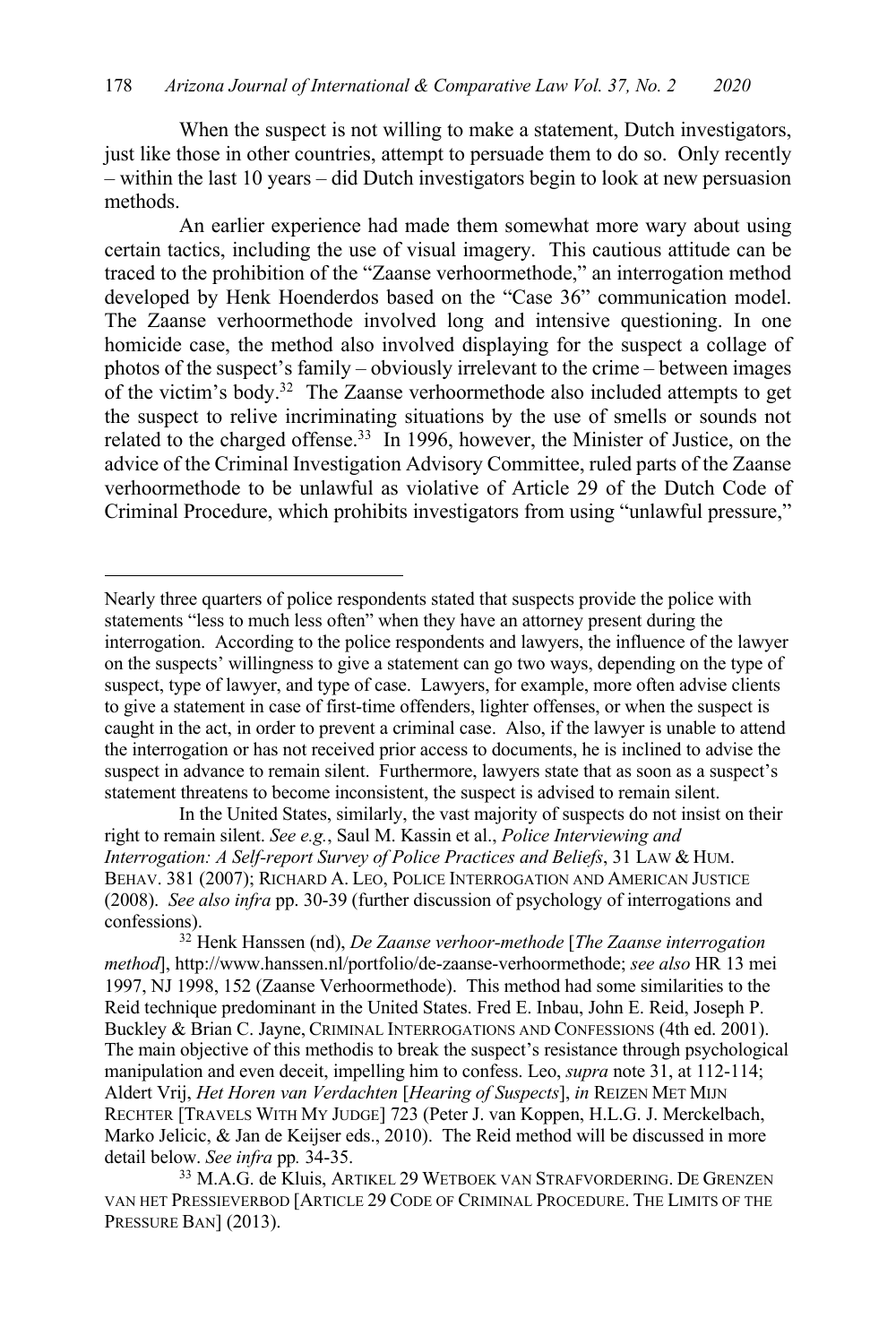When the suspect is not willing to make a statement, Dutch investigators, just like those in other countries, attempt to persuade them to do so. Only recently – within the last 10 years – did Dutch investigators begin to look at new persuasion methods.

An earlier experience had made them somewhat more wary about using certain tactics, including the use of visual imagery. This cautious attitude can be traced to the prohibition of the "Zaanse verhoormethode," an interrogation method developed by Henk Hoenderdos based on the "Case 36" communication model. The Zaanse verhoormethode involved long and intensive questioning. In one homicide case, the method also involved displaying for the suspect a collage of photos of the suspect's family – obviously irrelevant to the crime – between images of the victim's body.[32] The Zaanse verhoormethode also included attempts to get the suspect to relive incriminating situations by the use of smells or sounds not related to the charged offense.[33] In 1996, however, the Minister of Justice, on the advice of the Criminal Investigation Advisory Committee, ruled parts of the Zaanse verhoormethode to be unlawful as violative of Article 29 of the Dutch Code of Criminal Procedure, which prohibits investigators from using "unlawful pressure,"

---

Nearly three quarters of police respondents stated that suspects provide the police with statements "less to much less often" when they have an attorney present during the interrogation. According to the police respondents and lawyers, the influence of the lawyer on the suspects' willingness to give a statement can go two ways, depending on the type of suspect, type of lawyer, and type of case. Lawyers, for example, more often advise clients to give a statement in case of first-time offenders, lighter offenses, or when the suspect is caught in the act, in order to prevent a criminal case. Also, if the lawyer is unable to attend the interrogation or has not received prior access to documents, he is inclined to advise the suspect in advance to remain silent. Furthermore, lawyers state that as soon as a suspect's statement threatens to become inconsistent, the suspect is advised to remain silent.

In the United States, similarly, the vast majority of suspects do not insist on their right to remain silent. *See e.g.*, Saul M. Kassin et al., *Police Interviewing and Interrogation: A Self-report Survey of Police Practices and Beliefs*, 31 LAW & HUM. BEHAV. 381 (2007); RICHARD A. LEO, POLICE INTERROGATION AND AMERICAN JUSTICE (2008). *See also infra* pp. 30-39 (further discussion of psychology of interrogations and confessions).

[32] Henk Hanssen (nd), *De Zaanse verhoor-methode* [*The Zaanse interrogation method*], http://www.hanssen.nl/portfolio/de-zaanse-verhoormethode; *see also* HR 13 mei 1997, NJ 1998, 152 (Zaanse Verhoormethode). This method had some similarities to the Reid technique predominant in the United States. Fred E. Inbau, John E. Reid, Joseph P. Buckley & Brian C. Jayne, CRIMINAL INTERROGATIONS AND CONFESSIONS (4th ed. 2001). The main objective of this methodis to break the suspect's resistance through psychological manipulation and even deceit, impelling him to confess. Leo, *supra* note 31, at 112-114; Aldert Vrij, *Het Horen van Verdachten* [*Hearing of Suspects*], *in* REIZEN MET MIJN RECHTER [TRAVELS WITH MY JUDGE] 723 (Peter J. van Koppen, H.L.G. J. Merckelbach, Marko Jelicic, & Jan de Keijser eds., 2010). The Reid method will be discussed in more detail below. *See infra* pp*.* 34-35.

[33] M.A.G. de Kluis, ARTIKEL 29 WETBOEK VAN STRAFVORDERING. DE GRENZEN VAN HET PRESSIEVERBOD [ARTICLE 29 CODE OF CRIMINAL PROCEDURE. THE LIMITS OF THE PRESSURE BAN] (2013).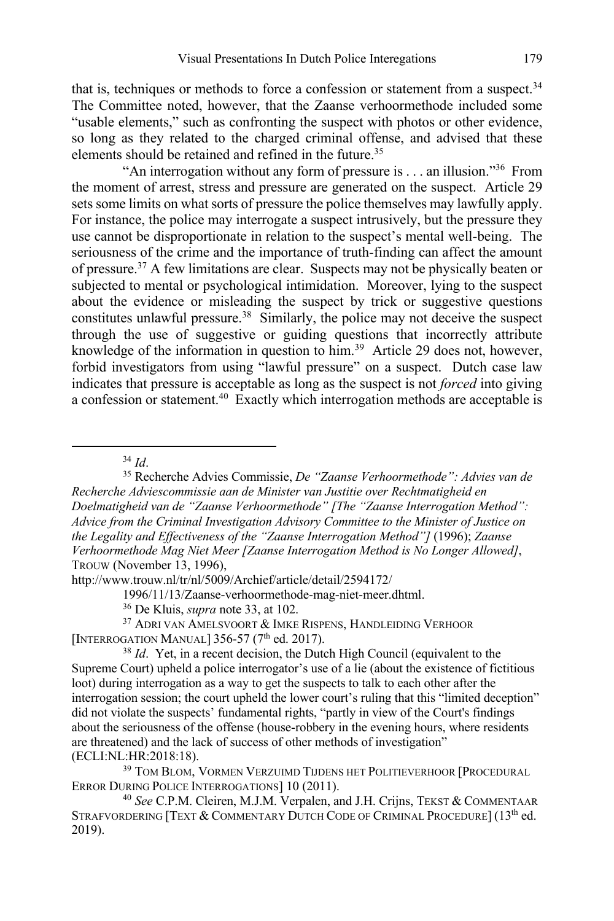that is, techniques or methods to force a confession or statement from a suspect.[34] The Committee noted, however, that the Zaanse verhoormethode included some "usable elements," such as confronting the suspect with photos or other evidence, so long as they related to the charged criminal offense, and advised that these elements should be retained and refined in the future.[35]

"An interrogation without any form of pressure is . . . an illusion."[36] From the moment of arrest, stress and pressure are generated on the suspect. Article 29 sets some limits on what sorts of pressure the police themselves may lawfully apply. For instance, the police may interrogate a suspect intrusively, but the pressure they use cannot be disproportionate in relation to the suspect's mental well-being. The seriousness of the crime and the importance of truth-finding can affect the amount of pressure.[37] A few limitations are clear. Suspects may not be physically beaten or subjected to mental or psychological intimidation. Moreover, lying to the suspect about the evidence or misleading the suspect by trick or suggestive questions constitutes unlawful pressure.[38] Similarly, the police may not deceive the suspect through the use of suggestive or guiding questions that incorrectly attribute knowledge of the information in question to him.[39] Article 29 does not, however, forbid investigators from using "lawful pressure" on a suspect. Dutch case law indicates that pressure is acceptable as long as the suspect is not *forced* into giving a confession or statement.[40] Exactly which interrogation methods are acceptable is

---

[34] *Id*.

[35] Recherche Advies Commissie, *De "Zaanse Verhoormethode": Advies van de Recherche Adviescommissie aan de Minister van Justitie over Rechtmatigheid en Doelmatigheid van de "Zaanse Verhoormethode" [The "Zaanse Interrogation Method": Advice from the Criminal Investigation Advisory Committee to the Minister of Justice on the Legality and Effectiveness of the "Zaanse Interrogation Method"]* (1996); *Zaanse Verhoormethode Mag Niet Meer [Zaanse Interrogation Method is No Longer Allowed]*, TROUW (November 13, 1996), http://www.trouw.nl/tr/nl/5009/Archief/article/detail/2594172/1996/11/13/Zaanse-verhoormethode-mag-niet-meer.dhtml.

[36] De Kluis, *supra* note 33, at 102.

[37] ADRI VAN AMELSVOORT & IMKE RISPENS, HANDLEIDING VERHOOR [INTERROGATION MANUAL] 356-57 (7th ed. 2017).

[38] *Id*. Yet, in a recent decision, the Dutch High Council (equivalent to the Supreme Court) upheld a police interrogator's use of a lie (about the existence of fictitious loot) during interrogation as a way to get the suspects to talk to each other after the interrogation session; the court upheld the lower court's ruling that this "limited deception" did not violate the suspects' fundamental rights, "partly in view of the Court's findings about the seriousness of the offense (house-robbery in the evening hours, where residents are threatened) and the lack of success of other methods of investigation" (ECLI:NL:HR:2018:18).

[39] TOM BLOM, VORMEN VERZUIMD TIJDENS HET POLITIEVERHOOR [PROCEDURAL ERROR DURING POLICE INTERROGATIONS] 10 (2011).

[40] *See* C.P.M. Cleiren, M.J.M. Verpalen, and J.H. Crijns, TEKST & COMMENTAAR STRAFVORDERING [TEXT & COMMENTARY DUTCH CODE OF CRIMINAL PROCEDURE] (13th ed. 2019).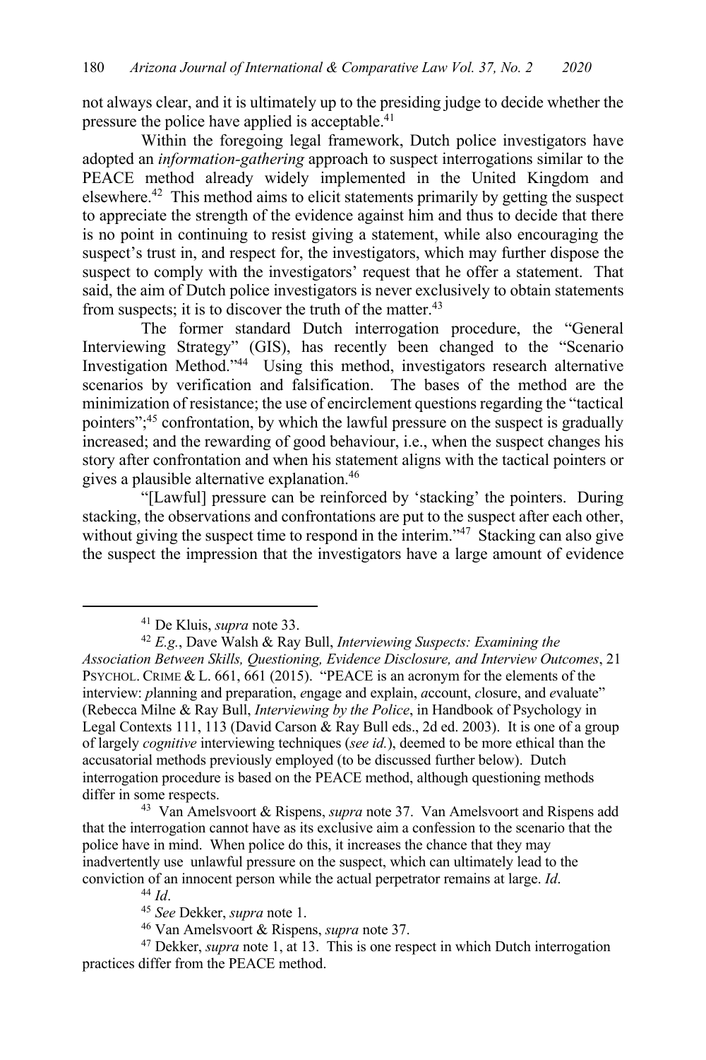not always clear, and it is ultimately up to the presiding judge to decide whether the pressure the police have applied is acceptable.[41]

Within the foregoing legal framework, Dutch police investigators have adopted an *information-gathering* approach to suspect interrogations similar to the PEACE method already widely implemented in the United Kingdom and elsewhere.[42] This method aims to elicit statements primarily by getting the suspect to appreciate the strength of the evidence against him and thus to decide that there is no point in continuing to resist giving a statement, while also encouraging the suspect's trust in, and respect for, the investigators, which may further dispose the suspect to comply with the investigators' request that he offer a statement. That said, the aim of Dutch police investigators is never exclusively to obtain statements from suspects; it is to discover the truth of the matter.[43]

The former standard Dutch interrogation procedure, the "General Interviewing Strategy" (GIS), has recently been changed to the "Scenario Investigation Method."[44] Using this method, investigators research alternative scenarios by verification and falsification. The bases of the method are the minimization of resistance; the use of encirclement questions regarding the "tactical pointers";[45] confrontation, by which the lawful pressure on the suspect is gradually increased; and the rewarding of good behaviour, i.e., when the suspect changes his story after confrontation and when his statement aligns with the tactical pointers or gives a plausible alternative explanation.[46]

"[Lawful] pressure can be reinforced by 'stacking' the pointers. During stacking, the observations and confrontations are put to the suspect after each other, without giving the suspect time to respond in the interim."[47] Stacking can also give the suspect the impression that the investigators have a large amount of evidence

---

[41] De Kluis, *supra* note 33.

[42] *E.g.*, Dave Walsh & Ray Bull, *Interviewing Suspects: Examining the Association Between Skills, Questioning, Evidence Disclosure, and Interview Outcomes*, 21 PSYCHOL. CRIME & L. 661, 661 (2015). "PEACE is an acronym for the elements of the interview: *p*lanning and preparation, *e*ngage and explain, *a*ccount, *c*losure, and *e*valuate" (Rebecca Milne & Ray Bull, *Interviewing by the Police*, in Handbook of Psychology in Legal Contexts 111, 113 (David Carson & Ray Bull eds., 2d ed. 2003). It is one of a group of largely *cognitive* interviewing techniques (*see id.*), deemed to be more ethical than the accusatorial methods previously employed (to be discussed further below). Dutch interrogation procedure is based on the PEACE method, although questioning methods differ in some respects.

[43] Van Amelsvoort & Rispens, *supra* note 37. Van Amelsvoort and Rispens add that the interrogation cannot have as its exclusive aim a confession to the scenario that the police have in mind. When police do this, it increases the chance that they may inadvertently use unlawful pressure on the suspect, which can ultimately lead to the conviction of an innocent person while the actual perpetrator remains at large. *Id*.

[44] *Id*.

[45] *See* Dekker, *supra* note 1.

[46] Van Amelsvoort & Rispens, *supra* note 37.

[47] Dekker, *supra* note 1, at 13. This is one respect in which Dutch interrogation practices differ from the PEACE method.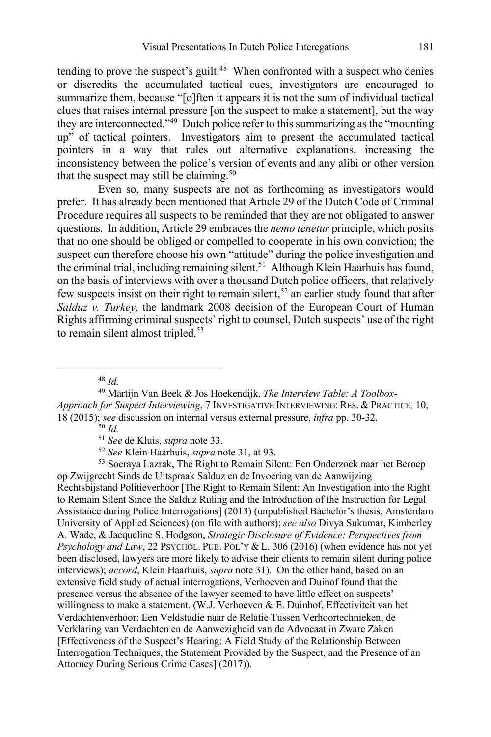tending to prove the suspect's guilt.[48] When confronted with a suspect who denies or discredits the accumulated tactical cues, investigators are encouraged to summarize them, because "[o]ften it appears it is not the sum of individual tactical clues that raises internal pressure [on the suspect to make a statement], but the way they are interconnected."[49] Dutch police refer to this summarizing as the "mounting up" of tactical pointers. Investigators aim to present the accumulated tactical pointers in a way that rules out alternative explanations, increasing the inconsistency between the police's version of events and any alibi or other version that the suspect may still be claiming.[50]

Even so, many suspects are not as forthcoming as investigators would prefer. It has already been mentioned that Article 29 of the Dutch Code of Criminal Procedure requires all suspects to be reminded that they are not obligated to answer questions. In addition, Article 29 embraces the *nemo tenetur* principle, which posits that no one should be obliged or compelled to cooperate in his own conviction; the suspect can therefore choose his own "attitude" during the police investigation and the criminal trial, including remaining silent.[51] Although Klein Haarhuis has found, on the basis of interviews with over a thousand Dutch police officers, that relatively few suspects insist on their right to remain silent,[52] an earlier study found that after *Salduz v. Turkey*, the landmark 2008 decision of the European Court of Human Rights affirming criminal suspects' right to counsel, Dutch suspects' use of the right to remain silent almost tripled.[53]

---

[48] *Id.*

[49] Martijn Van Beek & Jos Hoekendijk, *The Interview Table: A Toolbox-Approach for Suspect Interviewing*, 7 INVESTIGATIVE INTERVIEWING: RES. & PRACTICE, 10, 18 (2015); *see* discussion on internal versus external pressure, *infra* pp. 30-32.

[50] *Id.*

[51] *See* de Kluis, *supra* note 33.

[52] *See* Klein Haarhuis, *supra* note 31, at 93.

[53] Soeraya Lazrak, The Right to Remain Silent: Een Onderzoek naar het Beroep op Zwijgrecht Sinds de Uitspraak Salduz en de Invoering van de Aanwijzing Rechtsbijstand Politieverhoor [The Right to Remain Silent: An Investigation into the Right to Remain Silent Since the Salduz Ruling and the Introduction of the Instruction for Legal Assistance during Police Interrogations] (2013) (unpublished Bachelor's thesis, Amsterdam University of Applied Sciences) (on file with authors); *see also* Divya Sukumar, Kimberley A. Wade, & Jacqueline S. Hodgson, *Strategic Disclosure of Evidence: Perspectives from Psychology and Law*, 22 PSYCHOL. PUB. POL'Y & L. 306 (2016) (when evidence has not yet been disclosed, lawyers are more likely to advise their clients to remain silent during police interviews); *accord*, Klein Haarhuis, *supra* note 31). On the other hand, based on an extensive field study of actual interrogations, Verhoeven and Duinof found that the presence versus the absence of the lawyer seemed to have little effect on suspects' willingness to make a statement. (W.J. Verhoeven & E. Duinhof, Effectiviteit van het Verdachtenverhoor: Een Veldstudie naar de Relatie Tussen Verhoortechnieken, de Verklaring van Verdachten en de Aanwezigheid van de Advocaat in Zware Zaken [Effectiveness of the Suspect's Hearing: A Field Study of the Relationship Between Interrogation Techniques, the Statement Provided by the Suspect, and the Presence of an Attorney During Serious Crime Cases] (2017)).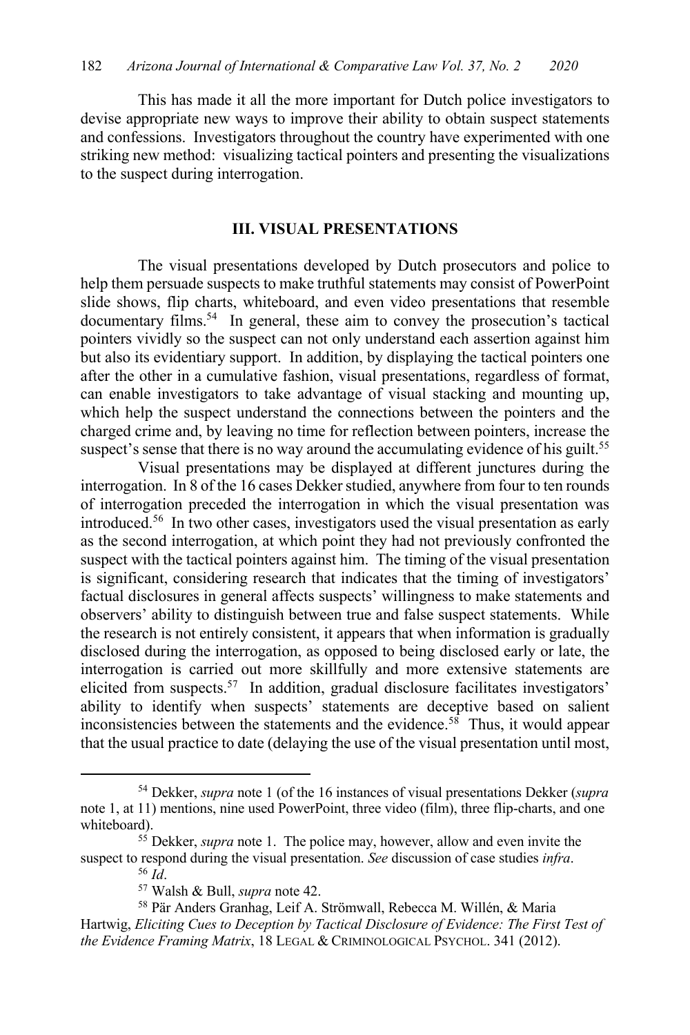This has made it all the more important for Dutch police investigators to devise appropriate new ways to improve their ability to obtain suspect statements and confessions. Investigators throughout the country have experimented with one striking new method: visualizing tactical pointers and presenting the visualizations to the suspect during interrogation.

## III. VISUAL PRESENTATIONS

The visual presentations developed by Dutch prosecutors and police to help them persuade suspects to make truthful statements may consist of PowerPoint slide shows, flip charts, whiteboard, and even video presentations that resemble documentary films.[54] In general, these aim to convey the prosecution's tactical pointers vividly so the suspect can not only understand each assertion against him but also its evidentiary support. In addition, by displaying the tactical pointers one after the other in a cumulative fashion, visual presentations, regardless of format, can enable investigators to take advantage of visual stacking and mounting up, which help the suspect understand the connections between the pointers and the charged crime and, by leaving no time for reflection between pointers, increase the suspect's sense that there is no way around the accumulating evidence of his guilt.[55]

Visual presentations may be displayed at different junctures during the interrogation. In 8 of the 16 cases Dekker studied, anywhere from four to ten rounds of interrogation preceded the interrogation in which the visual presentation was introduced.[56] In two other cases, investigators used the visual presentation as early as the second interrogation, at which point they had not previously confronted the suspect with the tactical pointers against him. The timing of the visual presentation is significant, considering research that indicates that the timing of investigators' factual disclosures in general affects suspects' willingness to make statements and observers' ability to distinguish between true and false suspect statements. While the research is not entirely consistent, it appears that when information is gradually disclosed during the interrogation, as opposed to being disclosed early or late, the interrogation is carried out more skillfully and more extensive statements are elicited from suspects.[57] In addition, gradual disclosure facilitates investigators' ability to identify when suspects' statements are deceptive based on salient inconsistencies between the statements and the evidence.[58] Thus, it would appear that the usual practice to date (delaying the use of the visual presentation until most,

---

[54] Dekker, *supra* note 1 (of the 16 instances of visual presentations Dekker (*supra* note 1, at 11) mentions, nine used PowerPoint, three video (film), three flip-charts, and one whiteboard).

[55] Dekker, *supra* note 1. The police may, however, allow and even invite the suspect to respond during the visual presentation. *See* discussion of case studies *infra*.

[56] *Id*.

[57] Walsh & Bull, *supra* note 42.

[58] Pär Anders Granhag, Leif A. Strömwall, Rebecca M. Willén, & Maria Hartwig, *Eliciting Cues to Deception by Tactical Disclosure of Evidence: The First Test of the Evidence Framing Matrix*, 18 LEGAL & CRIMINOLOGICAL PSYCHOL. 341 (2012).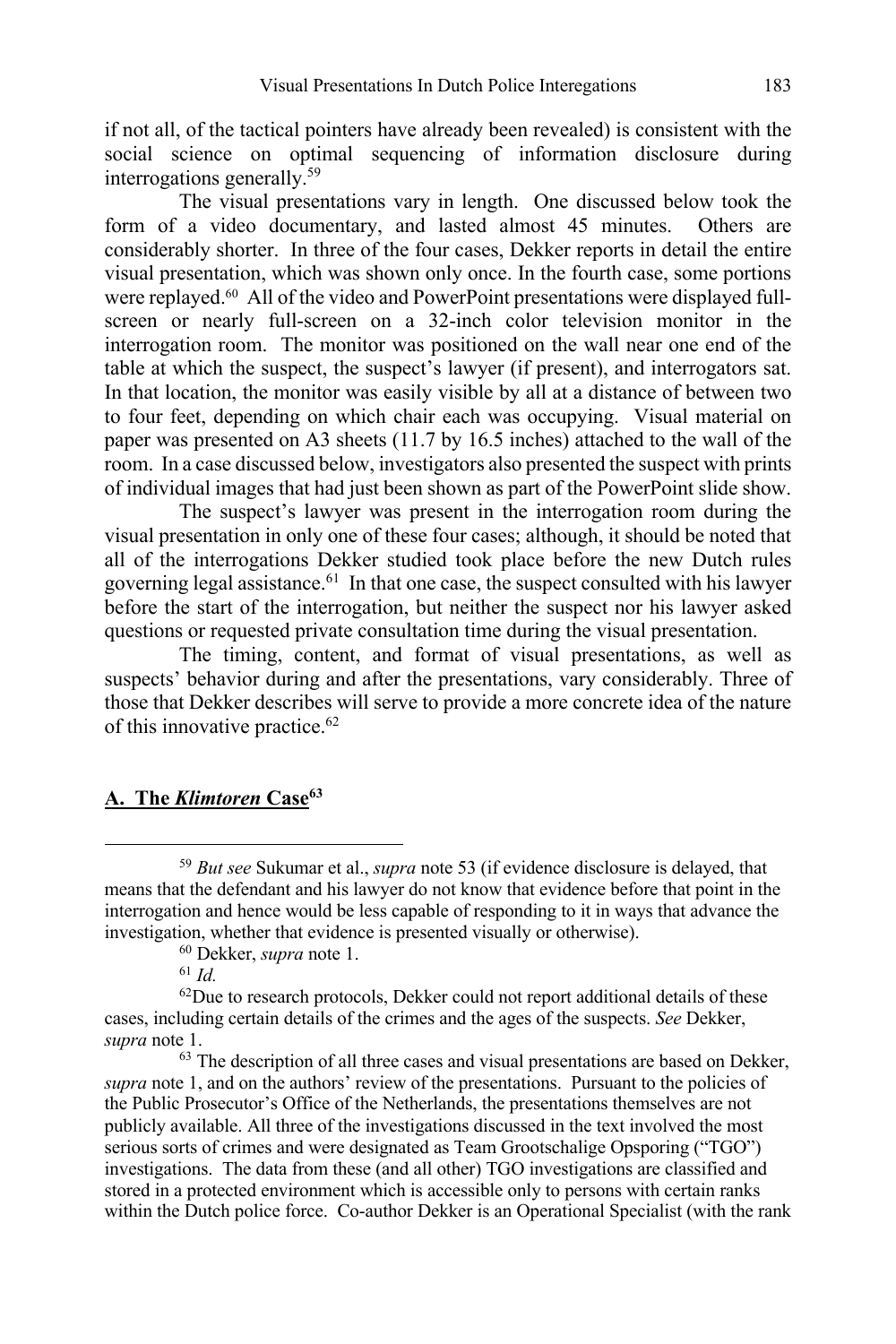if not all, of the tactical pointers have already been revealed) is consistent with the social science on optimal sequencing of information disclosure during interrogations generally.[59]

The visual presentations vary in length. One discussed below took the form of a video documentary, and lasted almost 45 minutes. Others are considerably shorter. In three of the four cases, Dekker reports in detail the entire visual presentation, which was shown only once. In the fourth case, some portions were replayed.[60] All of the video and PowerPoint presentations were displayed full-screen or nearly full-screen on a 32-inch color television monitor in the interrogation room. The monitor was positioned on the wall near one end of the table at which the suspect, the suspect's lawyer (if present), and interrogators sat. In that location, the monitor was easily visible by all at a distance of between two to four feet, depending on which chair each was occupying. Visual material on paper was presented on A3 sheets (11.7 by 16.5 inches) attached to the wall of the room. In a case discussed below, investigators also presented the suspect with prints of individual images that had just been shown as part of the PowerPoint slide show.

The suspect's lawyer was present in the interrogation room during the visual presentation in only one of these four cases; although, it should be noted that all of the interrogations Dekker studied took place before the new Dutch rules governing legal assistance.[61] In that one case, the suspect consulted with his lawyer before the start of the interrogation, but neither the suspect nor his lawyer asked questions or requested private consultation time during the visual presentation.

The timing, content, and format of visual presentations, as well as suspects' behavior during and after the presentations, vary considerably. Three of those that Dekker describes will serve to provide a more concrete idea of the nature of this innovative practice.[62]

## A. The *Klimtoren* Case[63]

---

[59] *But see* Sukumar et al., *supra* note 53 (if evidence disclosure is delayed, that means that the defendant and his lawyer do not know that evidence before that point in the interrogation and hence would be less capable of responding to it in ways that advance the investigation, whether that evidence is presented visually or otherwise).

[60] Dekker, *supra* note 1.

[61] *Id.*

[62] Due to research protocols, Dekker could not report additional details of these cases, including certain details of the crimes and the ages of the suspects. *See* Dekker, *supra* note 1.

[63] The description of all three cases and visual presentations are based on Dekker, *supra* note 1, and on the authors' review of the presentations. Pursuant to the policies of the Public Prosecutor's Office of the Netherlands, the presentations themselves are not publicly available. All three of the investigations discussed in the text involved the most serious sorts of crimes and were designated as Team Grootschalige Opsporing ("TGO") investigations. The data from these (and all other) TGO investigations are classified and stored in a protected environment which is accessible only to persons with certain ranks within the Dutch police force. Co-author Dekker is an Operational Specialist (with the rank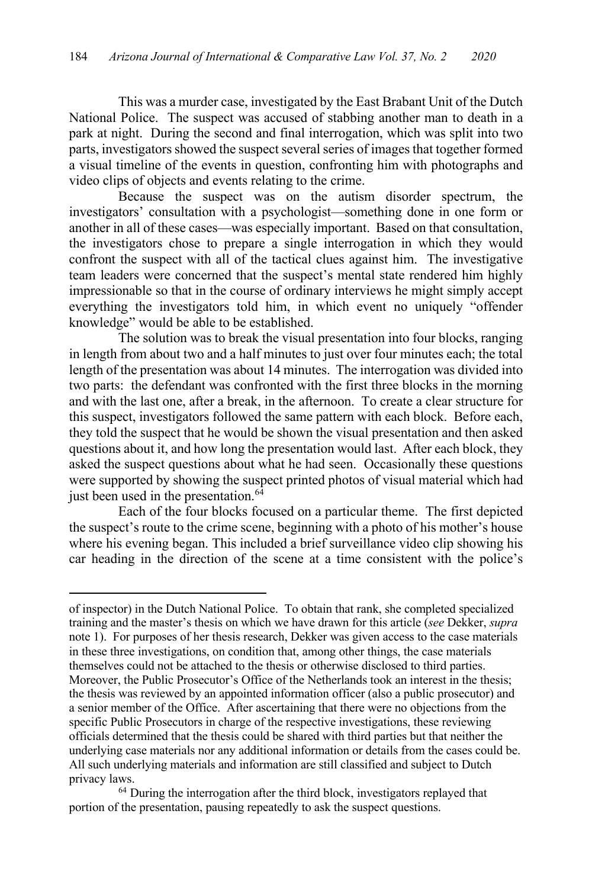This was a murder case, investigated by the East Brabant Unit of the Dutch National Police. The suspect was accused of stabbing another man to death in a park at night. During the second and final interrogation, which was split into two parts, investigators showed the suspect several series of images that together formed a visual timeline of the events in question, confronting him with photographs and video clips of objects and events relating to the crime.

Because the suspect was on the autism disorder spectrum, the investigators' consultation with a psychologist—something done in one form or another in all of these cases—was especially important. Based on that consultation, the investigators chose to prepare a single interrogation in which they would confront the suspect with all of the tactical clues against him. The investigative team leaders were concerned that the suspect's mental state rendered him highly impressionable so that in the course of ordinary interviews he might simply accept everything the investigators told him, in which event no uniquely "offender knowledge" would be able to be established.

The solution was to break the visual presentation into four blocks, ranging in length from about two and a half minutes to just over four minutes each; the total length of the presentation was about 14 minutes. The interrogation was divided into two parts: the defendant was confronted with the first three blocks in the morning and with the last one, after a break, in the afternoon. To create a clear structure for this suspect, investigators followed the same pattern with each block. Before each, they told the suspect that he would be shown the visual presentation and then asked questions about it, and how long the presentation would last. After each block, they asked the suspect questions about what he had seen. Occasionally these questions were supported by showing the suspect printed photos of visual material which had just been used in the presentation.[64]

Each of the four blocks focused on a particular theme. The first depicted the suspect's route to the crime scene, beginning with a photo of his mother's house where his evening began. This included a brief surveillance video clip showing his car heading in the direction of the scene at a time consistent with the police's

---

of inspector) in the Dutch National Police. To obtain that rank, she completed specialized training and the master's thesis on which we have drawn for this article (*see* Dekker, *supra* note 1). For purposes of her thesis research, Dekker was given access to the case materials in these three investigations, on condition that, among other things, the case materials themselves could not be attached to the thesis or otherwise disclosed to third parties. Moreover, the Public Prosecutor's Office of the Netherlands took an interest in the thesis; the thesis was reviewed by an appointed information officer (also a public prosecutor) and a senior member of the Office. After ascertaining that there were no objections from the specific Public Prosecutors in charge of the respective investigations, these reviewing officials determined that the thesis could be shared with third parties but that neither the underlying case materials nor any additional information or details from the cases could be. All such underlying materials and information are still classified and subject to Dutch privacy laws.

[64] During the interrogation after the third block, investigators replayed that portion of the presentation, pausing repeatedly to ask the suspect questions.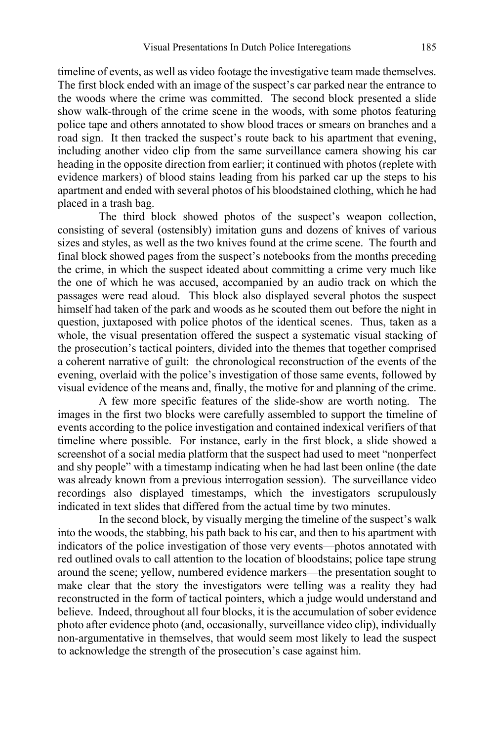timeline of events, as well as video footage the investigative team made themselves. The first block ended with an image of the suspect's car parked near the entrance to the woods where the crime was committed. The second block presented a slide show walk-through of the crime scene in the woods, with some photos featuring police tape and others annotated to show blood traces or smears on branches and a road sign. It then tracked the suspect's route back to his apartment that evening, including another video clip from the same surveillance camera showing his car heading in the opposite direction from earlier; it continued with photos (replete with evidence markers) of blood stains leading from his parked car up the steps to his apartment and ended with several photos of his bloodstained clothing, which he had placed in a trash bag.

The third block showed photos of the suspect's weapon collection, consisting of several (ostensibly) imitation guns and dozens of knives of various sizes and styles, as well as the two knives found at the crime scene. The fourth and final block showed pages from the suspect's notebooks from the months preceding the crime, in which the suspect ideated about committing a crime very much like the one of which he was accused, accompanied by an audio track on which the passages were read aloud. This block also displayed several photos the suspect himself had taken of the park and woods as he scouted them out before the night in question, juxtaposed with police photos of the identical scenes. Thus, taken as a whole, the visual presentation offered the suspect a systematic visual stacking of the prosecution's tactical pointers, divided into the themes that together comprised a coherent narrative of guilt: the chronological reconstruction of the events of the evening, overlaid with the police's investigation of those same events, followed by visual evidence of the means and, finally, the motive for and planning of the crime.

A few more specific features of the slide-show are worth noting. The images in the first two blocks were carefully assembled to support the timeline of events according to the police investigation and contained indexical verifiers of that timeline where possible. For instance, early in the first block, a slide showed a screenshot of a social media platform that the suspect had used to meet "nonperfect and shy people" with a timestamp indicating when he had last been online (the date was already known from a previous interrogation session). The surveillance video recordings also displayed timestamps, which the investigators scrupulously indicated in text slides that differed from the actual time by two minutes.

In the second block, by visually merging the timeline of the suspect's walk into the woods, the stabbing, his path back to his car, and then to his apartment with indicators of the police investigation of those very events—photos annotated with red outlined ovals to call attention to the location of bloodstains; police tape strung around the scene; yellow, numbered evidence markers—the presentation sought to make clear that the story the investigators were telling was a reality they had reconstructed in the form of tactical pointers, which a judge would understand and believe. Indeed, throughout all four blocks, it is the accumulation of sober evidence photo after evidence photo (and, occasionally, surveillance video clip), individually non-argumentative in themselves, that would seem most likely to lead the suspect to acknowledge the strength of the prosecution's case against him.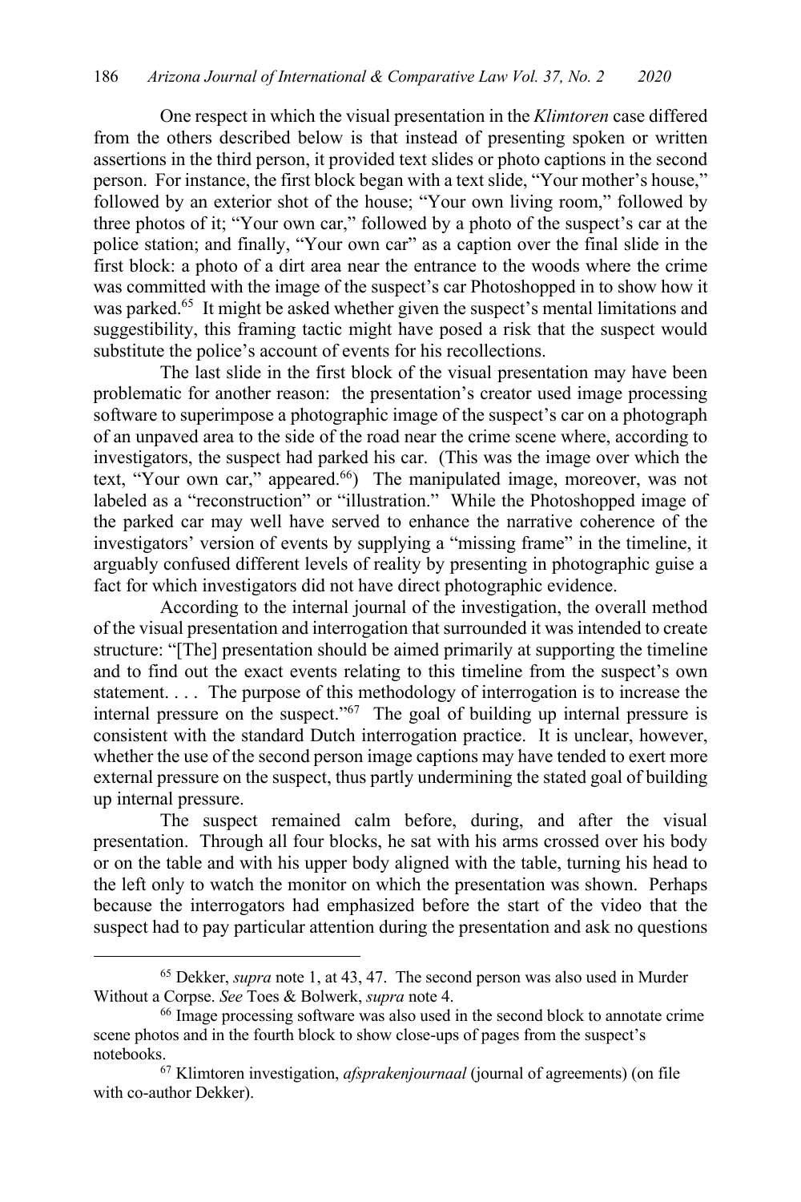One respect in which the visual presentation in the *Klimtoren* case differed from the others described below is that instead of presenting spoken or written assertions in the third person, it provided text slides or photo captions in the second person. For instance, the first block began with a text slide, "Your mother's house," followed by an exterior shot of the house; "Your own living room," followed by three photos of it; "Your own car," followed by a photo of the suspect's car at the police station; and finally, "Your own car" as a caption over the final slide in the first block: a photo of a dirt area near the entrance to the woods where the crime was committed with the image of the suspect's car Photoshopped in to show how it was parked.[65] It might be asked whether given the suspect's mental limitations and suggestibility, this framing tactic might have posed a risk that the suspect would substitute the police's account of events for his recollections.

The last slide in the first block of the visual presentation may have been problematic for another reason: the presentation's creator used image processing software to superimpose a photographic image of the suspect's car on a photograph of an unpaved area to the side of the road near the crime scene where, according to investigators, the suspect had parked his car. (This was the image over which the text, "Your own car," appeared.[66]) The manipulated image, moreover, was not labeled as a "reconstruction" or "illustration." While the Photoshopped image of the parked car may well have served to enhance the narrative coherence of the investigators' version of events by supplying a "missing frame" in the timeline, it arguably confused different levels of reality by presenting in photographic guise a fact for which investigators did not have direct photographic evidence.

According to the internal journal of the investigation, the overall method of the visual presentation and interrogation that surrounded it was intended to create structure: "[The] presentation should be aimed primarily at supporting the timeline and to find out the exact events relating to this timeline from the suspect's own statement. . . . The purpose of this methodology of interrogation is to increase the internal pressure on the suspect."[67] The goal of building up internal pressure is consistent with the standard Dutch interrogation practice. It is unclear, however, whether the use of the second person image captions may have tended to exert more external pressure on the suspect, thus partly undermining the stated goal of building up internal pressure.

The suspect remained calm before, during, and after the visual presentation. Through all four blocks, he sat with his arms crossed over his body or on the table and with his upper body aligned with the table, turning his head to the left only to watch the monitor on which the presentation was shown. Perhaps because the interrogators had emphasized before the start of the video that the suspect had to pay particular attention during the presentation and ask no questions

---

[65] Dekker, *supra* note 1, at 43, 47. The second person was also used in Murder Without a Corpse. *See* Toes & Bolwerk, *supra* note 4.

[66] Image processing software was also used in the second block to annotate crime scene photos and in the fourth block to show close-ups of pages from the suspect's notebooks.

[67] Klimtoren investigation, *afsprakenjournaal* (journal of agreements) (on file with co-author Dekker).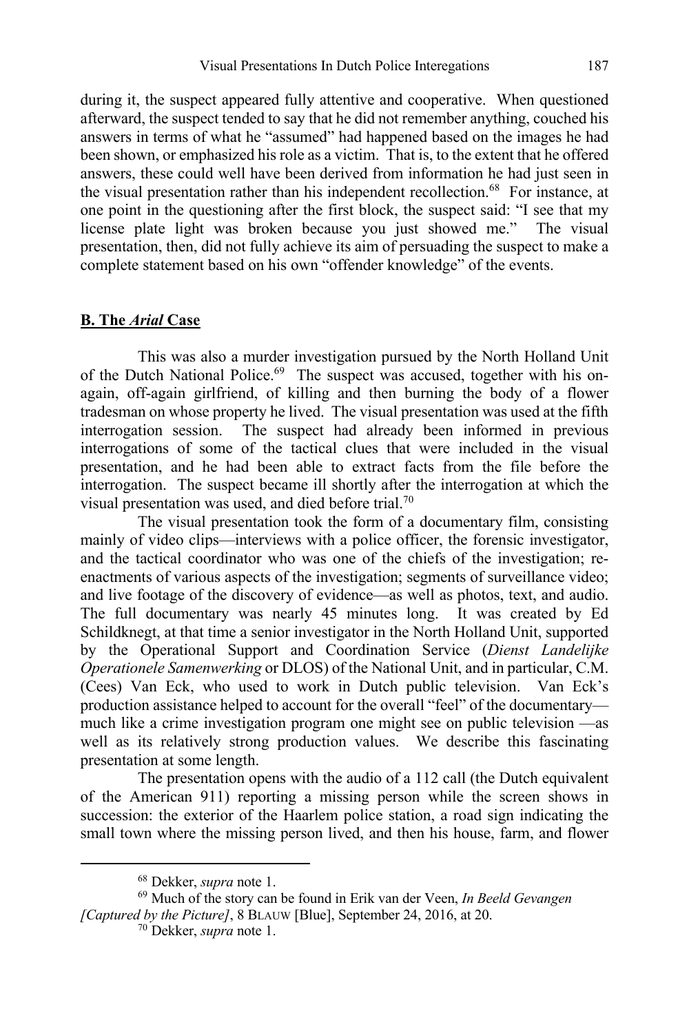during it, the suspect appeared fully attentive and cooperative. When questioned afterward, the suspect tended to say that he did not remember anything, couched his answers in terms of what he "assumed" had happened based on the images he had been shown, or emphasized his role as a victim. That is, to the extent that he offered answers, these could well have been derived from information he had just seen in the visual presentation rather than his independent recollection.[68] For instance, at one point in the questioning after the first block, the suspect said: "I see that my license plate light was broken because you just showed me." The visual presentation, then, did not fully achieve its aim of persuading the suspect to make a complete statement based on his own "offender knowledge" of the events.

## B. The *Arial* Case

This was also a murder investigation pursued by the North Holland Unit of the Dutch National Police.[69] The suspect was accused, together with his on-again, off-again girlfriend, of killing and then burning the body of a flower tradesman on whose property he lived. The visual presentation was used at the fifth interrogation session. The suspect had already been informed in previous interrogations of some of the tactical clues that were included in the visual presentation, and he had been able to extract facts from the file before the interrogation. The suspect became ill shortly after the interrogation at which the visual presentation was used, and died before trial.[70]

The visual presentation took the form of a documentary film, consisting mainly of video clips—interviews with a police officer, the forensic investigator, and the tactical coordinator who was one of the chiefs of the investigation; re-enactments of various aspects of the investigation; segments of surveillance video; and live footage of the discovery of evidence—as well as photos, text, and audio. The full documentary was nearly 45 minutes long. It was created by Ed Schildknegt, at that time a senior investigator in the North Holland Unit, supported by the Operational Support and Coordination Service (*Dienst Landelijke Operationele Samenwerking* or DLOS) of the National Unit, and in particular, C.M. (Cees) Van Eck, who used to work in Dutch public television. Van Eck's production assistance helped to account for the overall "feel" of the documentary—much like a crime investigation program one might see on public television —as well as its relatively strong production values. We describe this fascinating presentation at some length.

The presentation opens with the audio of a 112 call (the Dutch equivalent of the American 911) reporting a missing person while the screen shows in succession: the exterior of the Haarlem police station, a road sign indicating the small town where the missing person lived, and then his house, farm, and flower

---

[68] Dekker, *supra* note 1.

[69] Much of the story can be found in Erik van der Veen, *In Beeld Gevangen [Captured by the Picture]*, 8 BLAUW [Blue], September 24, 2016, at 20.

[70] Dekker, *supra* note 1.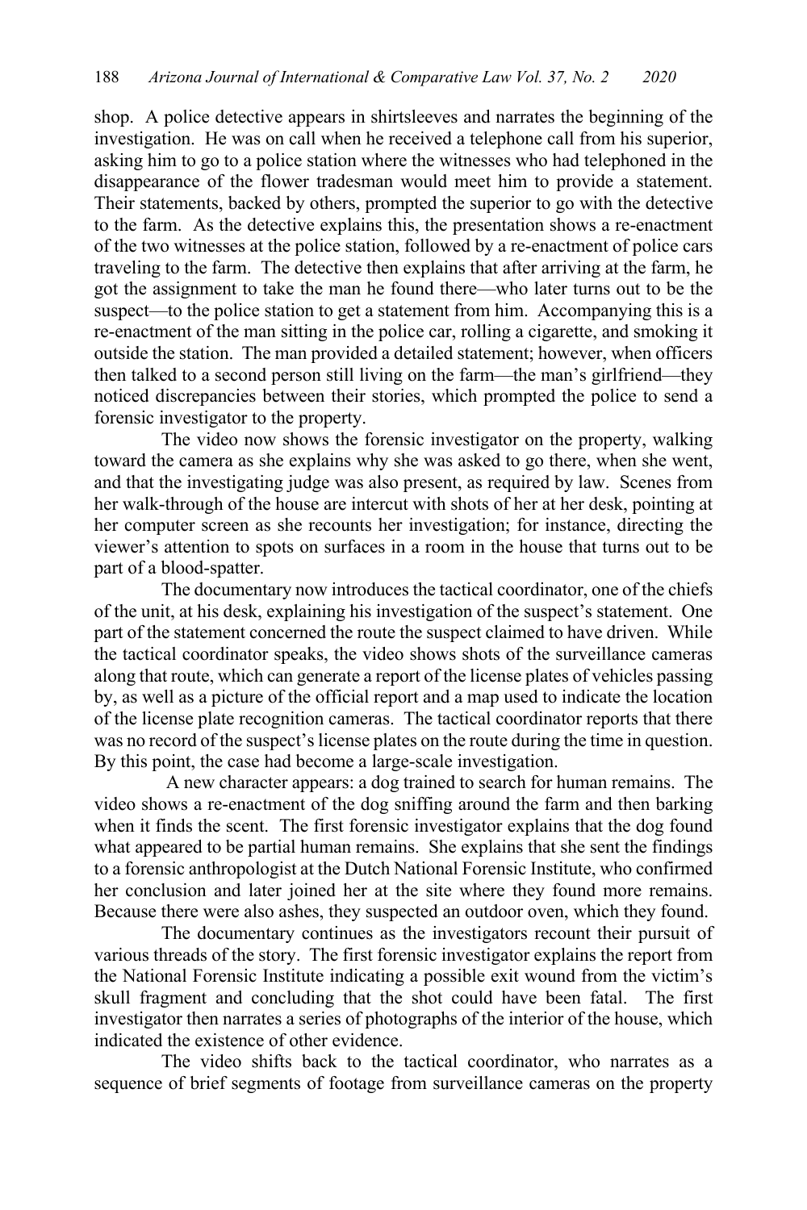shop. A police detective appears in shirtsleeves and narrates the beginning of the investigation. He was on call when he received a telephone call from his superior, asking him to go to a police station where the witnesses who had telephoned in the disappearance of the flower tradesman would meet him to provide a statement. Their statements, backed by others, prompted the superior to go with the detective to the farm. As the detective explains this, the presentation shows a re-enactment of the two witnesses at the police station, followed by a re-enactment of police cars traveling to the farm. The detective then explains that after arriving at the farm, he got the assignment to take the man he found there—who later turns out to be the suspect—to the police station to get a statement from him. Accompanying this is a re-enactment of the man sitting in the police car, rolling a cigarette, and smoking it outside the station. The man provided a detailed statement; however, when officers then talked to a second person still living on the farm—the man's girlfriend—they noticed discrepancies between their stories, which prompted the police to send a forensic investigator to the property.

The video now shows the forensic investigator on the property, walking toward the camera as she explains why she was asked to go there, when she went, and that the investigating judge was also present, as required by law. Scenes from her walk-through of the house are intercut with shots of her at her desk, pointing at her computer screen as she recounts her investigation; for instance, directing the viewer's attention to spots on surfaces in a room in the house that turns out to be part of a blood-spatter.

The documentary now introduces the tactical coordinator, one of the chiefs of the unit, at his desk, explaining his investigation of the suspect's statement. One part of the statement concerned the route the suspect claimed to have driven. While the tactical coordinator speaks, the video shows shots of the surveillance cameras along that route, which can generate a report of the license plates of vehicles passing by, as well as a picture of the official report and a map used to indicate the location of the license plate recognition cameras. The tactical coordinator reports that there was no record of the suspect's license plates on the route during the time in question. By this point, the case had become a large-scale investigation.

A new character appears: a dog trained to search for human remains. The video shows a re-enactment of the dog sniffing around the farm and then barking when it finds the scent. The first forensic investigator explains that the dog found what appeared to be partial human remains. She explains that she sent the findings to a forensic anthropologist at the Dutch National Forensic Institute, who confirmed her conclusion and later joined her at the site where they found more remains. Because there were also ashes, they suspected an outdoor oven, which they found.

The documentary continues as the investigators recount their pursuit of various threads of the story. The first forensic investigator explains the report from the National Forensic Institute indicating a possible exit wound from the victim's skull fragment and concluding that the shot could have been fatal. The first investigator then narrates a series of photographs of the interior of the house, which indicated the existence of other evidence.

The video shifts back to the tactical coordinator, who narrates as a sequence of brief segments of footage from surveillance cameras on the property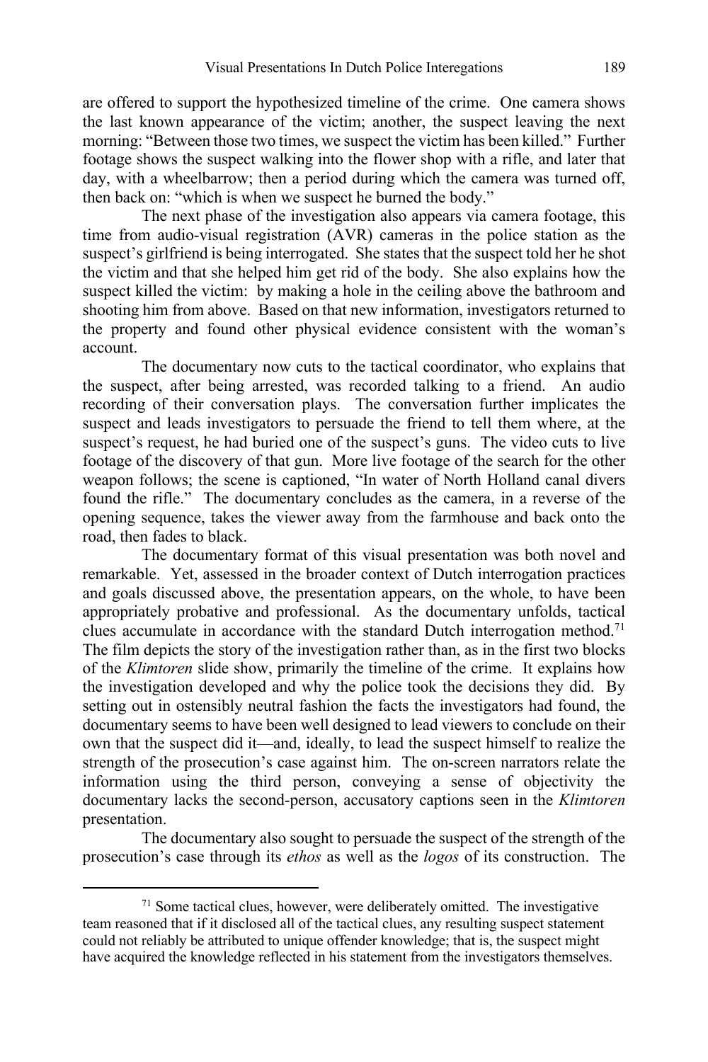are offered to support the hypothesized timeline of the crime. One camera shows the last known appearance of the victim; another, the suspect leaving the next morning: "Between those two times, we suspect the victim has been killed." Further footage shows the suspect walking into the flower shop with a rifle, and later that day, with a wheelbarrow; then a period during which the camera was turned off, then back on: "which is when we suspect he burned the body."

The next phase of the investigation also appears via camera footage, this time from audio-visual registration (AVR) cameras in the police station as the suspect's girlfriend is being interrogated. She states that the suspect told her he shot the victim and that she helped him get rid of the body. She also explains how the suspect killed the victim: by making a hole in the ceiling above the bathroom and shooting him from above. Based on that new information, investigators returned to the property and found other physical evidence consistent with the woman's account.

The documentary now cuts to the tactical coordinator, who explains that the suspect, after being arrested, was recorded talking to a friend. An audio recording of their conversation plays. The conversation further implicates the suspect and leads investigators to persuade the friend to tell them where, at the suspect's request, he had buried one of the suspect's guns. The video cuts to live footage of the discovery of that gun. More live footage of the search for the other weapon follows; the scene is captioned, "In water of North Holland canal divers found the rifle." The documentary concludes as the camera, in a reverse of the opening sequence, takes the viewer away from the farmhouse and back onto the road, then fades to black.

The documentary format of this visual presentation was both novel and remarkable. Yet, assessed in the broader context of Dutch interrogation practices and goals discussed above, the presentation appears, on the whole, to have been appropriately probative and professional. As the documentary unfolds, tactical clues accumulate in accordance with the standard Dutch interrogation method.[71] The film depicts the story of the investigation rather than, as in the first two blocks of the *Klimtoren* slide show, primarily the timeline of the crime. It explains how the investigation developed and why the police took the decisions they did. By setting out in ostensibly neutral fashion the facts the investigators had found, the documentary seems to have been well designed to lead viewers to conclude on their own that the suspect did it—and, ideally, to lead the suspect himself to realize the strength of the prosecution's case against him. The on-screen narrators relate the information using the third person, conveying a sense of objectivity the documentary lacks the second-person, accusatory captions seen in the *Klimtoren* presentation.

The documentary also sought to persuade the suspect of the strength of the prosecution's case through its *ethos* as well as the *logos* of its construction. The

[71] Some tactical clues, however, were deliberately omitted. The investigative team reasoned that if it disclosed all of the tactical clues, any resulting suspect statement could not reliably be attributed to unique offender knowledge; that is, the suspect might have acquired the knowledge reflected in his statement from the investigators themselves.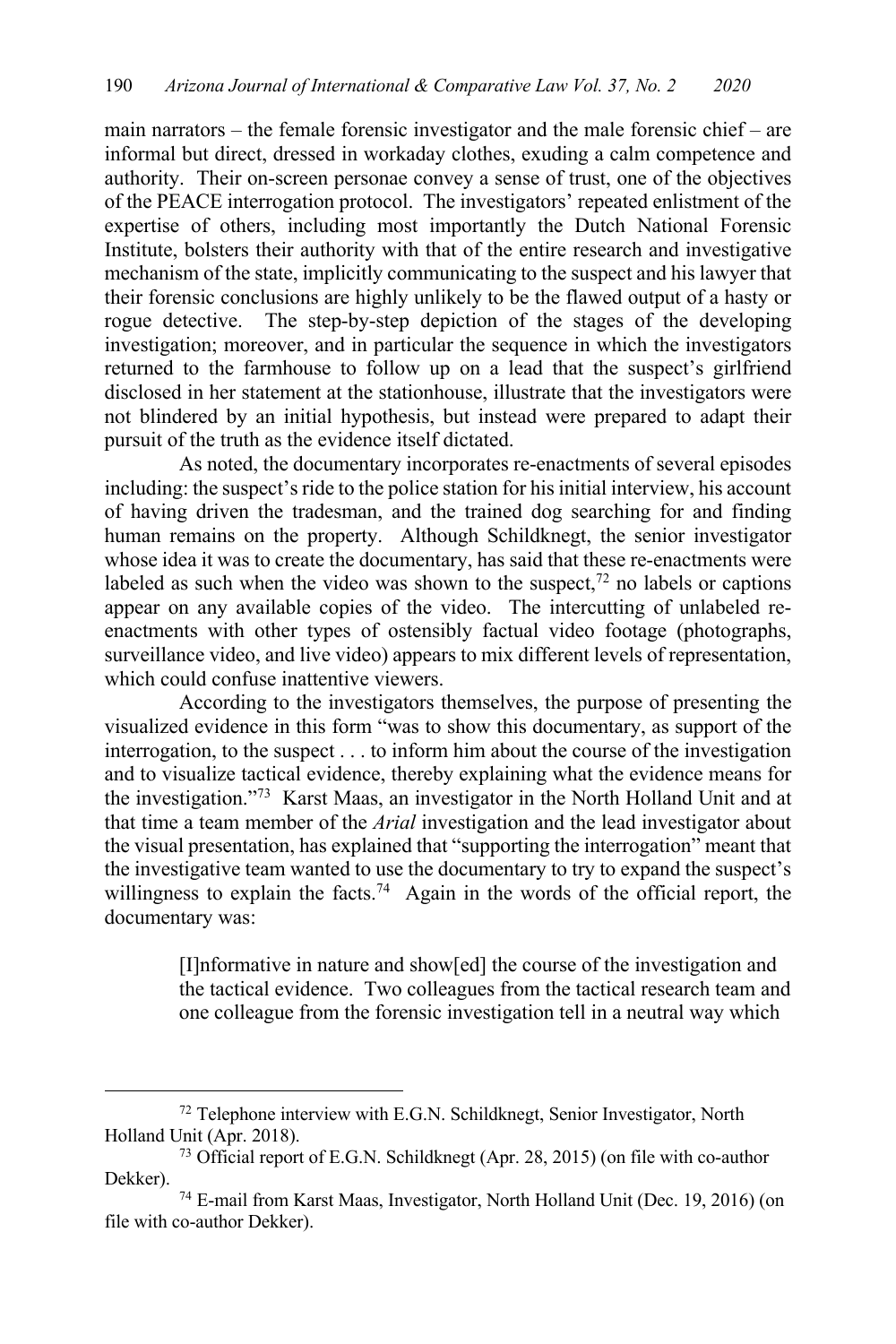main narrators – the female forensic investigator and the male forensic chief – are informal but direct, dressed in workaday clothes, exuding a calm competence and authority. Their on-screen personae convey a sense of trust, one of the objectives of the PEACE interrogation protocol. The investigators' repeated enlistment of the expertise of others, including most importantly the Dutch National Forensic Institute, bolsters their authority with that of the entire research and investigative mechanism of the state, implicitly communicating to the suspect and his lawyer that their forensic conclusions are highly unlikely to be the flawed output of a hasty or rogue detective. The step-by-step depiction of the stages of the developing investigation; moreover, and in particular the sequence in which the investigators returned to the farmhouse to follow up on a lead that the suspect's girlfriend disclosed in her statement at the stationhouse, illustrate that the investigators were not blindered by an initial hypothesis, but instead were prepared to adapt their pursuit of the truth as the evidence itself dictated.

As noted, the documentary incorporates re-enactments of several episodes including: the suspect's ride to the police station for his initial interview, his account of having driven the tradesman, and the trained dog searching for and finding human remains on the property. Although Schildknegt, the senior investigator whose idea it was to create the documentary, has said that these re-enactments were labeled as such when the video was shown to the suspect,[72] no labels or captions appear on any available copies of the video. The intercutting of unlabeled re-enactments with other types of ostensibly factual video footage (photographs, surveillance video, and live video) appears to mix different levels of representation, which could confuse inattentive viewers.

According to the investigators themselves, the purpose of presenting the visualized evidence in this form "was to show this documentary, as support of the interrogation, to the suspect . . . to inform him about the course of the investigation and to visualize tactical evidence, thereby explaining what the evidence means for the investigation."[73] Karst Maas, an investigator in the North Holland Unit and at that time a team member of the *Arial* investigation and the lead investigator about the visual presentation, has explained that "supporting the interrogation" meant that the investigative team wanted to use the documentary to try to expand the suspect's willingness to explain the facts.[74] Again in the words of the official report, the documentary was:

> [I]nformative in nature and show[ed] the course of the investigation and the tactical evidence. Two colleagues from the tactical research team and one colleague from the forensic investigation tell in a neutral way which

---

[72] Telephone interview with E.G.N. Schildknegt, Senior Investigator, North Holland Unit (Apr. 2018).

[73] Official report of E.G.N. Schildknegt (Apr. 28, 2015) (on file with co-author Dekker).

[74] E-mail from Karst Maas, Investigator, North Holland Unit (Dec. 19, 2016) (on file with co-author Dekker).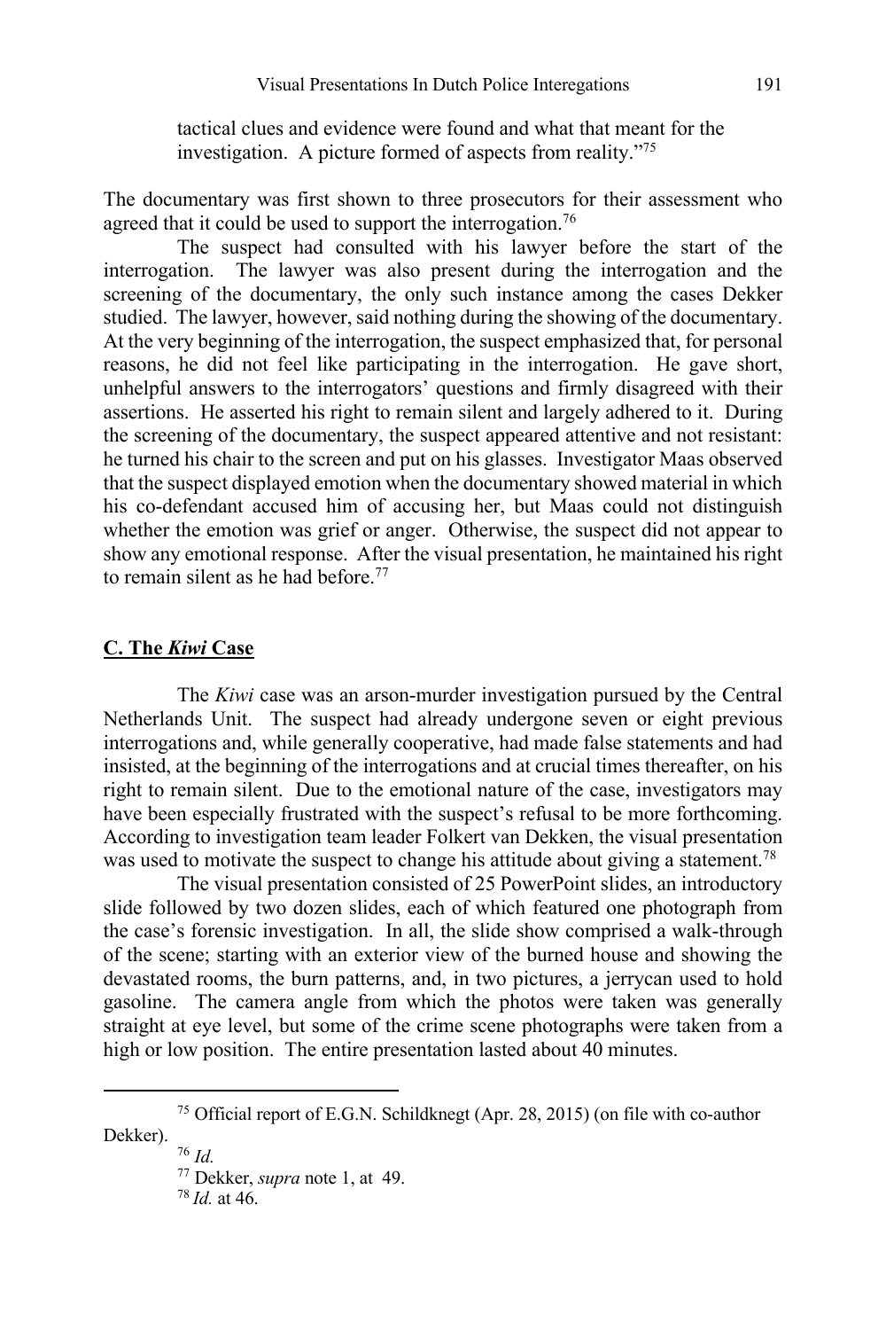tactical clues and evidence were found and what that meant for the investigation. A picture formed of aspects from reality."[75]

The documentary was first shown to three prosecutors for their assessment who agreed that it could be used to support the interrogation.[76]

The suspect had consulted with his lawyer before the start of the interrogation. The lawyer was also present during the interrogation and the screening of the documentary, the only such instance among the cases Dekker studied. The lawyer, however, said nothing during the showing of the documentary. At the very beginning of the interrogation, the suspect emphasized that, for personal reasons, he did not feel like participating in the interrogation. He gave short, unhelpful answers to the interrogators' questions and firmly disagreed with their assertions. He asserted his right to remain silent and largely adhered to it. During the screening of the documentary, the suspect appeared attentive and not resistant: he turned his chair to the screen and put on his glasses. Investigator Maas observed that the suspect displayed emotion when the documentary showed material in which his co-defendant accused him of accusing her, but Maas could not distinguish whether the emotion was grief or anger. Otherwise, the suspect did not appear to show any emotional response. After the visual presentation, he maintained his right to remain silent as he had before.[77]

## C. The *Kiwi* Case

The *Kiwi* case was an arson-murder investigation pursued by the Central Netherlands Unit. The suspect had already undergone seven or eight previous interrogations and, while generally cooperative, had made false statements and had insisted, at the beginning of the interrogations and at crucial times thereafter, on his right to remain silent. Due to the emotional nature of the case, investigators may have been especially frustrated with the suspect's refusal to be more forthcoming. According to investigation team leader Folkert van Dekken, the visual presentation was used to motivate the suspect to change his attitude about giving a statement.[78]

The visual presentation consisted of 25 PowerPoint slides, an introductory slide followed by two dozen slides, each of which featured one photograph from the case's forensic investigation. In all, the slide show comprised a walk-through of the scene; starting with an exterior view of the burned house and showing the devastated rooms, the burn patterns, and, in two pictures, a jerrycan used to hold gasoline. The camera angle from which the photos were taken was generally straight at eye level, but some of the crime scene photographs were taken from a high or low position. The entire presentation lasted about 40 minutes.

---

[75] Official report of E.G.N. Schildknegt (Apr. 28, 2015) (on file with co-author Dekker).

[76] *Id.*

[77] Dekker, *supra* note 1, at 49.

[78] *Id.* at 46.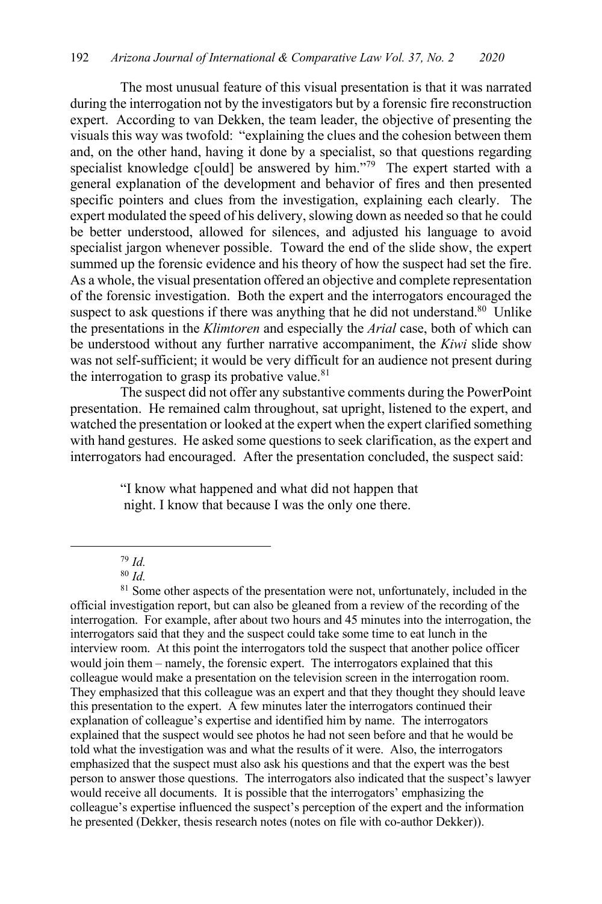The most unusual feature of this visual presentation is that it was narrated during the interrogation not by the investigators but by a forensic fire reconstruction expert. According to van Dekken, the team leader, the objective of presenting the visuals this way was twofold: "explaining the clues and the cohesion between them and, on the other hand, having it done by a specialist, so that questions regarding specialist knowledge c[ould] be answered by him."[79] The expert started with a general explanation of the development and behavior of fires and then presented specific pointers and clues from the investigation, explaining each clearly. The expert modulated the speed of his delivery, slowing down as needed so that he could be better understood, allowed for silences, and adjusted his language to avoid specialist jargon whenever possible. Toward the end of the slide show, the expert summed up the forensic evidence and his theory of how the suspect had set the fire. As a whole, the visual presentation offered an objective and complete representation of the forensic investigation. Both the expert and the interrogators encouraged the suspect to ask questions if there was anything that he did not understand.[80] Unlike the presentations in the *Klimtoren* and especially the *Arial* case, both of which can be understood without any further narrative accompaniment, the *Kiwi* slide show was not self-sufficient; it would be very difficult for an audience not present during the interrogation to grasp its probative value.[81]

The suspect did not offer any substantive comments during the PowerPoint presentation. He remained calm throughout, sat upright, listened to the expert, and watched the presentation or looked at the expert when the expert clarified something with hand gestures. He asked some questions to seek clarification, as the expert and interrogators had encouraged. After the presentation concluded, the suspect said:

> "I know what happened and what did not happen that night. I know that because I was the only one there.

---

[79] *Id.*

[80] *Id.*

[81] Some other aspects of the presentation were not, unfortunately, included in the official investigation report, but can also be gleaned from a review of the recording of the interrogation. For example, after about two hours and 45 minutes into the interrogation, the interrogators said that they and the suspect could take some time to eat lunch in the interview room. At this point the interrogators told the suspect that another police officer would join them – namely, the forensic expert. The interrogators explained that this colleague would make a presentation on the television screen in the interrogation room. They emphasized that this colleague was an expert and that they thought they should leave this presentation to the expert. A few minutes later the interrogators continued their explanation of colleague's expertise and identified him by name. The interrogators explained that the suspect would see photos he had not seen before and that he would be told what the investigation was and what the results of it were. Also, the interrogators emphasized that the suspect must also ask his questions and that the expert was the best person to answer those questions. The interrogators also indicated that the suspect's lawyer would receive all documents. It is possible that the interrogators' emphasizing the colleague's expertise influenced the suspect's perception of the expert and the information he presented (Dekker, thesis research notes (notes on file with co-author Dekker)).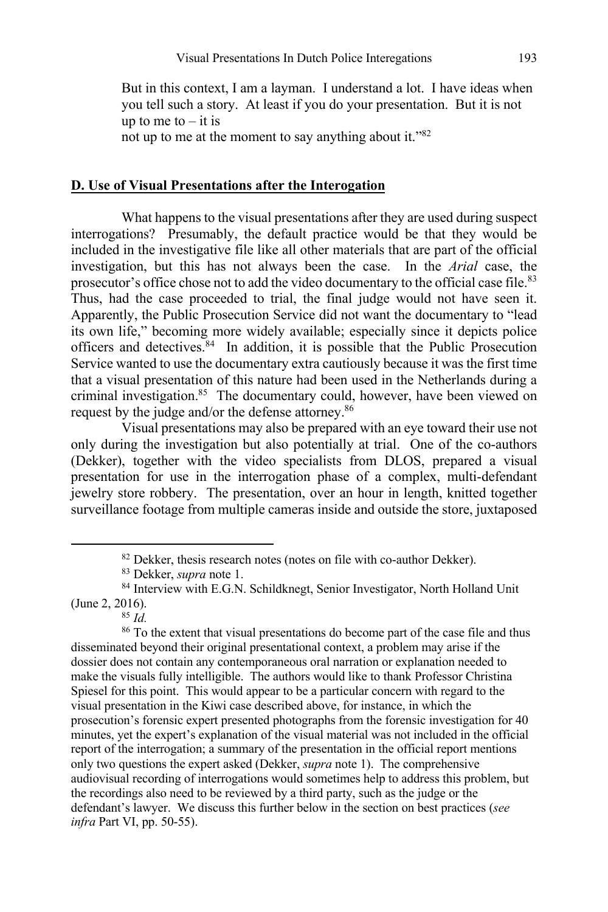But in this context, I am a layman. I understand a lot. I have ideas when you tell such a story. At least if you do your presentation. But it is not up to me to – it is
not up to me at the moment to say anything about it."[82]

## D. Use of Visual Presentations after the Interogation

What happens to the visual presentations after they are used during suspect interrogations? Presumably, the default practice would be that they would be included in the investigative file like all other materials that are part of the official investigation, but this has not always been the case. In the *Arial* case, the prosecutor's office chose not to add the video documentary to the official case file.[83] Thus, had the case proceeded to trial, the final judge would not have seen it. Apparently, the Public Prosecution Service did not want the documentary to "lead its own life," becoming more widely available; especially since it depicts police officers and detectives.[84] In addition, it is possible that the Public Prosecution Service wanted to use the documentary extra cautiously because it was the first time that a visual presentation of this nature had been used in the Netherlands during a criminal investigation.[85] The documentary could, however, have been viewed on request by the judge and/or the defense attorney.[86]

Visual presentations may also be prepared with an eye toward their use not only during the investigation but also potentially at trial. One of the co-authors (Dekker), together with the video specialists from DLOS, prepared a visual presentation for use in the interrogation phase of a complex, multi-defendant jewelry store robbery. The presentation, over an hour in length, knitted together surveillance footage from multiple cameras inside and outside the store, juxtaposed

---

[82] Dekker, thesis research notes (notes on file with co-author Dekker).

[83] Dekker, *supra* note 1.

[84] Interview with E.G.N. Schildknegt, Senior Investigator, North Holland Unit (June 2, 2016).

[85] *Id.*

[86] To the extent that visual presentations do become part of the case file and thus disseminated beyond their original presentational context, a problem may arise if the dossier does not contain any contemporaneous oral narration or explanation needed to make the visuals fully intelligible. The authors would like to thank Professor Christina Spiesel for this point. This would appear to be a particular concern with regard to the visual presentation in the Kiwi case described above, for instance, in which the prosecution's forensic expert presented photographs from the forensic investigation for 40 minutes, yet the expert's explanation of the visual material was not included in the official report of the interrogation; a summary of the presentation in the official report mentions only two questions the expert asked (Dekker, *supra* note 1). The comprehensive audiovisual recording of interrogations would sometimes help to address this problem, but the recordings also need to be reviewed by a third party, such as the judge or the defendant's lawyer. We discuss this further below in the section on best practices (*see infra* Part VI, pp. 50-55).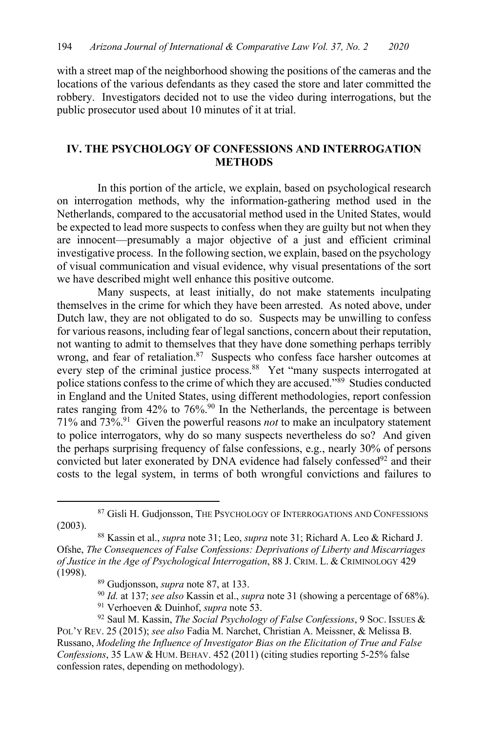with a street map of the neighborhood showing the positions of the cameras and the locations of the various defendants as they cased the store and later committed the robbery. Investigators decided not to use the video during interrogations, but the public prosecutor used about 10 minutes of it at trial.

## IV. THE PSYCHOLOGY OF CONFESSIONS AND INTERROGATION METHODS

In this portion of the article, we explain, based on psychological research on interrogation methods, why the information-gathering method used in the Netherlands, compared to the accusatorial method used in the United States, would be expected to lead more suspects to confess when they are guilty but not when they are innocent—presumably a major objective of a just and efficient criminal investigative process. In the following section, we explain, based on the psychology of visual communication and visual evidence, why visual presentations of the sort we have described might well enhance this positive outcome.

Many suspects, at least initially, do not make statements inculpating themselves in the crime for which they have been arrested. As noted above, under Dutch law, they are not obligated to do so. Suspects may be unwilling to confess for various reasons, including fear of legal sanctions, concern about their reputation, not wanting to admit to themselves that they have done something perhaps terribly wrong, and fear of retaliation.[87] Suspects who confess face harsher outcomes at every step of the criminal justice process.[88] Yet "many suspects interrogated at police stations confess to the crime of which they are accused."[89] Studies conducted in England and the United States, using different methodologies, report confession rates ranging from 42% to 76%.[90] In the Netherlands, the percentage is between 71% and 73%.[91] Given the powerful reasons *not* to make an inculpatory statement to police interrogators, why do so many suspects nevertheless do so? And given the perhaps surprising frequency of false confessions, e.g., nearly 30% of persons convicted but later exonerated by DNA evidence had falsely confessed[92] and their costs to the legal system, in terms of both wrongful convictions and failures to

---

[87] Gisli H. Gudjonsson, THE PSYCHOLOGY OF INTERROGATIONS AND CONFESSIONS (2003).

[88] Kassin et al., *supra* note 31; Leo, *supra* note 31; Richard A. Leo & Richard J. Ofshe, *The Consequences of False Confessions: Deprivations of Liberty and Miscarriages of Justice in the Age of Psychological Interrogation*, 88 J. CRIM. L. & CRIMINOLOGY 429 (1998).

[89] Gudjonsson, *supra* note 87, at 133.

[90] *Id.* at 137; *see also* Kassin et al., *supra* note 31 (showing a percentage of 68%).

[91] Verhoeven & Duinhof, *supra* note 53.

[92] Saul M. Kassin, *The Social Psychology of False Confessions*, 9 SOC. ISSUES & POL'Y REV. 25 (2015); *see also* Fadia M. Narchet, Christian A. Meissner, & Melissa B. Russano, *Modeling the Influence of Investigator Bias on the Elicitation of True and False Confessions*, 35 LAW & HUM. BEHAV. 452 (2011) (citing studies reporting 5-25% false confession rates, depending on methodology).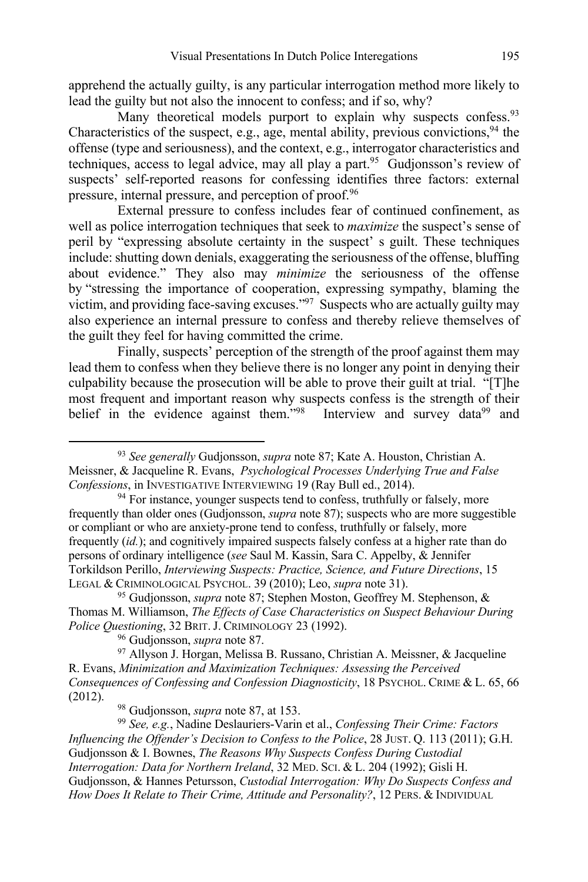apprehend the actually guilty, is any particular interrogation method more likely to lead the guilty but not also the innocent to confess; and if so, why?

Many theoretical models purport to explain why suspects confess.[93] Characteristics of the suspect, e.g., age, mental ability, previous convictions,[94] the offense (type and seriousness), and the context, e.g., interrogator characteristics and techniques, access to legal advice, may all play a part.[95] Gudjonsson's review of suspects' self-reported reasons for confessing identifies three factors: external pressure, internal pressure, and perception of proof.[96]

External pressure to confess includes fear of continued confinement, as well as police interrogation techniques that seek to *maximize* the suspect's sense of peril by "expressing absolute certainty in the suspect' s guilt. These techniques include: shutting down denials, exaggerating the seriousness of the offense, bluffing about evidence." They also may *minimize* the seriousness of the offense by "stressing the importance of cooperation, expressing sympathy, blaming the victim, and providing face-saving excuses."[97] Suspects who are actually guilty may also experience an internal pressure to confess and thereby relieve themselves of the guilt they feel for having committed the crime.

Finally, suspects' perception of the strength of the proof against them may lead them to confess when they believe there is no longer any point in denying their culpability because the prosecution will be able to prove their guilt at trial. "[T]he most frequent and important reason why suspects confess is the strength of their belief in the evidence against them."[98] Interview and survey data[99] and

---

[93] *See generally* Gudjonsson, *supra* note 87; Kate A. Houston, Christian A. Meissner, & Jacqueline R. Evans, *Psychological Processes Underlying True and False Confessions*, in INVESTIGATIVE INTERVIEWING 19 (Ray Bull ed., 2014).

[94] For instance, younger suspects tend to confess, truthfully or falsely, more frequently than older ones (Gudjonsson, *supra* note 87); suspects who are more suggestible or compliant or who are anxiety-prone tend to confess, truthfully or falsely, more frequently (*id.*); and cognitively impaired suspects falsely confess at a higher rate than do persons of ordinary intelligence (*see* Saul M. Kassin, Sara C. Appelby, & Jennifer Torkildson Perillo, *Interviewing Suspects: Practice, Science, and Future Directions*, 15 LEGAL & CRIMINOLOGICAL PSYCHOL. 39 (2010); Leo, *supra* note 31).

[95] Gudjonsson, *supra* note 87; Stephen Moston, Geoffrey M. Stephenson, & Thomas M. Williamson, *The Effects of Case Characteristics on Suspect Behaviour During Police Questioning*, 32 BRIT. J. CRIMINOLOGY 23 (1992).

[96] Gudjonsson, *supra* note 87.

[97] Allyson J. Horgan, Melissa B. Russano, Christian A. Meissner, & Jacqueline R. Evans, *Minimization and Maximization Techniques: Assessing the Perceived Consequences of Confessing and Confession Diagnosticity*, 18 PSYCHOL. CRIME & L. 65, 66 (2012).

[98] Gudjonsson, *supra* note 87, at 153.

[99] *See, e.g.*, Nadine Deslauriers-Varin et al., *Confessing Their Crime: Factors Influencing the Offender's Decision to Confess to the Police*, 28 JUST. Q. 113 (2011); G.H. Gudjonsson & I. Bownes, *The Reasons Why Suspects Confess During Custodial Interrogation: Data for Northern Ireland*, 32 MED. SCI. & L. 204 (1992); Gisli H. Gudjonsson, & Hannes Petursson, *Custodial Interrogation: Why Do Suspects Confess and How Does It Relate to Their Crime, Attitude and Personality?*, 12 PERS. & INDIVIDUAL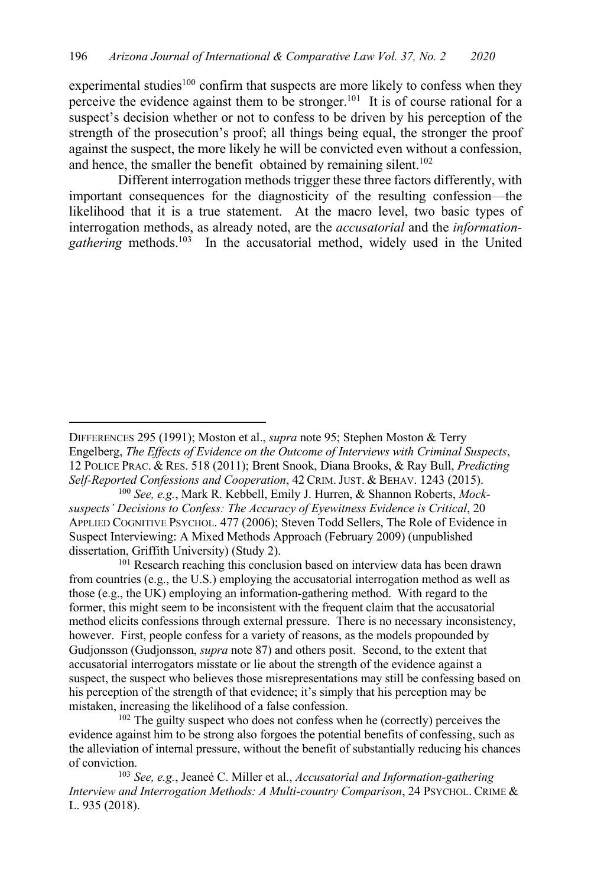experimental studies[100] confirm that suspects are more likely to confess when they perceive the evidence against them to be stronger.[101] It is of course rational for a suspect's decision whether or not to confess to be driven by his perception of the strength of the prosecution's proof; all things being equal, the stronger the proof against the suspect, the more likely he will be convicted even without a confession, and hence, the smaller the benefit obtained by remaining silent.[102]

Different interrogation methods trigger these three factors differently, with important consequences for the diagnosticity of the resulting confession—the likelihood that it is a true statement. At the macro level, two basic types of interrogation methods, as already noted, are the *accusatorial* and the *information-gathering* methods.[103] In the accusatorial method, widely used in the United

---

DIFFERENCES 295 (1991); Moston et al., *supra* note 95; Stephen Moston & Terry Engelberg, *The Effects of Evidence on the Outcome of Interviews with Criminal Suspects*, 12 POLICE PRAC. & RES. 518 (2011); Brent Snook, Diana Brooks, & Ray Bull, *Predicting Self-Reported Confessions and Cooperation*, 42 CRIM. JUST. & BEHAV. 1243 (2015).

[100] *See, e.g.*, Mark R. Kebbell, Emily J. Hurren, & Shannon Roberts, *Mock-suspects' Decisions to Confess: The Accuracy of Eyewitness Evidence is Critical*, 20 APPLIED COGNITIVE PSYCHOL. 477 (2006); Steven Todd Sellers, The Role of Evidence in Suspect Interviewing: A Mixed Methods Approach (February 2009) (unpublished dissertation, Griffith University) (Study 2).

[101] Research reaching this conclusion based on interview data has been drawn from countries (e.g., the U.S.) employing the accusatorial interrogation method as well as those (e.g., the UK) employing an information-gathering method. With regard to the former, this might seem to be inconsistent with the frequent claim that the accusatorial method elicits confessions through external pressure. There is no necessary inconsistency, however. First, people confess for a variety of reasons, as the models propounded by Gudjonsson (Gudjonsson, *supra* note 87) and others posit. Second, to the extent that accusatorial interrogators misstate or lie about the strength of the evidence against a suspect, the suspect who believes those misrepresentations may still be confessing based on his perception of the strength of that evidence; it's simply that his perception may be mistaken, increasing the likelihood of a false confession.

[102] The guilty suspect who does not confess when he (correctly) perceives the evidence against him to be strong also forgoes the potential benefits of confessing, such as the alleviation of internal pressure, without the benefit of substantially reducing his chances of conviction.

[103] *See, e.g.*, Jeaneé C. Miller et al., *Accusatorial and Information-gathering Interview and Interrogation Methods: A Multi-country Comparison*, 24 PSYCHOL. CRIME & L. 935 (2018).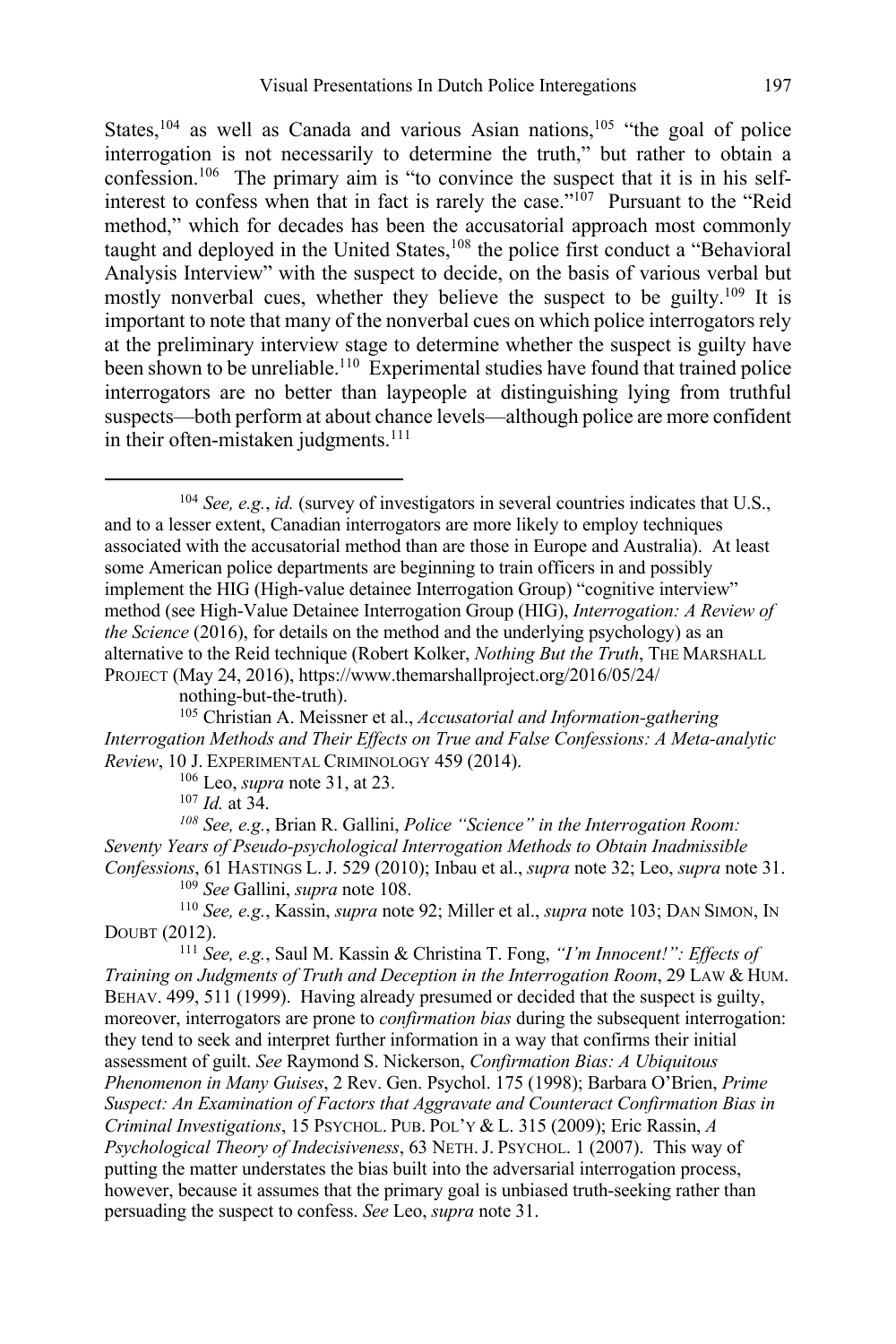States,[104] as well as Canada and various Asian nations,[105] "the goal of police interrogation is not necessarily to determine the truth," but rather to obtain a confession.[106] The primary aim is "to convince the suspect that it is in his self-interest to confess when that in fact is rarely the case."[107] Pursuant to the "Reid method," which for decades has been the accusatorial approach most commonly taught and deployed in the United States,[108] the police first conduct a "Behavioral Analysis Interview" with the suspect to decide, on the basis of various verbal but mostly nonverbal cues, whether they believe the suspect to be guilty.[109] It is important to note that many of the nonverbal cues on which police interrogators rely at the preliminary interview stage to determine whether the suspect is guilty have been shown to be unreliable.[110] Experimental studies have found that trained police interrogators are no better than laypeople at distinguishing lying from truthful suspects—both perform at about chance levels—although police are more confident in their often-mistaken judgments.[111]

---

[104] *See, e.g.*, *id.* (survey of investigators in several countries indicates that U.S., and to a lesser extent, Canadian interrogators are more likely to employ techniques associated with the accusatorial method than are those in Europe and Australia). At least some American police departments are beginning to train officers in and possibly implement the HIG (High-value detainee Interrogation Group) "cognitive interview" method (see High-Value Detainee Interrogation Group (HIG), *Interrogation: A Review of the Science* (2016), for details on the method and the underlying psychology) as an alternative to the Reid technique (Robert Kolker, *Nothing But the Truth*, THE MARSHALL PROJECT (May 24, 2016), https://www.themarshallproject.org/2016/05/24/nothing-but-the-truth).

[105] Christian A. Meissner et al., *Accusatorial and Information-gathering Interrogation Methods and Their Effects on True and False Confessions: A Meta-analytic Review*, 10 J. EXPERIMENTAL CRIMINOLOGY 459 (2014).

[106] Leo, *supra* note 31, at 23.

[107] *Id.* at 34.

[108] *See, e.g.*, Brian R. Gallini, *Police "Science" in the Interrogation Room: Seventy Years of Pseudo-psychological Interrogation Methods to Obtain Inadmissible Confessions*, 61 HASTINGS L. J. 529 (2010); Inbau et al., *supra* note 32; Leo, *supra* note 31.

[109] *See* Gallini, *supra* note 108.

[110] *See, e.g.*, Kassin, *supra* note 92; Miller et al., *supra* note 103; DAN SIMON, IN DOUBT (2012).

[111] *See, e.g.*, Saul M. Kassin & Christina T. Fong, *"I'm Innocent!": Effects of Training on Judgments of Truth and Deception in the Interrogation Room*, 29 LAW & HUM. BEHAV. 499, 511 (1999). Having already presumed or decided that the suspect is guilty, moreover, interrogators are prone to *confirmation bias* during the subsequent interrogation: they tend to seek and interpret further information in a way that confirms their initial assessment of guilt. *See* Raymond S. Nickerson, *Confirmation Bias: A Ubiquitous Phenomenon in Many Guises*, 2 Rev. Gen. Psychol. 175 (1998); Barbara O'Brien, *Prime Suspect: An Examination of Factors that Aggravate and Counteract Confirmation Bias in Criminal Investigations*, 15 PSYCHOL. PUB. POL'Y & L. 315 (2009); Eric Rassin, *A Psychological Theory of Indecisiveness*, 63 NETH. J. PSYCHOL. 1 (2007). This way of putting the matter understates the bias built into the adversarial interrogation process, however, because it assumes that the primary goal is unbiased truth-seeking rather than persuading the suspect to confess. *See* Leo, *supra* note 31.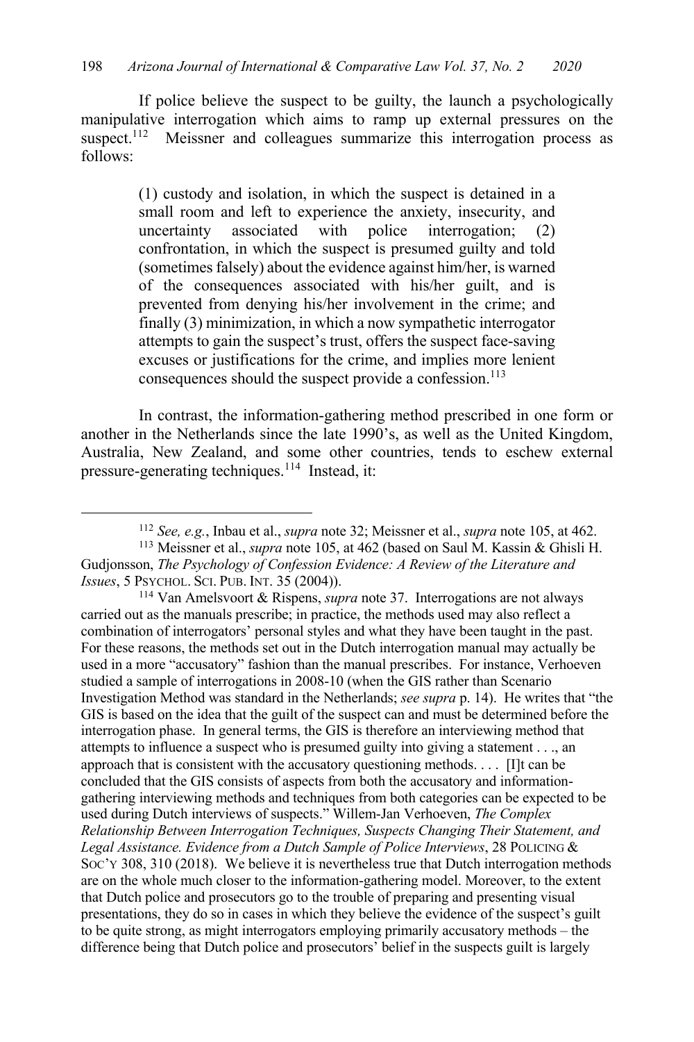If police believe the suspect to be guilty, the launch a psychologically manipulative interrogation which aims to ramp up external pressures on the suspect.[112] Meissner and colleagues summarize this interrogation process as follows:

> (1) custody and isolation, in which the suspect is detained in a small room and left to experience the anxiety, insecurity, and uncertainty associated with police interrogation; (2) confrontation, in which the suspect is presumed guilty and told (sometimes falsely) about the evidence against him/her, is warned of the consequences associated with his/her guilt, and is prevented from denying his/her involvement in the crime; and finally (3) minimization, in which a now sympathetic interrogator attempts to gain the suspect's trust, offers the suspect face-saving excuses or justifications for the crime, and implies more lenient consequences should the suspect provide a confession.[113]

In contrast, the information-gathering method prescribed in one form or another in the Netherlands since the late 1990's, as well as the United Kingdom, Australia, New Zealand, and some other countries, tends to eschew external pressure-generating techniques.[114] Instead, it:

---

[112] *See, e.g.*, Inbau et al., *supra* note 32; Meissner et al., *supra* note 105, at 462.

[113] Meissner et al., *supra* note 105, at 462 (based on Saul M. Kassin & Ghisli H. Gudjonsson, *The Psychology of Confession Evidence: A Review of the Literature and Issues*, 5 PSYCHOL. SCI. PUB. INT. 35 (2004)).

[114] Van Amelsvoort & Rispens, *supra* note 37. Interrogations are not always carried out as the manuals prescribe; in practice, the methods used may also reflect a combination of interrogators' personal styles and what they have been taught in the past. For these reasons, the methods set out in the Dutch interrogation manual may actually be used in a more "accusatory" fashion than the manual prescribes. For instance, Verhoeven studied a sample of interrogations in 2008-10 (when the GIS rather than Scenario Investigation Method was standard in the Netherlands; *see supra* p. 14). He writes that "the GIS is based on the idea that the guilt of the suspect can and must be determined before the interrogation phase. In general terms, the GIS is therefore an interviewing method that attempts to influence a suspect who is presumed guilty into giving a statement . . ., an approach that is consistent with the accusatory questioning methods. . . . [I]t can be concluded that the GIS consists of aspects from both the accusatory and information-gathering interviewing methods and techniques from both categories can be expected to be used during Dutch interviews of suspects." Willem-Jan Verhoeven, *The Complex Relationship Between Interrogation Techniques, Suspects Changing Their Statement, and Legal Assistance. Evidence from a Dutch Sample of Police Interviews*, 28 POLICING & SOC'Y 308, 310 (2018). We believe it is nevertheless true that Dutch interrogation methods are on the whole much closer to the information-gathering model. Moreover, to the extent that Dutch police and prosecutors go to the trouble of preparing and presenting visual presentations, they do so in cases in which they believe the evidence of the suspect's guilt to be quite strong, as might interrogators employing primarily accusatory methods – the difference being that Dutch police and prosecutors' belief in the suspects guilt is largely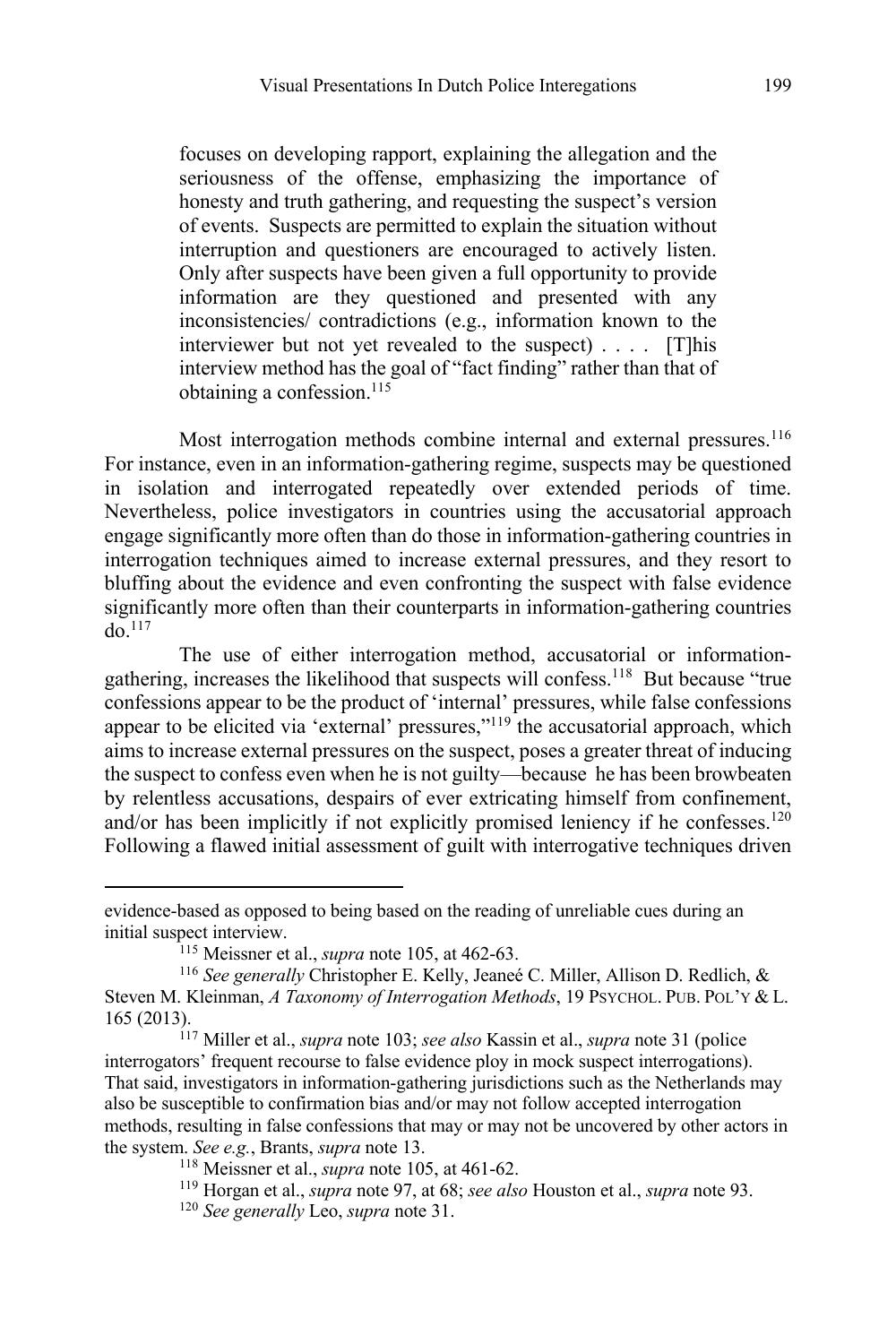> focuses on developing rapport, explaining the allegation and the seriousness of the offense, emphasizing the importance of honesty and truth gathering, and requesting the suspect's version of events. Suspects are permitted to explain the situation without interruption and questioners are encouraged to actively listen. Only after suspects have been given a full opportunity to provide information are they questioned and presented with any inconsistencies/ contradictions (e.g., information known to the interviewer but not yet revealed to the suspect) . . . . [T]his interview method has the goal of "fact finding" rather than that of obtaining a confession.[115]

Most interrogation methods combine internal and external pressures.[116] For instance, even in an information-gathering regime, suspects may be questioned in isolation and interrogated repeatedly over extended periods of time. Nevertheless, police investigators in countries using the accusatorial approach engage significantly more often than do those in information-gathering countries in interrogation techniques aimed to increase external pressures, and they resort to bluffing about the evidence and even confronting the suspect with false evidence significantly more often than their counterparts in information-gathering countries do.[117]

The use of either interrogation method, accusatorial or information-gathering, increases the likelihood that suspects will confess.[118] But because "true confessions appear to be the product of 'internal' pressures, while false confessions appear to be elicited via 'external' pressures,"[119] the accusatorial approach, which aims to increase external pressures on the suspect, poses a greater threat of inducing the suspect to confess even when he is not guilty—because he has been browbeaten by relentless accusations, despairs of ever extricating himself from confinement, and/or has been implicitly if not explicitly promised leniency if he confesses.[120] Following a flawed initial assessment of guilt with interrogative techniques driven

---

evidence-based as opposed to being based on the reading of unreliable cues during an initial suspect interview.

[115] Meissner et al., *supra* note 105, at 462-63.

[116] *See generally* Christopher E. Kelly, Jeaneé C. Miller, Allison D. Redlich, & Steven M. Kleinman, *A Taxonomy of Interrogation Methods*, 19 PSYCHOL. PUB. POL'Y & L. 165 (2013).

[117] Miller et al., *supra* note 103; *see also* Kassin et al., *supra* note 31 (police interrogators' frequent recourse to false evidence ploy in mock suspect interrogations). That said, investigators in information-gathering jurisdictions such as the Netherlands may also be susceptible to confirmation bias and/or may not follow accepted interrogation methods, resulting in false confessions that may or may not be uncovered by other actors in the system. *See e.g.*, Brants, *supra* note 13.

[118] Meissner et al., *supra* note 105, at 461-62.

[119] Horgan et al., *supra* note 97, at 68; *see also* Houston et al., *supra* note 93.

[120] *See generally* Leo, *supra* note 31.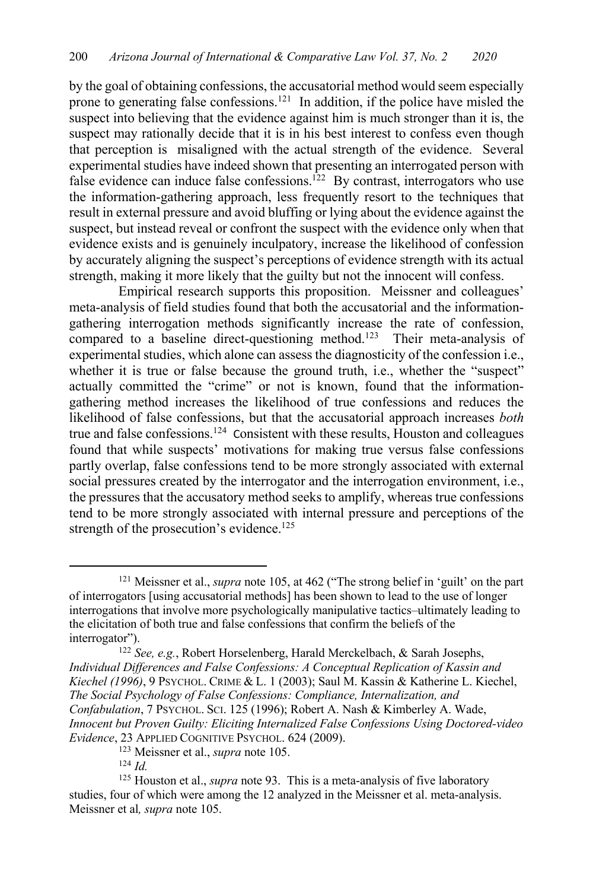by the goal of obtaining confessions, the accusatorial method would seem especially prone to generating false confessions.[121] In addition, if the police have misled the suspect into believing that the evidence against him is much stronger than it is, the suspect may rationally decide that it is in his best interest to confess even though that perception is misaligned with the actual strength of the evidence. Several experimental studies have indeed shown that presenting an interrogated person with false evidence can induce false confessions.[122] By contrast, interrogators who use the information-gathering approach, less frequently resort to the techniques that result in external pressure and avoid bluffing or lying about the evidence against the suspect, but instead reveal or confront the suspect with the evidence only when that evidence exists and is genuinely inculpatory, increase the likelihood of confession by accurately aligning the suspect's perceptions of evidence strength with its actual strength, making it more likely that the guilty but not the innocent will confess.

Empirical research supports this proposition. Meissner and colleagues' meta-analysis of field studies found that both the accusatorial and the information-gathering interrogation methods significantly increase the rate of confession, compared to a baseline direct-questioning method.[123] Their meta-analysis of experimental studies, which alone can assess the diagnosticity of the confession i.e., whether it is true or false because the ground truth, i.e., whether the "suspect" actually committed the "crime" or not is known, found that the information-gathering method increases the likelihood of true confessions and reduces the likelihood of false confessions, but that the accusatorial approach increases *both* true and false confessions.[124] Consistent with these results, Houston and colleagues found that while suspects' motivations for making true versus false confessions partly overlap, false confessions tend to be more strongly associated with external social pressures created by the interrogator and the interrogation environment, i.e., the pressures that the accusatory method seeks to amplify, whereas true confessions tend to be more strongly associated with internal pressure and perceptions of the strength of the prosecution's evidence.[125]

---

[121] Meissner et al., *supra* note 105, at 462 ("The strong belief in 'guilt' on the part of interrogators [using accusatorial methods] has been shown to lead to the use of longer interrogations that involve more psychologically manipulative tactics–ultimately leading to the elicitation of both true and false confessions that confirm the beliefs of the interrogator").

[122] *See, e.g.*, Robert Horselenberg, Harald Merckelbach, & Sarah Josephs, *Individual Differences and False Confessions: A Conceptual Replication of Kassin and Kiechel (1996)*, 9 PSYCHOL. CRIME & L. 1 (2003); Saul M. Kassin & Katherine L. Kiechel, *The Social Psychology of False Confessions: Compliance, Internalization, and Confabulation*, 7 PSYCHOL. SCI. 125 (1996); Robert A. Nash & Kimberley A. Wade, *Innocent but Proven Guilty: Eliciting Internalized False Confessions Using Doctored-video Evidence*, 23 APPLIED COGNITIVE PSYCHOL. 624 (2009).

[123] Meissner et al., *supra* note 105.

[124] *Id.*

[125] Houston et al., *supra* note 93. This is a meta-analysis of five laboratory studies, four of which were among the 12 analyzed in the Meissner et al. meta-analysis. Meissner et al*, supra* note 105.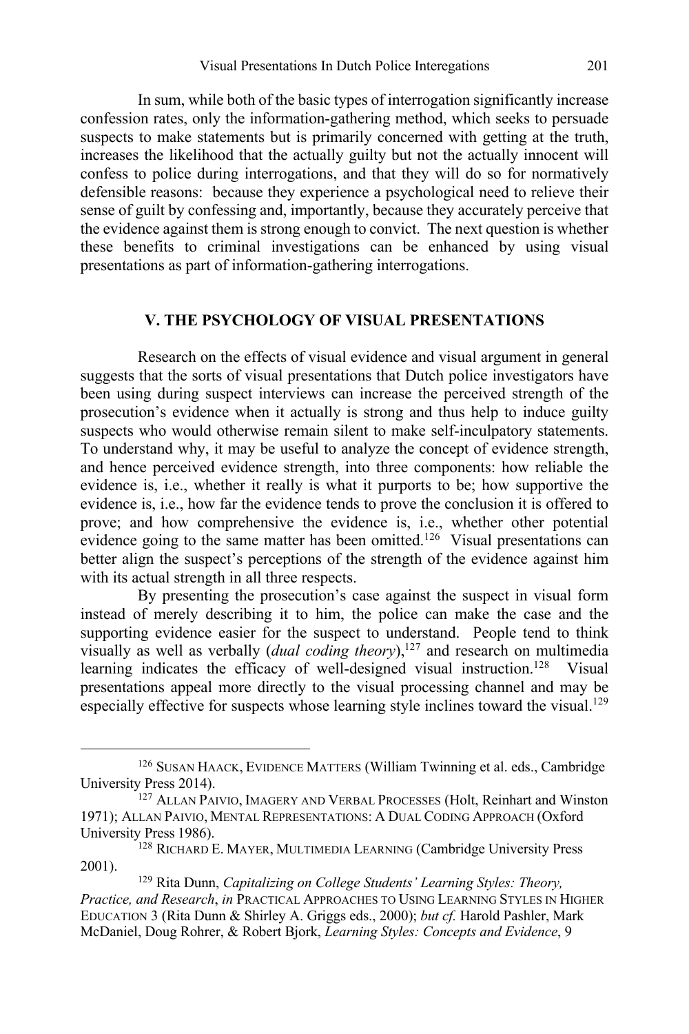In sum, while both of the basic types of interrogation significantly increase confession rates, only the information-gathering method, which seeks to persuade suspects to make statements but is primarily concerned with getting at the truth, increases the likelihood that the actually guilty but not the actually innocent will confess to police during interrogations, and that they will do so for normatively defensible reasons: because they experience a psychological need to relieve their sense of guilt by confessing and, importantly, because they accurately perceive that the evidence against them is strong enough to convict. The next question is whether these benefits to criminal investigations can be enhanced by using visual presentations as part of information-gathering interrogations.

## V. THE PSYCHOLOGY OF VISUAL PRESENTATIONS

Research on the effects of visual evidence and visual argument in general suggests that the sorts of visual presentations that Dutch police investigators have been using during suspect interviews can increase the perceived strength of the prosecution's evidence when it actually is strong and thus help to induce guilty suspects who would otherwise remain silent to make self-inculpatory statements. To understand why, it may be useful to analyze the concept of evidence strength, and hence perceived evidence strength, into three components: how reliable the evidence is, i.e., whether it really is what it purports to be; how supportive the evidence is, i.e., how far the evidence tends to prove the conclusion it is offered to prove; and how comprehensive the evidence is, i.e., whether other potential evidence going to the same matter has been omitted.[126] Visual presentations can better align the suspect's perceptions of the strength of the evidence against him with its actual strength in all three respects.

By presenting the prosecution's case against the suspect in visual form instead of merely describing it to him, the police can make the case and the supporting evidence easier for the suspect to understand. People tend to think visually as well as verbally (*dual coding theory*),[127] and research on multimedia learning indicates the efficacy of well-designed visual instruction.[128] Visual presentations appeal more directly to the visual processing channel and may be especially effective for suspects whose learning style inclines toward the visual.[129]

---

[126] SUSAN HAACK, EVIDENCE MATTERS (William Twinning et al. eds., Cambridge University Press 2014).

[127] ALLAN PAIVIO, IMAGERY AND VERBAL PROCESSES (Holt, Reinhart and Winston 1971); ALLAN PAIVIO, MENTAL REPRESENTATIONS: A DUAL CODING APPROACH (Oxford University Press 1986).

[128] RICHARD E. MAYER, MULTIMEDIA LEARNING (Cambridge University Press 2001).

[129] Rita Dunn, *Capitalizing on College Students' Learning Styles: Theory, Practice, and Research*, *in* PRACTICAL APPROACHES TO USING LEARNING STYLES IN HIGHER EDUCATION 3 (Rita Dunn & Shirley A. Griggs eds., 2000); *but cf.* Harold Pashler, Mark McDaniel, Doug Rohrer, & Robert Bjork, *Learning Styles: Concepts and Evidence*, 9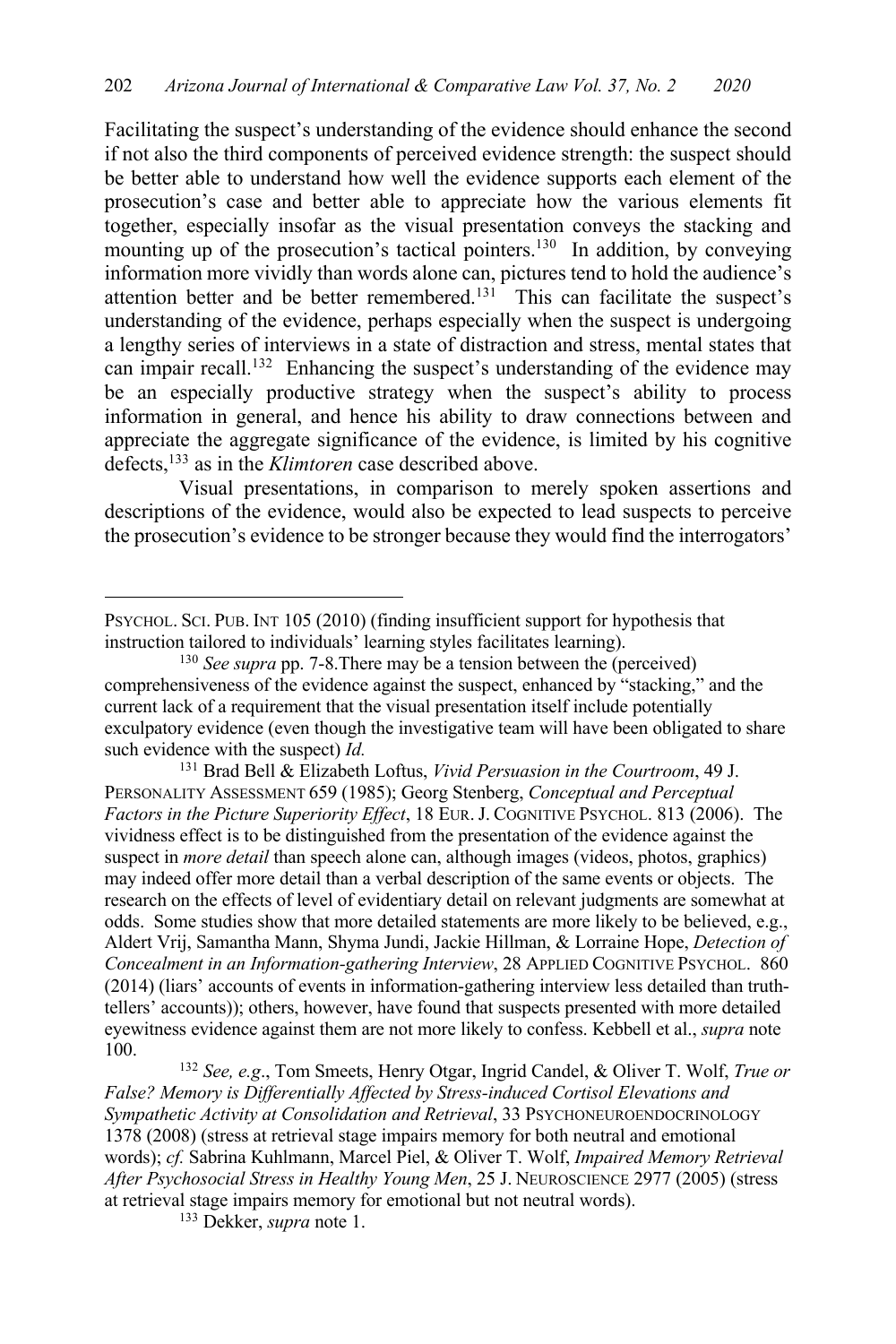Facilitating the suspect's understanding of the evidence should enhance the second if not also the third components of perceived evidence strength: the suspect should be better able to understand how well the evidence supports each element of the prosecution's case and better able to appreciate how the various elements fit together, especially insofar as the visual presentation conveys the stacking and mounting up of the prosecution's tactical pointers.[130] In addition, by conveying information more vividly than words alone can, pictures tend to hold the audience's attention better and be better remembered.[131] This can facilitate the suspect's understanding of the evidence, perhaps especially when the suspect is undergoing a lengthy series of interviews in a state of distraction and stress, mental states that can impair recall.[132] Enhancing the suspect's understanding of the evidence may be an especially productive strategy when the suspect's ability to process information in general, and hence his ability to draw connections between and appreciate the aggregate significance of the evidence, is limited by his cognitive defects,[133] as in the *Klimtoren* case described above.

Visual presentations, in comparison to merely spoken assertions and descriptions of the evidence, would also be expected to lead suspects to perceive the prosecution's evidence to be stronger because they would find the interrogators'

---

PSYCHOL. SCI. PUB. INT 105 (2010) (finding insufficient support for hypothesis that instruction tailored to individuals' learning styles facilitates learning).

[130] *See supra* pp. 7-8.There may be a tension between the (perceived) comprehensiveness of the evidence against the suspect, enhanced by "stacking," and the current lack of a requirement that the visual presentation itself include potentially exculpatory evidence (even though the investigative team will have been obligated to share such evidence with the suspect) *Id.*

[131] Brad Bell & Elizabeth Loftus, *Vivid Persuasion in the Courtroom*, 49 J. PERSONALITY ASSESSMENT 659 (1985); Georg Stenberg, *Conceptual and Perceptual Factors in the Picture Superiority Effect*, 18 EUR. J. COGNITIVE PSYCHOL. 813 (2006). The vividness effect is to be distinguished from the presentation of the evidence against the suspect in *more detail* than speech alone can, although images (videos, photos, graphics) may indeed offer more detail than a verbal description of the same events or objects. The research on the effects of level of evidentiary detail on relevant judgments are somewhat at odds. Some studies show that more detailed statements are more likely to be believed, e.g., Aldert Vrij, Samantha Mann, Shyma Jundi, Jackie Hillman, & Lorraine Hope, *Detection of Concealment in an Information-gathering Interview*, 28 APPLIED COGNITIVE PSYCHOL. 860 (2014) (liars' accounts of events in information-gathering interview less detailed than truth-tellers' accounts)); others, however, have found that suspects presented with more detailed eyewitness evidence against them are not more likely to confess. Kebbell et al., *supra* note 100.

[132] *See, e.g*., Tom Smeets, Henry Otgar, Ingrid Candel, & Oliver T. Wolf, *True or False? Memory is Differentially Affected by Stress-induced Cortisol Elevations and Sympathetic Activity at Consolidation and Retrieval*, 33 PSYCHONEUROENDOCRINOLOGY 1378 (2008) (stress at retrieval stage impairs memory for both neutral and emotional words); *cf.* Sabrina Kuhlmann, Marcel Piel, & Oliver T. Wolf, *Impaired Memory Retrieval After Psychosocial Stress in Healthy Young Men*, 25 J. NEUROSCIENCE 2977 (2005) (stress at retrieval stage impairs memory for emotional but not neutral words).

[133] Dekker, *supra* note 1.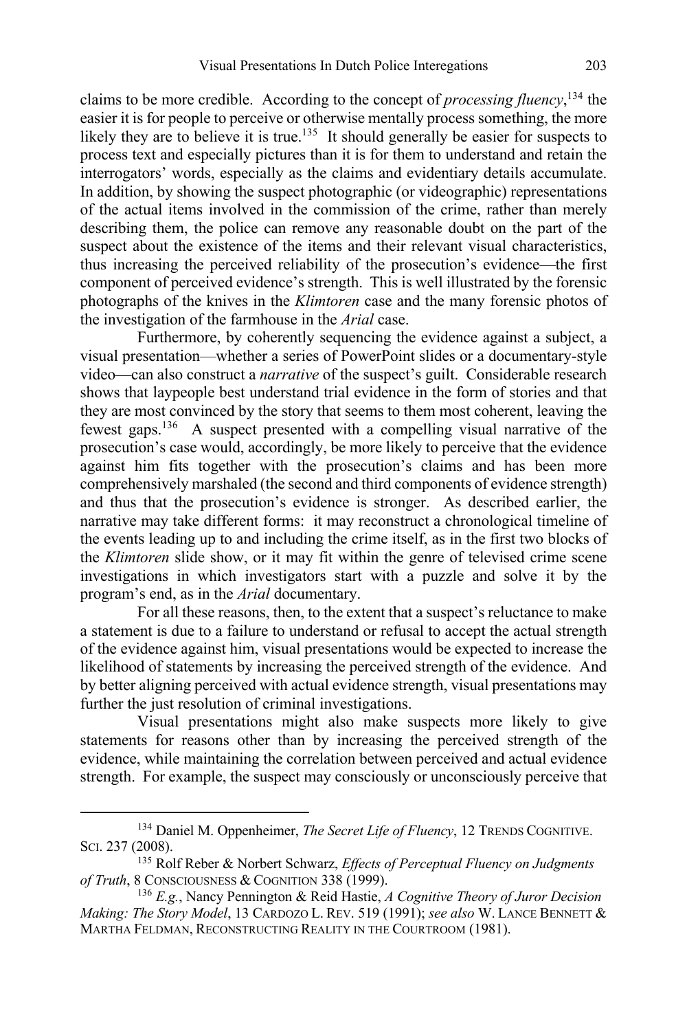claims to be more credible. According to the concept of *processing fluency*,[134] the easier it is for people to perceive or otherwise mentally process something, the more likely they are to believe it is true.[135] It should generally be easier for suspects to process text and especially pictures than it is for them to understand and retain the interrogators' words, especially as the claims and evidentiary details accumulate. In addition, by showing the suspect photographic (or videographic) representations of the actual items involved in the commission of the crime, rather than merely describing them, the police can remove any reasonable doubt on the part of the suspect about the existence of the items and their relevant visual characteristics, thus increasing the perceived reliability of the prosecution's evidence—the first component of perceived evidence's strength. This is well illustrated by the forensic photographs of the knives in the *Klimtoren* case and the many forensic photos of the investigation of the farmhouse in the *Arial* case.

Furthermore, by coherently sequencing the evidence against a subject, a visual presentation—whether a series of PowerPoint slides or a documentary-style video—can also construct a *narrative* of the suspect's guilt. Considerable research shows that laypeople best understand trial evidence in the form of stories and that they are most convinced by the story that seems to them most coherent, leaving the fewest gaps.[136] A suspect presented with a compelling visual narrative of the prosecution's case would, accordingly, be more likely to perceive that the evidence against him fits together with the prosecution's claims and has been more comprehensively marshaled (the second and third components of evidence strength) and thus that the prosecution's evidence is stronger. As described earlier, the narrative may take different forms: it may reconstruct a chronological timeline of the events leading up to and including the crime itself, as in the first two blocks of the *Klimtoren* slide show, or it may fit within the genre of televised crime scene investigations in which investigators start with a puzzle and solve it by the program's end, as in the *Arial* documentary.

For all these reasons, then, to the extent that a suspect's reluctance to make a statement is due to a failure to understand or refusal to accept the actual strength of the evidence against him, visual presentations would be expected to increase the likelihood of statements by increasing the perceived strength of the evidence. And by better aligning perceived with actual evidence strength, visual presentations may further the just resolution of criminal investigations.

Visual presentations might also make suspects more likely to give statements for reasons other than by increasing the perceived strength of the evidence, while maintaining the correlation between perceived and actual evidence strength. For example, the suspect may consciously or unconsciously perceive that

---

[134] Daniel M. Oppenheimer, *The Secret Life of Fluency*, 12 TRENDS COGNITIVE. SCI. 237 (2008).

[135] Rolf Reber & Norbert Schwarz, *Effects of Perceptual Fluency on Judgments of Truth*, 8 CONSCIOUSNESS & COGNITION 338 (1999).

[136] *E.g.*, Nancy Pennington & Reid Hastie, *A Cognitive Theory of Juror Decision Making: The Story Model*, 13 CARDOZO L. REV. 519 (1991); *see also* W. LANCE BENNETT & MARTHA FELDMAN, RECONSTRUCTING REALITY IN THE COURTROOM (1981).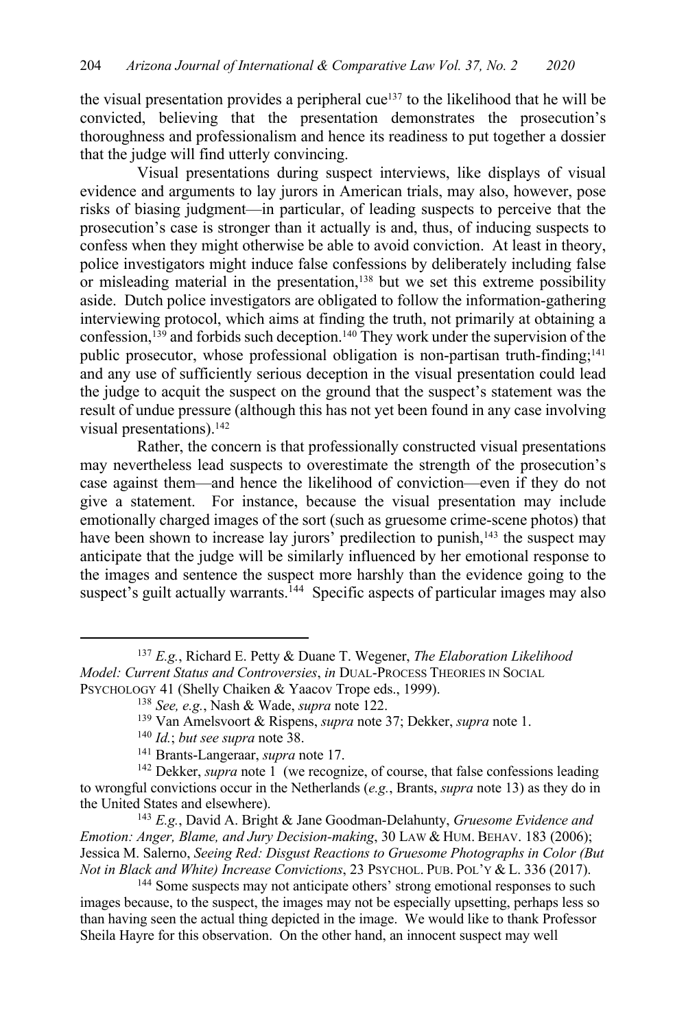the visual presentation provides a peripheral cue[137] to the likelihood that he will be convicted, believing that the presentation demonstrates the prosecution's thoroughness and professionalism and hence its readiness to put together a dossier that the judge will find utterly convincing.

Visual presentations during suspect interviews, like displays of visual evidence and arguments to lay jurors in American trials, may also, however, pose risks of biasing judgment—in particular, of leading suspects to perceive that the prosecution's case is stronger than it actually is and, thus, of inducing suspects to confess when they might otherwise be able to avoid conviction. At least in theory, police investigators might induce false confessions by deliberately including false or misleading material in the presentation,[138] but we set this extreme possibility aside. Dutch police investigators are obligated to follow the information-gathering interviewing protocol, which aims at finding the truth, not primarily at obtaining a confession,[139] and forbids such deception.[140] They work under the supervision of the public prosecutor, whose professional obligation is non-partisan truth-finding;[141] and any use of sufficiently serious deception in the visual presentation could lead the judge to acquit the suspect on the ground that the suspect's statement was the result of undue pressure (although this has not yet been found in any case involving visual presentations).[142]

Rather, the concern is that professionally constructed visual presentations may nevertheless lead suspects to overestimate the strength of the prosecution's case against them—and hence the likelihood of conviction—even if they do not give a statement. For instance, because the visual presentation may include emotionally charged images of the sort (such as gruesome crime-scene photos) that have been shown to increase lay jurors' predilection to punish,[143] the suspect may anticipate that the judge will be similarly influenced by her emotional response to the images and sentence the suspect more harshly than the evidence going to the suspect's guilt actually warrants.[144] Specific aspects of particular images may also

---

[137] *E.g.*, Richard E. Petty & Duane T. Wegener, *The Elaboration Likelihood Model: Current Status and Controversies*, *in* DUAL-PROCESS THEORIES IN SOCIAL PSYCHOLOGY 41 (Shelly Chaiken & Yaacov Trope eds., 1999).

[138] *See, e.g.*, Nash & Wade, *supra* note 122.

[139] Van Amelsvoort & Rispens, *supra* note 37; Dekker, *supra* note 1.

[140] *Id.*; *but see supra* note 38.

[141] Brants-Langeraar, *supra* note 17.

[142] Dekker, *supra* note 1 (we recognize, of course, that false confessions leading to wrongful convictions occur in the Netherlands (*e.g.*, Brants, *supra* note 13) as they do in the United States and elsewhere).

[143] *E.g.*, David A. Bright & Jane Goodman-Delahunty, *Gruesome Evidence and Emotion: Anger, Blame, and Jury Decision-making*, 30 LAW & HUM. BEHAV. 183 (2006); Jessica M. Salerno, *Seeing Red: Disgust Reactions to Gruesome Photographs in Color (But Not in Black and White) Increase Convictions*, 23 PSYCHOL. PUB. POL'Y & L. 336 (2017).

[144] Some suspects may not anticipate others' strong emotional responses to such images because, to the suspect, the images may not be especially upsetting, perhaps less so than having seen the actual thing depicted in the image. We would like to thank Professor Sheila Hayre for this observation. On the other hand, an innocent suspect may well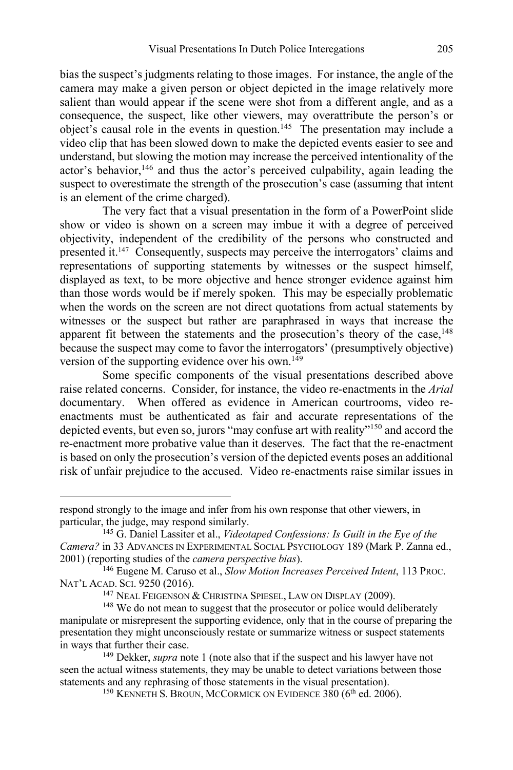bias the suspect's judgments relating to those images. For instance, the angle of the camera may make a given person or object depicted in the image relatively more salient than would appear if the scene were shot from a different angle, and as a consequence, the suspect, like other viewers, may overattribute the person's or object's causal role in the events in question.[145] The presentation may include a video clip that has been slowed down to make the depicted events easier to see and understand, but slowing the motion may increase the perceived intentionality of the actor's behavior,[146] and thus the actor's perceived culpability, again leading the suspect to overestimate the strength of the prosecution's case (assuming that intent is an element of the crime charged).

The very fact that a visual presentation in the form of a PowerPoint slide show or video is shown on a screen may imbue it with a degree of perceived objectivity, independent of the credibility of the persons who constructed and presented it.[147] Consequently, suspects may perceive the interrogators' claims and representations of supporting statements by witnesses or the suspect himself, displayed as text, to be more objective and hence stronger evidence against him than those words would be if merely spoken. This may be especially problematic when the words on the screen are not direct quotations from actual statements by witnesses or the suspect but rather are paraphrased in ways that increase the apparent fit between the statements and the prosecution's theory of the case,[148] because the suspect may come to favor the interrogators' (presumptively objective) version of the supporting evidence over his own.[149]

Some specific components of the visual presentations described above raise related concerns. Consider, for instance, the video re-enactments in the *Arial* documentary. When offered as evidence in American courtrooms, video re-enactments must be authenticated as fair and accurate representations of the depicted events, but even so, jurors "may confuse art with reality"[150] and accord the re-enactment more probative value than it deserves. The fact that the re-enactment is based on only the prosecution's version of the depicted events poses an additional risk of unfair prejudice to the accused. Video re-enactments raise similar issues in

---

respond strongly to the image and infer from his own response that other viewers, in particular, the judge, may respond similarly.

[145] G. Daniel Lassiter et al., *Videotaped Confessions: Is Guilt in the Eye of the Camera?* in 33 ADVANCES IN EXPERIMENTAL SOCIAL PSYCHOLOGY 189 (Mark P. Zanna ed., 2001) (reporting studies of the *camera perspective bias*).

[146] Eugene M. Caruso et al., *Slow Motion Increases Perceived Intent*, 113 PROC. NAT'L ACAD. SCI. 9250 (2016).

[147] NEAL FEIGENSON & CHRISTINA SPIESEL, LAW ON DISPLAY (2009).

[148] We do not mean to suggest that the prosecutor or police would deliberately manipulate or misrepresent the supporting evidence, only that in the course of preparing the presentation they might unconsciously restate or summarize witness or suspect statements in ways that further their case.

[149] Dekker, *supra* note 1 (note also that if the suspect and his lawyer have not seen the actual witness statements, they may be unable to detect variations between those statements and any rephrasing of those statements in the visual presentation).

[150] KENNETH S. BROUN, MCCORMICK ON EVIDENCE 380 (6th ed. 2006).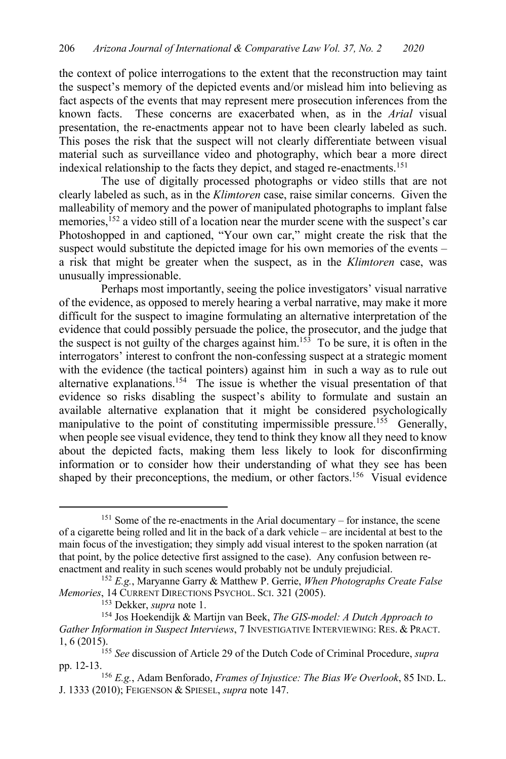the context of police interrogations to the extent that the reconstruction may taint the suspect's memory of the depicted events and/or mislead him into believing as fact aspects of the events that may represent mere prosecution inferences from the known facts. These concerns are exacerbated when, as in the *Arial* visual presentation, the re-enactments appear not to have been clearly labeled as such. This poses the risk that the suspect will not clearly differentiate between visual material such as surveillance video and photography, which bear a more direct indexical relationship to the facts they depict, and staged re-enactments.[151]

The use of digitally processed photographs or video stills that are not clearly labeled as such, as in the *Klimtoren* case, raise similar concerns. Given the malleability of memory and the power of manipulated photographs to implant false memories,[152] a video still of a location near the murder scene with the suspect's car Photoshopped in and captioned, "Your own car," might create the risk that the suspect would substitute the depicted image for his own memories of the events – a risk that might be greater when the suspect, as in the *Klimtoren* case, was unusually impressionable.

Perhaps most importantly, seeing the police investigators' visual narrative of the evidence, as opposed to merely hearing a verbal narrative, may make it more difficult for the suspect to imagine formulating an alternative interpretation of the evidence that could possibly persuade the police, the prosecutor, and the judge that the suspect is not guilty of the charges against him.[153] To be sure, it is often in the interrogators' interest to confront the non-confessing suspect at a strategic moment with the evidence (the tactical pointers) against him in such a way as to rule out alternative explanations.[154] The issue is whether the visual presentation of that evidence so risks disabling the suspect's ability to formulate and sustain an available alternative explanation that it might be considered psychologically manipulative to the point of constituting impermissible pressure.[155] Generally, when people see visual evidence, they tend to think they know all they need to know about the depicted facts, making them less likely to look for disconfirming information or to consider how their understanding of what they see has been shaped by their preconceptions, the medium, or other factors.[156] Visual evidence

---

[151] Some of the re-enactments in the Arial documentary – for instance, the scene of a cigarette being rolled and lit in the back of a dark vehicle – are incidental at best to the main focus of the investigation; they simply add visual interest to the spoken narration (at that point, by the police detective first assigned to the case). Any confusion between re-enactment and reality in such scenes would probably not be unduly prejudicial.

[152] *E.g.*, Maryanne Garry & Matthew P. Gerrie, *When Photographs Create False Memories*, 14 CURRENT DIRECTIONS PSYCHOL. SCI. 321 (2005).

[153] Dekker, *supra* note 1.

[154] Jos Hoekendijk & Martijn van Beek, *The GIS-model: A Dutch Approach to Gather Information in Suspect Interviews*, 7 INVESTIGATIVE INTERVIEWING: RES. & PRACT. 1, 6 (2015).

[155] *See* discussion of Article 29 of the Dutch Code of Criminal Procedure, *supra* pp. 12-13.

[156] *E.g.*, Adam Benforado, *Frames of Injustice: The Bias We Overlook*, 85 IND. L. J. 1333 (2010); FEIGENSON & SPIESEL, *supra* note 147.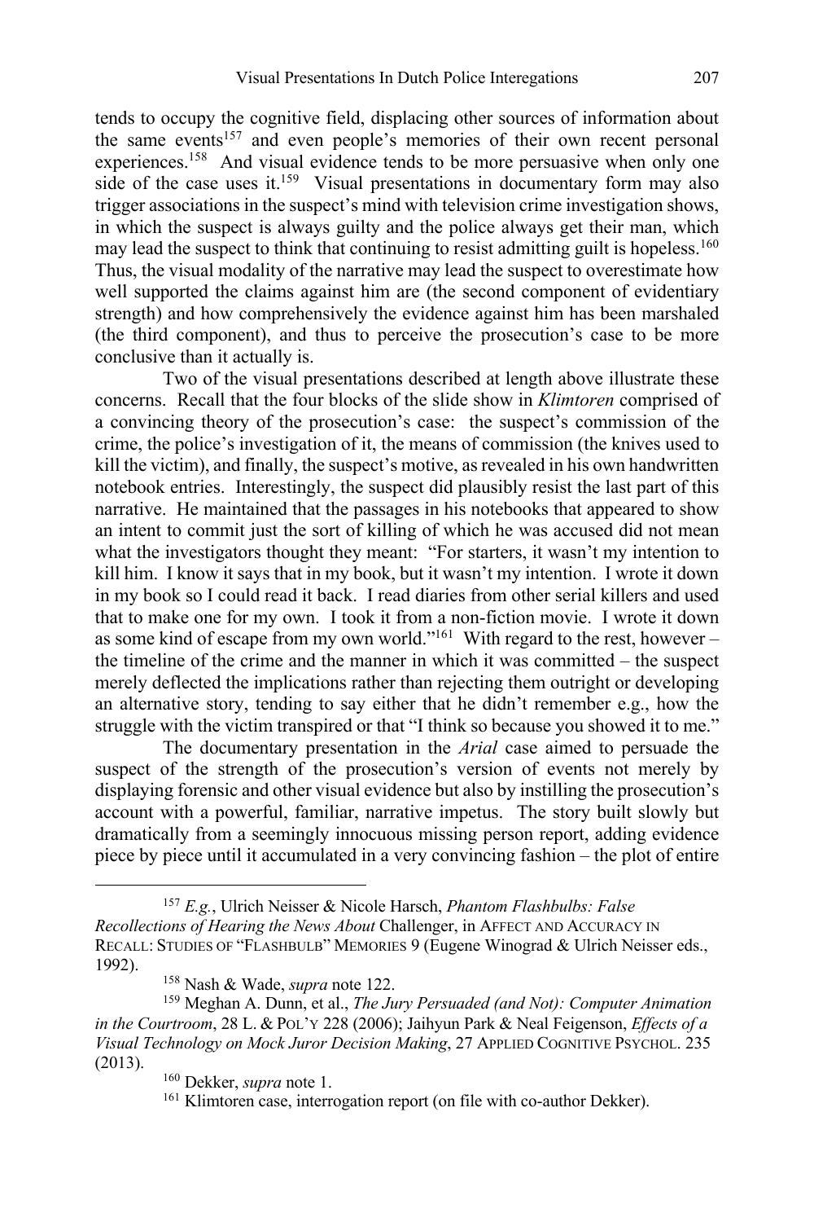tends to occupy the cognitive field, displacing other sources of information about the same events[157] and even people's memories of their own recent personal experiences.[158] And visual evidence tends to be more persuasive when only one side of the case uses it.[159] Visual presentations in documentary form may also trigger associations in the suspect's mind with television crime investigation shows, in which the suspect is always guilty and the police always get their man, which may lead the suspect to think that continuing to resist admitting guilt is hopeless.[160] Thus, the visual modality of the narrative may lead the suspect to overestimate how well supported the claims against him are (the second component of evidentiary strength) and how comprehensively the evidence against him has been marshaled (the third component), and thus to perceive the prosecution's case to be more conclusive than it actually is.

Two of the visual presentations described at length above illustrate these concerns. Recall that the four blocks of the slide show in *Klimtoren* comprised of a convincing theory of the prosecution's case: the suspect's commission of the crime, the police's investigation of it, the means of commission (the knives used to kill the victim), and finally, the suspect's motive, as revealed in his own handwritten notebook entries. Interestingly, the suspect did plausibly resist the last part of this narrative. He maintained that the passages in his notebooks that appeared to show an intent to commit just the sort of killing of which he was accused did not mean what the investigators thought they meant: "For starters, it wasn't my intention to kill him. I know it says that in my book, but it wasn't my intention. I wrote it down in my book so I could read it back. I read diaries from other serial killers and used that to make one for my own. I took it from a non-fiction movie. I wrote it down as some kind of escape from my own world."[161] With regard to the rest, however – the timeline of the crime and the manner in which it was committed – the suspect merely deflected the implications rather than rejecting them outright or developing an alternative story, tending to say either that he didn't remember e.g., how the struggle with the victim transpired or that "I think so because you showed it to me."

The documentary presentation in the *Arial* case aimed to persuade the suspect of the strength of the prosecution's version of events not merely by displaying forensic and other visual evidence but also by instilling the prosecution's account with a powerful, familiar, narrative impetus. The story built slowly but dramatically from a seemingly innocuous missing person report, adding evidence piece by piece until it accumulated in a very convincing fashion – the plot of entire

---

[157] *E.g.*, Ulrich Neisser & Nicole Harsch, *Phantom Flashbulbs: False Recollections of Hearing the News About* Challenger, in AFFECT AND ACCURACY IN RECALL: STUDIES OF "FLASHBULB" MEMORIES 9 (Eugene Winograd & Ulrich Neisser eds., 1992).

[158] Nash & Wade, *supra* note 122.

[159] Meghan A. Dunn, et al., *The Jury Persuaded (and Not): Computer Animation in the Courtroom*, 28 L. & POL'Y 228 (2006); Jaihyun Park & Neal Feigenson, *Effects of a Visual Technology on Mock Juror Decision Making*, 27 APPLIED COGNITIVE PSYCHOL. 235 (2013).

[160] Dekker, *supra* note 1.

[161] Klimtoren case, interrogation report (on file with co-author Dekker).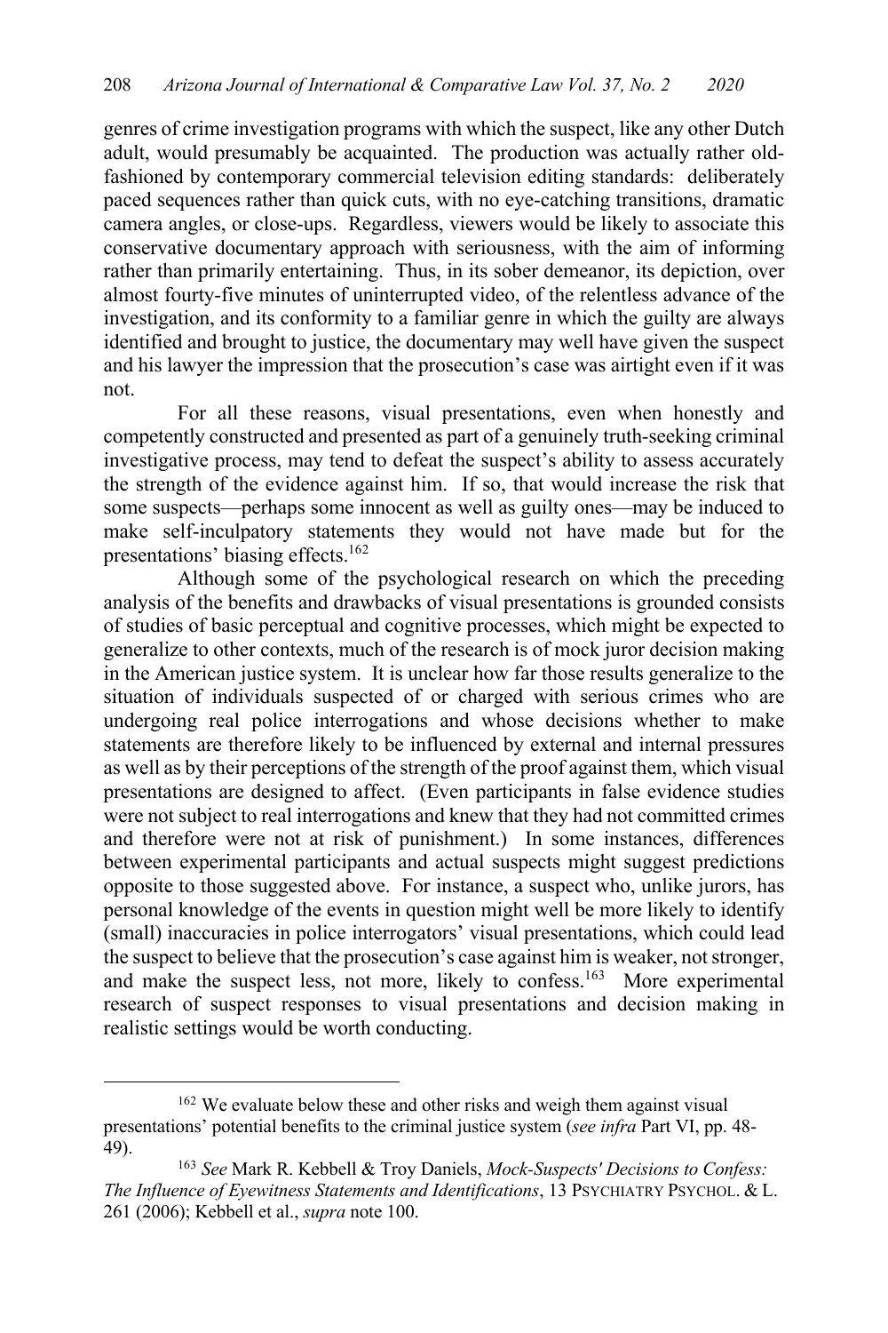genres of crime investigation programs with which the suspect, like any other Dutch adult, would presumably be acquainted. The production was actually rather old-fashioned by contemporary commercial television editing standards: deliberately paced sequences rather than quick cuts, with no eye-catching transitions, dramatic camera angles, or close-ups. Regardless, viewers would be likely to associate this conservative documentary approach with seriousness, with the aim of informing rather than primarily entertaining. Thus, in its sober demeanor, its depiction, over almost fourty-five minutes of uninterrupted video, of the relentless advance of the investigation, and its conformity to a familiar genre in which the guilty are always identified and brought to justice, the documentary may well have given the suspect and his lawyer the impression that the prosecution's case was airtight even if it was not.

For all these reasons, visual presentations, even when honestly and competently constructed and presented as part of a genuinely truth-seeking criminal investigative process, may tend to defeat the suspect's ability to assess accurately the strength of the evidence against him. If so, that would increase the risk that some suspects—perhaps some innocent as well as guilty ones—may be induced to make self-inculpatory statements they would not have made but for the presentations' biasing effects.[162]

Although some of the psychological research on which the preceding analysis of the benefits and drawbacks of visual presentations is grounded consists of studies of basic perceptual and cognitive processes, which might be expected to generalize to other contexts, much of the research is of mock juror decision making in the American justice system. It is unclear how far those results generalize to the situation of individuals suspected of or charged with serious crimes who are undergoing real police interrogations and whose decisions whether to make statements are therefore likely to be influenced by external and internal pressures as well as by their perceptions of the strength of the proof against them, which visual presentations are designed to affect. (Even participants in false evidence studies were not subject to real interrogations and knew that they had not committed crimes and therefore were not at risk of punishment.) In some instances, differences between experimental participants and actual suspects might suggest predictions opposite to those suggested above. For instance, a suspect who, unlike jurors, has personal knowledge of the events in question might well be more likely to identify (small) inaccuracies in police interrogators' visual presentations, which could lead the suspect to believe that the prosecution's case against him is weaker, not stronger, and make the suspect less, not more, likely to confess.[163] More experimental research of suspect responses to visual presentations and decision making in realistic settings would be worth conducting.

---

[162] We evaluate below these and other risks and weigh them against visual presentations' potential benefits to the criminal justice system (*see infra* Part VI, pp. 48-49).

[163] *See* Mark R. Kebbell & Troy Daniels, *Mock-Suspects' Decisions to Confess: The Influence of Eyewitness Statements and Identifications*, 13 PSYCHIATRY PSYCHOL. & L. 261 (2006); Kebbell et al., *supra* note 100.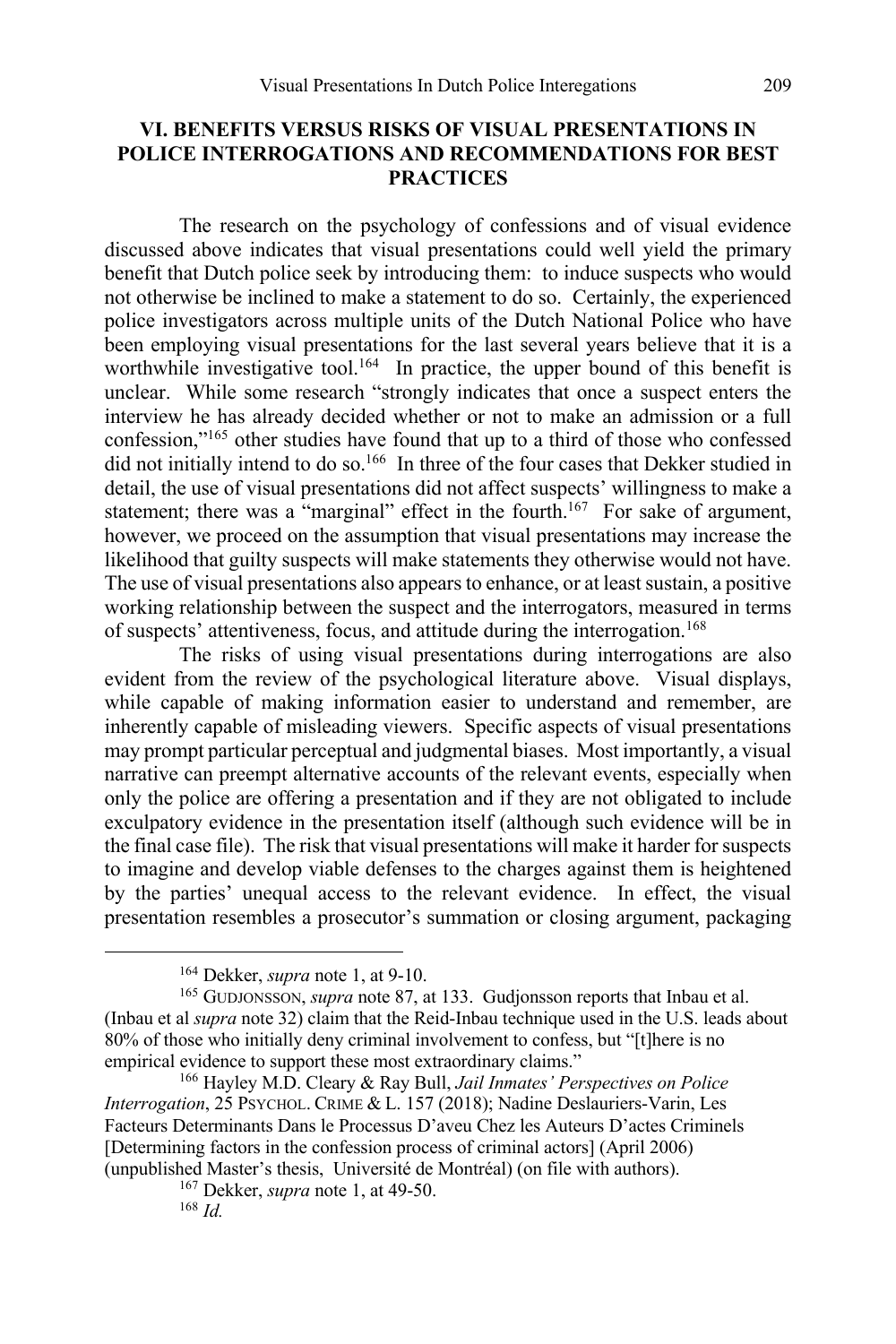## VI. BENEFITS VERSUS RISKS OF VISUAL PRESENTATIONS IN POLICE INTERROGATIONS AND RECOMMENDATIONS FOR BEST PRACTICES

The research on the psychology of confessions and of visual evidence discussed above indicates that visual presentations could well yield the primary benefit that Dutch police seek by introducing them: to induce suspects who would not otherwise be inclined to make a statement to do so. Certainly, the experienced police investigators across multiple units of the Dutch National Police who have been employing visual presentations for the last several years believe that it is a worthwhile investigative tool.[164] In practice, the upper bound of this benefit is unclear. While some research "strongly indicates that once a suspect enters the interview he has already decided whether or not to make an admission or a full confession,"[165] other studies have found that up to a third of those who confessed did not initially intend to do so.[166] In three of the four cases that Dekker studied in detail, the use of visual presentations did not affect suspects' willingness to make a statement; there was a "marginal" effect in the fourth.[167] For sake of argument, however, we proceed on the assumption that visual presentations may increase the likelihood that guilty suspects will make statements they otherwise would not have. The use of visual presentations also appears to enhance, or at least sustain, a positive working relationship between the suspect and the interrogators, measured in terms of suspects' attentiveness, focus, and attitude during the interrogation.[168]

The risks of using visual presentations during interrogations are also evident from the review of the psychological literature above. Visual displays, while capable of making information easier to understand and remember, are inherently capable of misleading viewers. Specific aspects of visual presentations may prompt particular perceptual and judgmental biases. Most importantly, a visual narrative can preempt alternative accounts of the relevant events, especially when only the police are offering a presentation and if they are not obligated to include exculpatory evidence in the presentation itself (although such evidence will be in the final case file). The risk that visual presentations will make it harder for suspects to imagine and develop viable defenses to the charges against them is heightened by the parties' unequal access to the relevant evidence. In effect, the visual presentation resembles a prosecutor's summation or closing argument, packaging

---

[164] Dekker, *supra* note 1, at 9-10.

[165] GUDJONSSON, *supra* note 87, at 133. Gudjonsson reports that Inbau et al. (Inbau et al *supra* note 32) claim that the Reid-Inbau technique used in the U.S. leads about 80% of those who initially deny criminal involvement to confess, but "[t]here is no empirical evidence to support these most extraordinary claims."

[166] Hayley M.D. Cleary & Ray Bull, *Jail Inmates' Perspectives on Police Interrogation*, 25 PSYCHOL. CRIME & L. 157 (2018); Nadine Deslauriers-Varin, Les Facteurs Determinants Dans le Processus D'aveu Chez les Auteurs D'actes Criminels [Determining factors in the confession process of criminal actors] (April 2006) (unpublished Master's thesis, Université de Montréal) (on file with authors).

[167] Dekker, *supra* note 1, at 49-50.

[168] *Id.*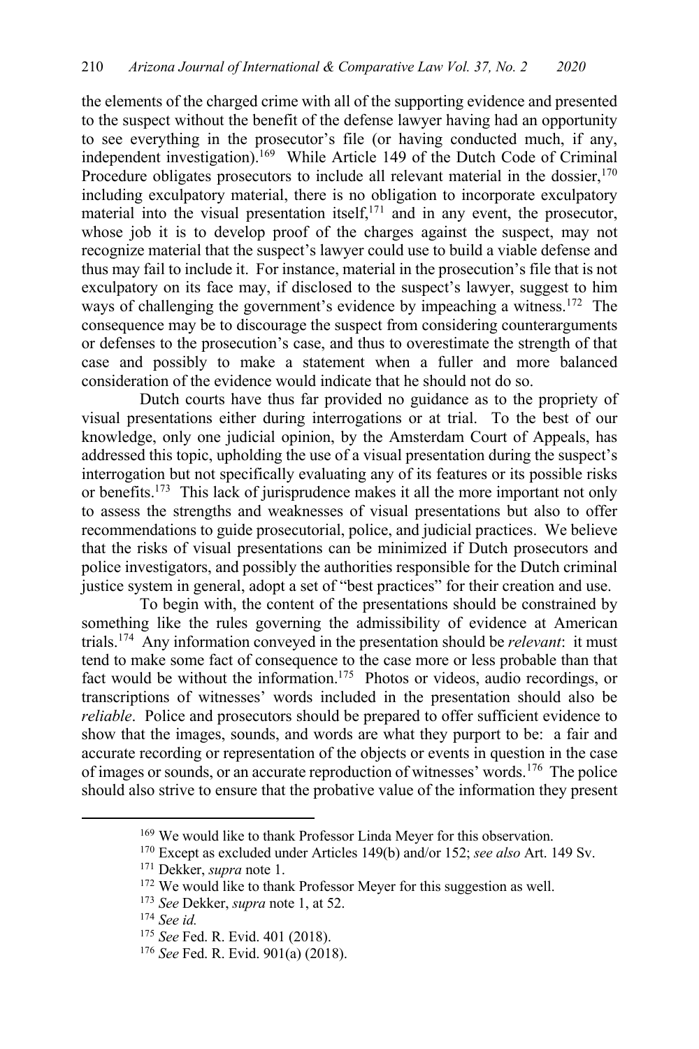the elements of the charged crime with all of the supporting evidence and presented to the suspect without the benefit of the defense lawyer having had an opportunity to see everything in the prosecutor's file (or having conducted much, if any, independent investigation).[169] While Article 149 of the Dutch Code of Criminal Procedure obligates prosecutors to include all relevant material in the dossier,[170] including exculpatory material, there is no obligation to incorporate exculpatory material into the visual presentation itself,[171] and in any event, the prosecutor, whose job it is to develop proof of the charges against the suspect, may not recognize material that the suspect's lawyer could use to build a viable defense and thus may fail to include it. For instance, material in the prosecution's file that is not exculpatory on its face may, if disclosed to the suspect's lawyer, suggest to him ways of challenging the government's evidence by impeaching a witness.[172] The consequence may be to discourage the suspect from considering counterarguments or defenses to the prosecution's case, and thus to overestimate the strength of that case and possibly to make a statement when a fuller and more balanced consideration of the evidence would indicate that he should not do so.

Dutch courts have thus far provided no guidance as to the propriety of visual presentations either during interrogations or at trial. To the best of our knowledge, only one judicial opinion, by the Amsterdam Court of Appeals, has addressed this topic, upholding the use of a visual presentation during the suspect's interrogation but not specifically evaluating any of its features or its possible risks or benefits.[173] This lack of jurisprudence makes it all the more important not only to assess the strengths and weaknesses of visual presentations but also to offer recommendations to guide prosecutorial, police, and judicial practices. We believe that the risks of visual presentations can be minimized if Dutch prosecutors and police investigators, and possibly the authorities responsible for the Dutch criminal justice system in general, adopt a set of "best practices" for their creation and use.

To begin with, the content of the presentations should be constrained by something like the rules governing the admissibility of evidence at American trials.[174] Any information conveyed in the presentation should be *relevant*: it must tend to make some fact of consequence to the case more or less probable than that fact would be without the information.[175] Photos or videos, audio recordings, or transcriptions of witnesses' words included in the presentation should also be *reliable*. Police and prosecutors should be prepared to offer sufficient evidence to show that the images, sounds, and words are what they purport to be: a fair and accurate recording or representation of the objects or events in question in the case of images or sounds, or an accurate reproduction of witnesses' words.[176] The police should also strive to ensure that the probative value of the information they present

---

[169] We would like to thank Professor Linda Meyer for this observation.

[170] Except as excluded under Articles 149(b) and/or 152; *see also* Art. 149 Sv.

[171] Dekker, *supra* note 1.

[172] We would like to thank Professor Meyer for this suggestion as well.

[173] *See* Dekker, *supra* note 1, at 52.

[174] *See id.*

[175] *See* Fed. R. Evid. 401 (2018).

[176] *See* Fed. R. Evid. 901(a) (2018).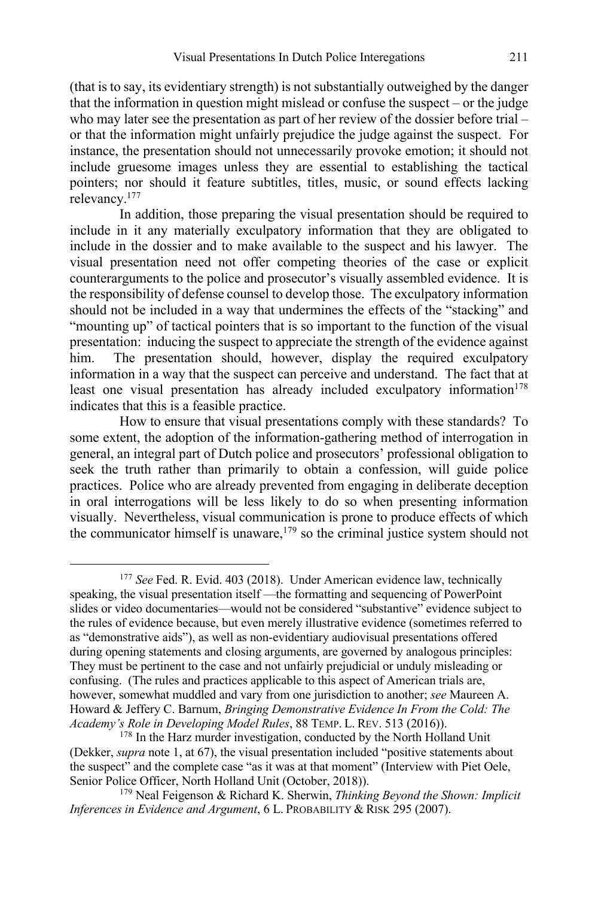(that is to say, its evidentiary strength) is not substantially outweighed by the danger that the information in question might mislead or confuse the suspect – or the judge who may later see the presentation as part of her review of the dossier before trial – or that the information might unfairly prejudice the judge against the suspect. For instance, the presentation should not unnecessarily provoke emotion; it should not include gruesome images unless they are essential to establishing the tactical pointers; nor should it feature subtitles, titles, music, or sound effects lacking relevancy.[177]

In addition, those preparing the visual presentation should be required to include in it any materially exculpatory information that they are obligated to include in the dossier and to make available to the suspect and his lawyer. The visual presentation need not offer competing theories of the case or explicit counterarguments to the police and prosecutor's visually assembled evidence. It is the responsibility of defense counsel to develop those. The exculpatory information should not be included in a way that undermines the effects of the "stacking" and "mounting up" of tactical pointers that is so important to the function of the visual presentation: inducing the suspect to appreciate the strength of the evidence against him. The presentation should, however, display the required exculpatory information in a way that the suspect can perceive and understand. The fact that at least one visual presentation has already included exculpatory information[178] indicates that this is a feasible practice.

How to ensure that visual presentations comply with these standards? To some extent, the adoption of the information-gathering method of interrogation in general, an integral part of Dutch police and prosecutors' professional obligation to seek the truth rather than primarily to obtain a confession, will guide police practices. Police who are already prevented from engaging in deliberate deception in oral interrogations will be less likely to do so when presenting information visually. Nevertheless, visual communication is prone to produce effects of which the communicator himself is unaware,[179] so the criminal justice system should not

---

[177] *See* Fed. R. Evid. 403 (2018). Under American evidence law, technically speaking, the visual presentation itself —the formatting and sequencing of PowerPoint slides or video documentaries—would not be considered "substantive" evidence subject to the rules of evidence because, but even merely illustrative evidence (sometimes referred to as "demonstrative aids"), as well as non-evidentiary audiovisual presentations offered during opening statements and closing arguments, are governed by analogous principles: They must be pertinent to the case and not unfairly prejudicial or unduly misleading or confusing. (The rules and practices applicable to this aspect of American trials are, however, somewhat muddled and vary from one jurisdiction to another; *see* Maureen A. Howard & Jeffery C. Barnum, *Bringing Demonstrative Evidence In From the Cold: The Academy's Role in Developing Model Rules*, 88 TEMP. L. REV. 513 (2016)).

[178] In the Harz murder investigation, conducted by the North Holland Unit (Dekker, *supra* note 1, at 67), the visual presentation included "positive statements about the suspect" and the complete case "as it was at that moment" (Interview with Piet Oele, Senior Police Officer, North Holland Unit (October, 2018)).

[179] Neal Feigenson & Richard K. Sherwin, *Thinking Beyond the Shown: Implicit Inferences in Evidence and Argument*, 6 L. PROBABILITY & RISK 295 (2007).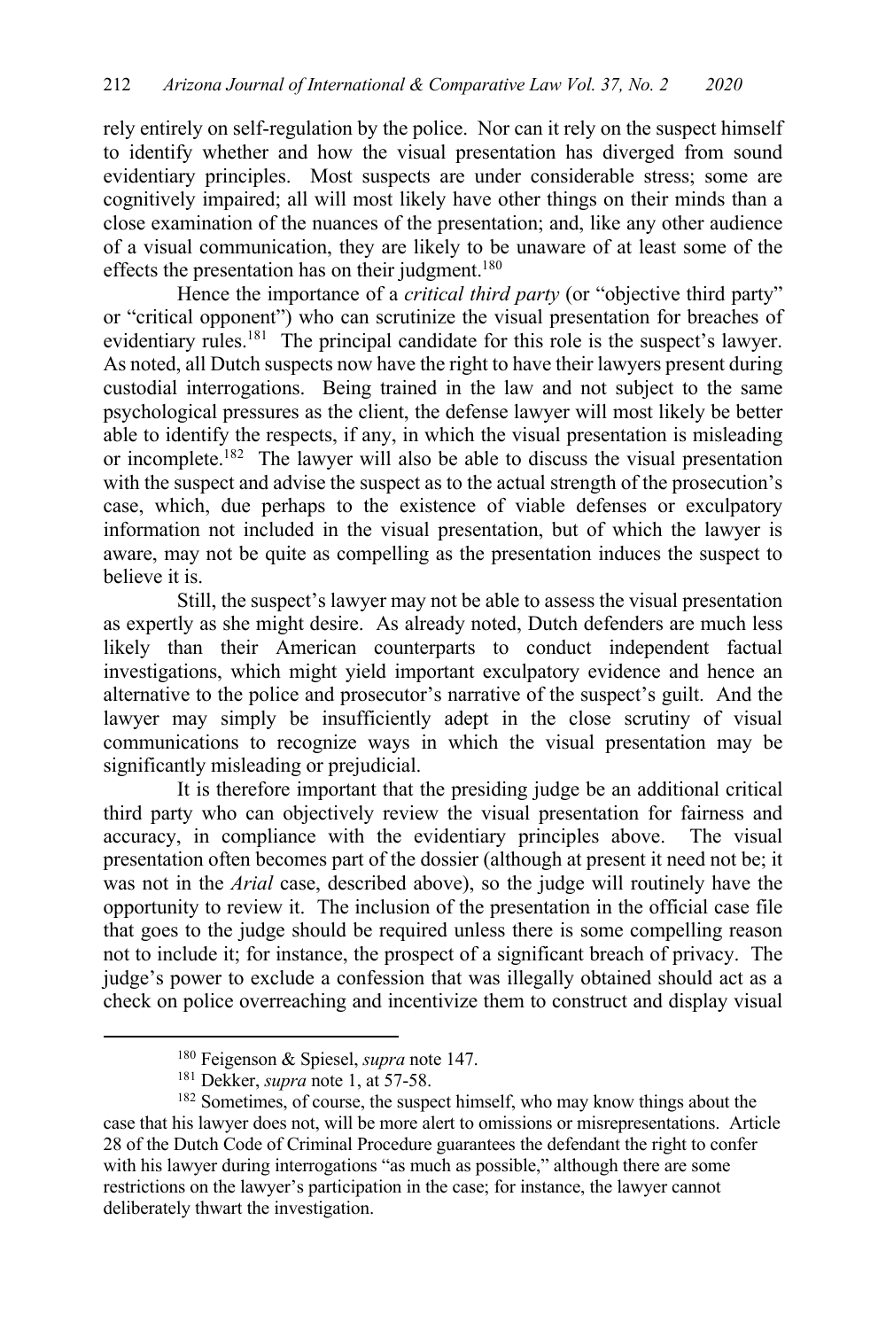rely entirely on self-regulation by the police. Nor can it rely on the suspect himself to identify whether and how the visual presentation has diverged from sound evidentiary principles. Most suspects are under considerable stress; some are cognitively impaired; all will most likely have other things on their minds than a close examination of the nuances of the presentation; and, like any other audience of a visual communication, they are likely to be unaware of at least some of the effects the presentation has on their judgment.[180]

Hence the importance of a *critical third party* (or "objective third party" or "critical opponent") who can scrutinize the visual presentation for breaches of evidentiary rules.[181] The principal candidate for this role is the suspect's lawyer. As noted, all Dutch suspects now have the right to have their lawyers present during custodial interrogations. Being trained in the law and not subject to the same psychological pressures as the client, the defense lawyer will most likely be better able to identify the respects, if any, in which the visual presentation is misleading or incomplete.[182] The lawyer will also be able to discuss the visual presentation with the suspect and advise the suspect as to the actual strength of the prosecution's case, which, due perhaps to the existence of viable defenses or exculpatory information not included in the visual presentation, but of which the lawyer is aware, may not be quite as compelling as the presentation induces the suspect to believe it is.

Still, the suspect's lawyer may not be able to assess the visual presentation as expertly as she might desire. As already noted, Dutch defenders are much less likely than their American counterparts to conduct independent factual investigations, which might yield important exculpatory evidence and hence an alternative to the police and prosecutor's narrative of the suspect's guilt. And the lawyer may simply be insufficiently adept in the close scrutiny of visual communications to recognize ways in which the visual presentation may be significantly misleading or prejudicial.

It is therefore important that the presiding judge be an additional critical third party who can objectively review the visual presentation for fairness and accuracy, in compliance with the evidentiary principles above. The visual presentation often becomes part of the dossier (although at present it need not be; it was not in the *Arial* case, described above), so the judge will routinely have the opportunity to review it. The inclusion of the presentation in the official case file that goes to the judge should be required unless there is some compelling reason not to include it; for instance, the prospect of a significant breach of privacy. The judge's power to exclude a confession that was illegally obtained should act as a check on police overreaching and incentivize them to construct and display visual

---

[180] Feigenson & Spiesel, *supra* note 147.

[181] Dekker, *supra* note 1, at 57-58.

[182] Sometimes, of course, the suspect himself, who may know things about the case that his lawyer does not, will be more alert to omissions or misrepresentations. Article 28 of the Dutch Code of Criminal Procedure guarantees the defendant the right to confer with his lawyer during interrogations "as much as possible," although there are some restrictions on the lawyer's participation in the case; for instance, the lawyer cannot deliberately thwart the investigation.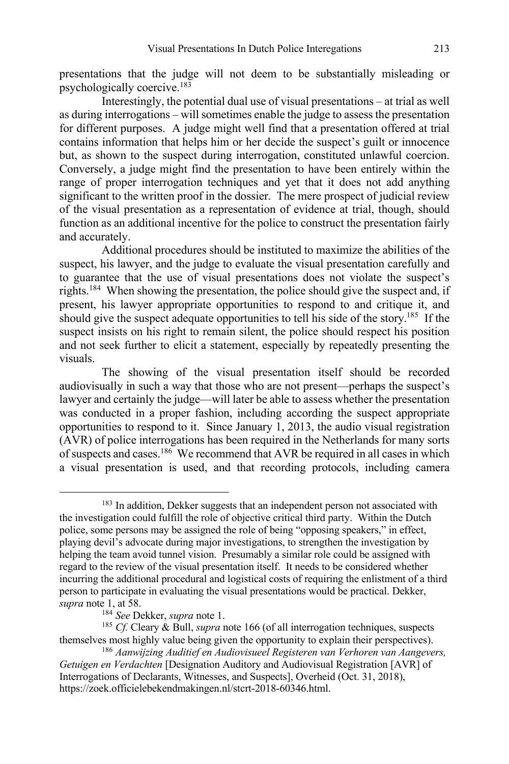presentations that the judge will not deem to be substantially misleading or psychologically coercive.[183]

Interestingly, the potential dual use of visual presentations – at trial as well as during interrogations – will sometimes enable the judge to assess the presentation for different purposes. A judge might well find that a presentation offered at trial contains information that helps him or her decide the suspect's guilt or innocence but, as shown to the suspect during interrogation, constituted unlawful coercion. Conversely, a judge might find the presentation to have been entirely within the range of proper interrogation techniques and yet that it does not add anything significant to the written proof in the dossier. The mere prospect of judicial review of the visual presentation as a representation of evidence at trial, though, should function as an additional incentive for the police to construct the presentation fairly and accurately.

Additional procedures should be instituted to maximize the abilities of the suspect, his lawyer, and the judge to evaluate the visual presentation carefully and to guarantee that the use of visual presentations does not violate the suspect's rights.[184] When showing the presentation, the police should give the suspect and, if present, his lawyer appropriate opportunities to respond to and critique it, and should give the suspect adequate opportunities to tell his side of the story.[185] If the suspect insists on his right to remain silent, the police should respect his position and not seek further to elicit a statement, especially by repeatedly presenting the visuals.

The showing of the visual presentation itself should be recorded audiovisually in such a way that those who are not present—perhaps the suspect's lawyer and certainly the judge—will later be able to assess whether the presentation was conducted in a proper fashion, including according the suspect appropriate opportunities to respond to it. Since January 1, 2013, the audio visual registration (AVR) of police interrogations has been required in the Netherlands for many sorts of suspects and cases.[186] We recommend that AVR be required in all cases in which a visual presentation is used, and that recording protocols, including camera

---

[183] In addition, Dekker suggests that an independent person not associated with the investigation could fulfill the role of objective critical third party. Within the Dutch police, some persons may be assigned the role of being "opposing speakers," in effect, playing devil's advocate during major investigations, to strengthen the investigation by helping the team avoid tunnel vision. Presumably a similar role could be assigned with regard to the review of the visual presentation itself. It needs to be considered whether incurring the additional procedural and logistical costs of requiring the enlistment of a third person to participate in evaluating the visual presentations would be practical. Dekker, *supra* note 1, at 58.

[184] *See* Dekker, *supra* note 1.

[185] *Cf.* Cleary & Bull, *supra* note 166 (of all interrogation techniques, suspects themselves most highly value being given the opportunity to explain their perspectives).

[186] *Aanwijzing Auditief en Audiovisueel Registeren van Verhoren van Aangevers, Getuigen en Verdachten* [Designation Auditory and Audiovisual Registration [AVR] of Interrogations of Declarants, Witnesses, and Suspects], Overheid (Oct. 31, 2018), https://zoek.officielebekendmakingen.nl/stcrt-2018-60346.html.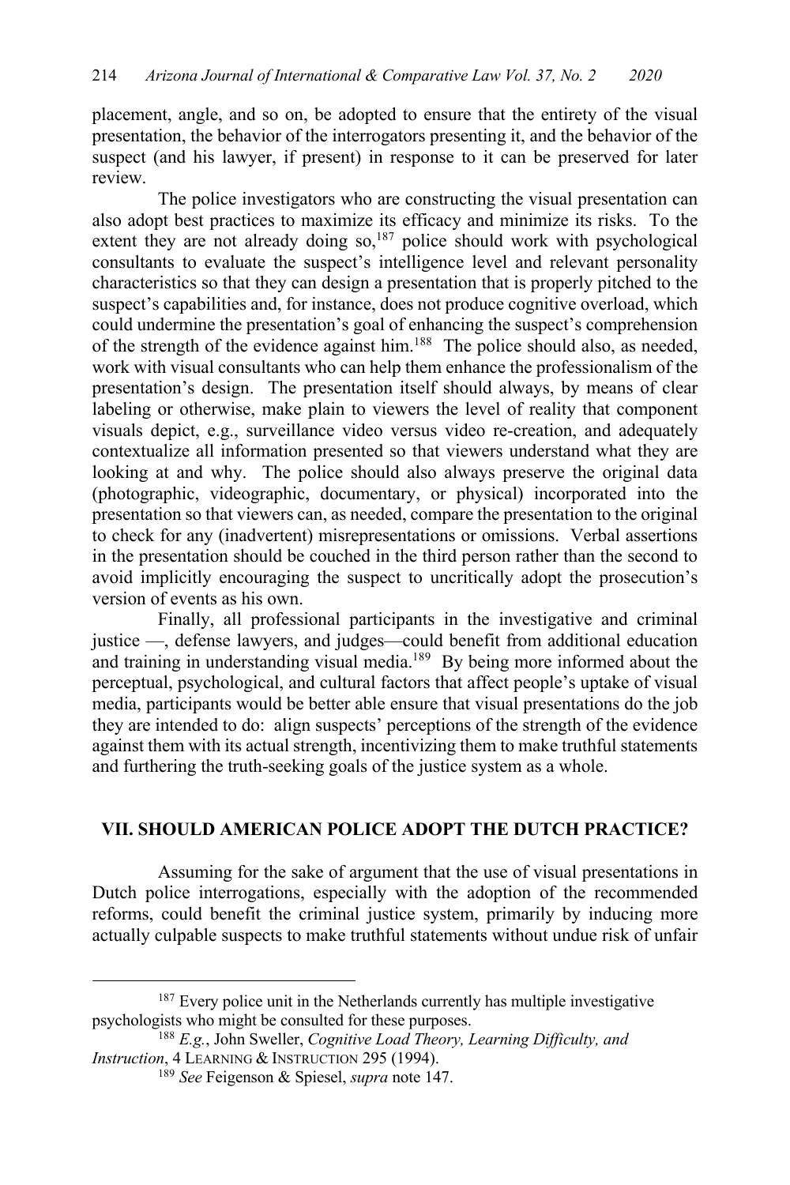placement, angle, and so on, be adopted to ensure that the entirety of the visual presentation, the behavior of the interrogators presenting it, and the behavior of the suspect (and his lawyer, if present) in response to it can be preserved for later review.

The police investigators who are constructing the visual presentation can also adopt best practices to maximize its efficacy and minimize its risks. To the extent they are not already doing so,[187] police should work with psychological consultants to evaluate the suspect's intelligence level and relevant personality characteristics so that they can design a presentation that is properly pitched to the suspect's capabilities and, for instance, does not produce cognitive overload, which could undermine the presentation's goal of enhancing the suspect's comprehension of the strength of the evidence against him.[188] The police should also, as needed, work with visual consultants who can help them enhance the professionalism of the presentation's design. The presentation itself should always, by means of clear labeling or otherwise, make plain to viewers the level of reality that component visuals depict, e.g., surveillance video versus video re-creation, and adequately contextualize all information presented so that viewers understand what they are looking at and why. The police should also always preserve the original data (photographic, videographic, documentary, or physical) incorporated into the presentation so that viewers can, as needed, compare the presentation to the original to check for any (inadvertent) misrepresentations or omissions. Verbal assertions in the presentation should be couched in the third person rather than the second to avoid implicitly encouraging the suspect to uncritically adopt the prosecution's version of events as his own.

Finally, all professional participants in the investigative and criminal justice —, defense lawyers, and judges—could benefit from additional education and training in understanding visual media.[189] By being more informed about the perceptual, psychological, and cultural factors that affect people's uptake of visual media, participants would be better able ensure that visual presentations do the job they are intended to do: align suspects' perceptions of the strength of the evidence against them with its actual strength, incentivizing them to make truthful statements and furthering the truth-seeking goals of the justice system as a whole.

## VII. SHOULD AMERICAN POLICE ADOPT THE DUTCH PRACTICE?

Assuming for the sake of argument that the use of visual presentations in Dutch police interrogations, especially with the adoption of the recommended reforms, could benefit the criminal justice system, primarily by inducing more actually culpable suspects to make truthful statements without undue risk of unfair

---

[187] Every police unit in the Netherlands currently has multiple investigative psychologists who might be consulted for these purposes.

[188] *E.g.*, John Sweller, *Cognitive Load Theory, Learning Difficulty, and Instruction*, 4 LEARNING & INSTRUCTION 295 (1994).

[189] *See* Feigenson & Spiesel, *supra* note 147.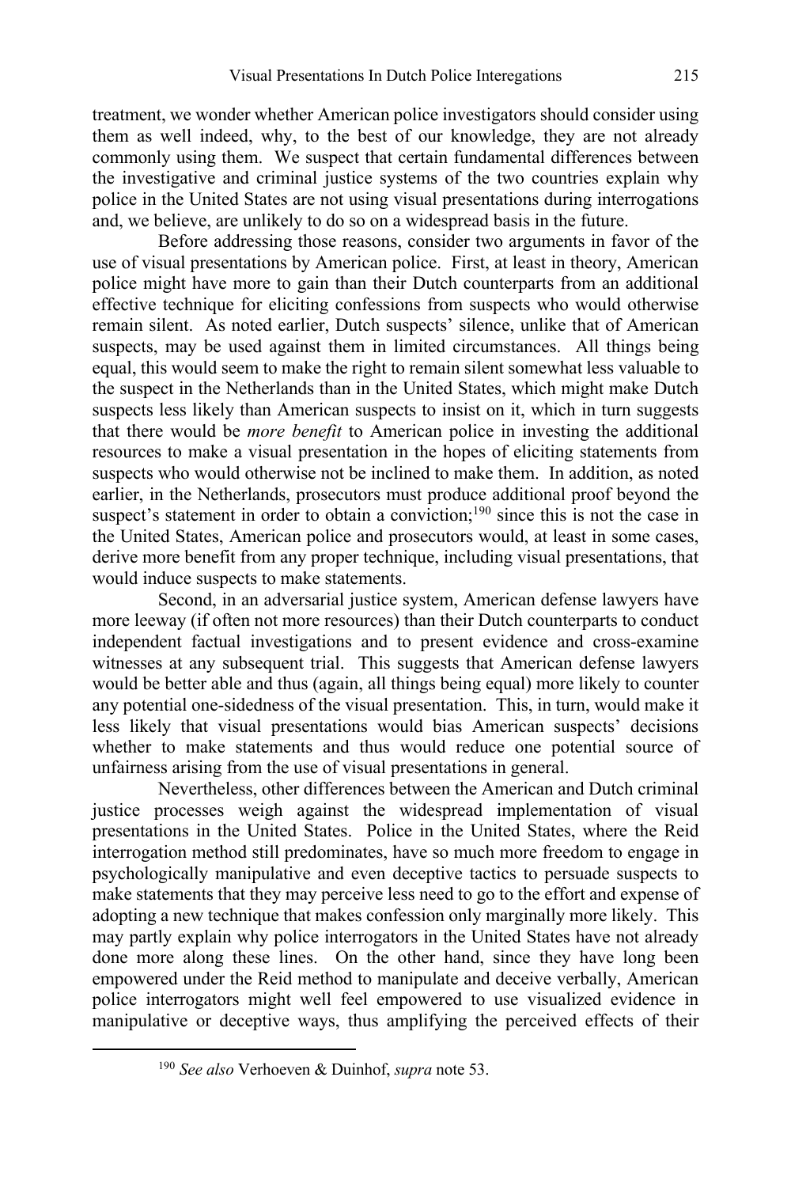treatment, we wonder whether American police investigators should consider using them as well indeed, why, to the best of our knowledge, they are not already commonly using them. We suspect that certain fundamental differences between the investigative and criminal justice systems of the two countries explain why police in the United States are not using visual presentations during interrogations and, we believe, are unlikely to do so on a widespread basis in the future.

Before addressing those reasons, consider two arguments in favor of the use of visual presentations by American police. First, at least in theory, American police might have more to gain than their Dutch counterparts from an additional effective technique for eliciting confessions from suspects who would otherwise remain silent. As noted earlier, Dutch suspects' silence, unlike that of American suspects, may be used against them in limited circumstances. All things being equal, this would seem to make the right to remain silent somewhat less valuable to the suspect in the Netherlands than in the United States, which might make Dutch suspects less likely than American suspects to insist on it, which in turn suggests that there would be *more benefit* to American police in investing the additional resources to make a visual presentation in the hopes of eliciting statements from suspects who would otherwise not be inclined to make them. In addition, as noted earlier, in the Netherlands, prosecutors must produce additional proof beyond the suspect's statement in order to obtain a conviction;[190] since this is not the case in the United States, American police and prosecutors would, at least in some cases, derive more benefit from any proper technique, including visual presentations, that would induce suspects to make statements.

Second, in an adversarial justice system, American defense lawyers have more leeway (if often not more resources) than their Dutch counterparts to conduct independent factual investigations and to present evidence and cross-examine witnesses at any subsequent trial. This suggests that American defense lawyers would be better able and thus (again, all things being equal) more likely to counter any potential one-sidedness of the visual presentation. This, in turn, would make it less likely that visual presentations would bias American suspects' decisions whether to make statements and thus would reduce one potential source of unfairness arising from the use of visual presentations in general.

Nevertheless, other differences between the American and Dutch criminal justice processes weigh against the widespread implementation of visual presentations in the United States. Police in the United States, where the Reid interrogation method still predominates, have so much more freedom to engage in psychologically manipulative and even deceptive tactics to persuade suspects to make statements that they may perceive less need to go to the effort and expense of adopting a new technique that makes confession only marginally more likely. This may partly explain why police interrogators in the United States have not already done more along these lines. On the other hand, since they have long been empowered under the Reid method to manipulate and deceive verbally, American police interrogators might well feel empowered to use visualized evidence in manipulative or deceptive ways, thus amplifying the perceived effects of their

---

[190] *See also* Verhoeven & Duinhof, *supra* note 53.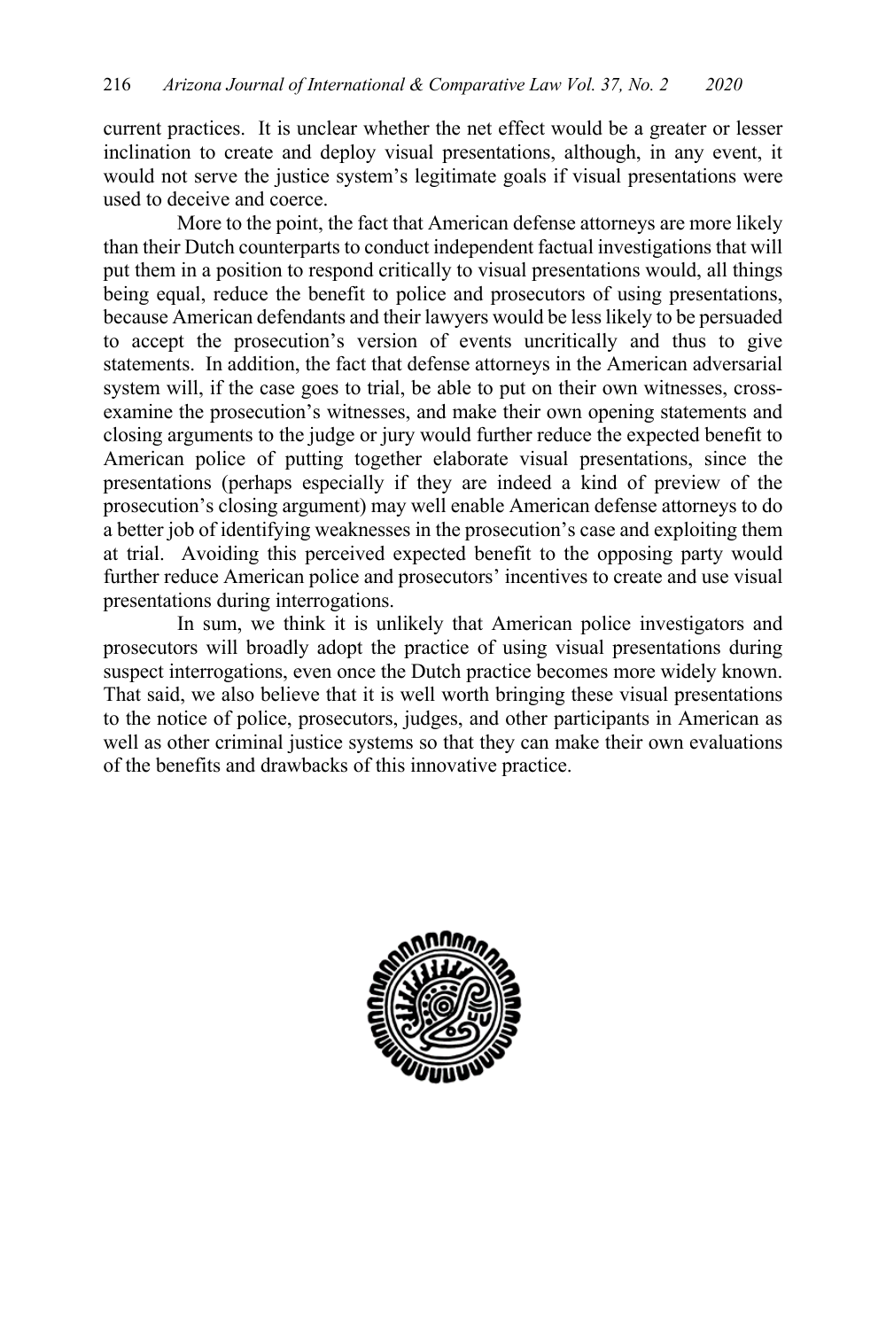current practices. It is unclear whether the net effect would be a greater or lesser inclination to create and deploy visual presentations, although, in any event, it would not serve the justice system's legitimate goals if visual presentations were used to deceive and coerce.

More to the point, the fact that American defense attorneys are more likely than their Dutch counterparts to conduct independent factual investigations that will put them in a position to respond critically to visual presentations would, all things being equal, reduce the benefit to police and prosecutors of using presentations, because American defendants and their lawyers would be less likely to be persuaded to accept the prosecution's version of events uncritically and thus to give statements. In addition, the fact that defense attorneys in the American adversarial system will, if the case goes to trial, be able to put on their own witnesses, cross-examine the prosecution's witnesses, and make their own opening statements and closing arguments to the judge or jury would further reduce the expected benefit to American police of putting together elaborate visual presentations, since the presentations (perhaps especially if they are indeed a kind of preview of the prosecution's closing argument) may well enable American defense attorneys to do a better job of identifying weaknesses in the prosecution's case and exploiting them at trial. Avoiding this perceived expected benefit to the opposing party would further reduce American police and prosecutors' incentives to create and use visual presentations during interrogations.

In sum, we think it is unlikely that American police investigators and prosecutors will broadly adopt the practice of using visual presentations during suspect interrogations, even once the Dutch practice becomes more widely known. That said, we also believe that it is well worth bringing these visual presentations to the notice of police, prosecutors, judges, and other participants in American as well as other criminal justice systems so that they can make their own evaluations of the benefits and drawbacks of this innovative practice.